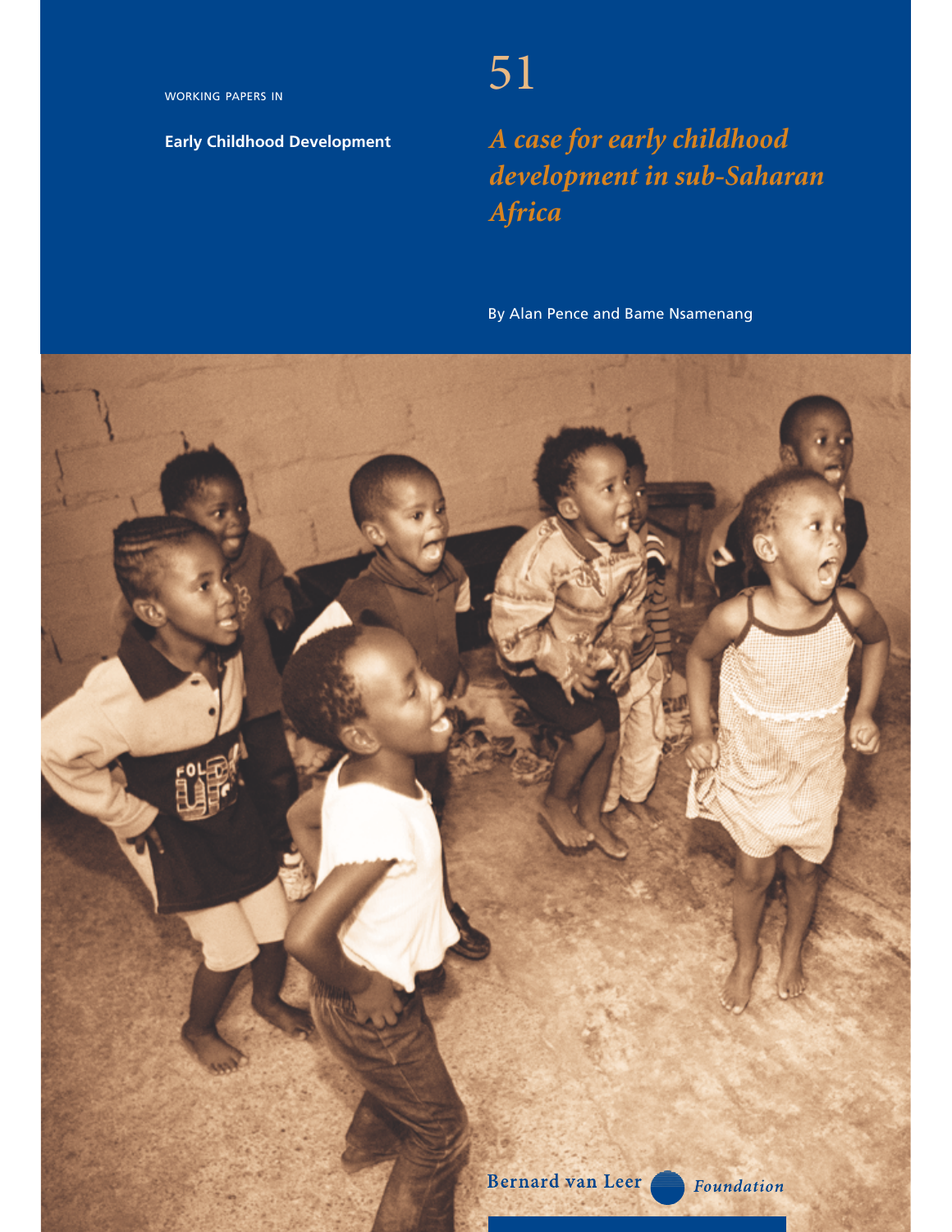WORKING PAPERS IN

**Early Childhood Development**

# 51

# *A case for early childhood development in sub-Saharan Africa*

By Alan Pence and Bame Nsamenang

Bernard van Leer Foundation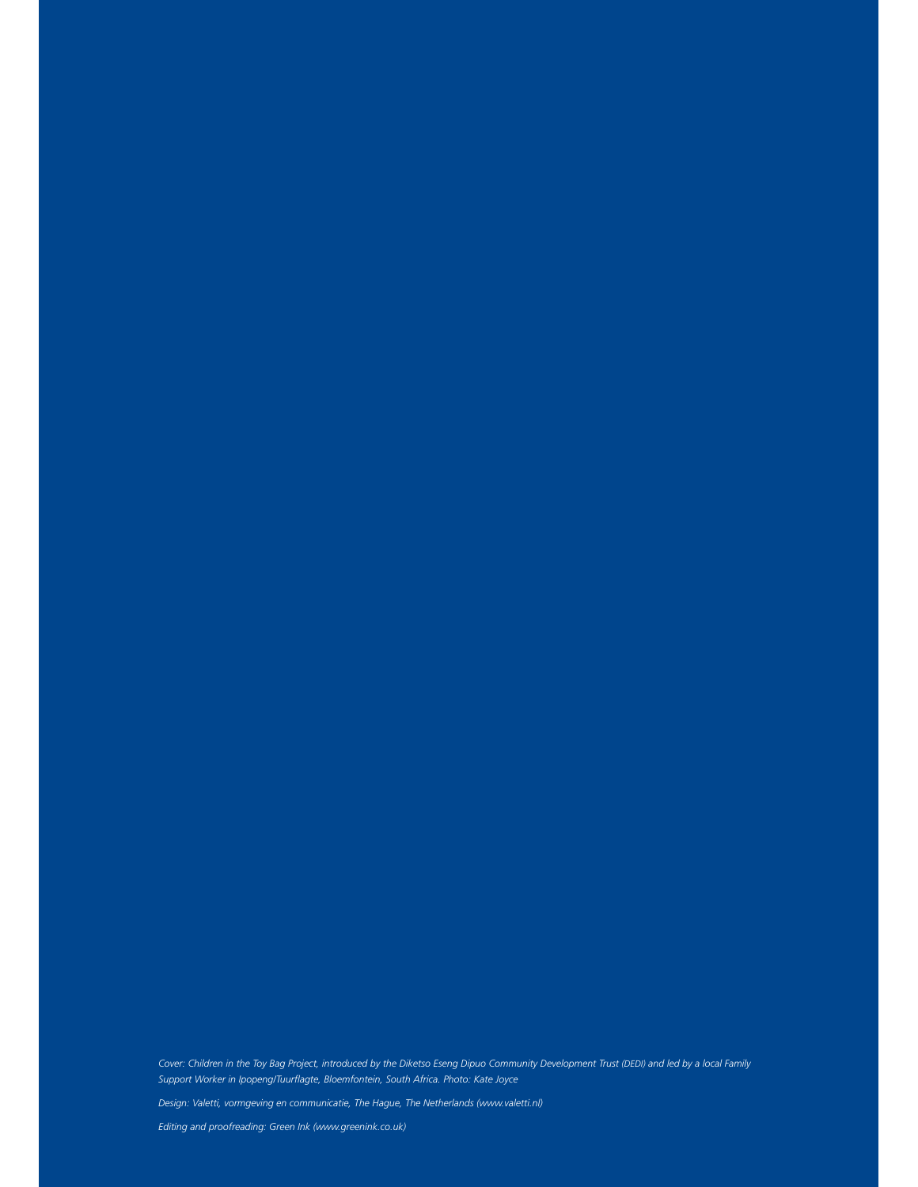*Cover: Children in the Toy Bag Project, introduced by the Diketso Eseng Dipuo Community Development Trust (DEDI) and led by a local Family Support Worker in Ipopeng/Tuurflagte, Bloemfontein, South Africa. Photo: Kate Joyce*

*Design: Valetti, vormgeving en communicatie, The Hague, The Netherlands (www.valetti.nl)*

*Editing and proofreading: Green Ink (www.greenink.co.uk)*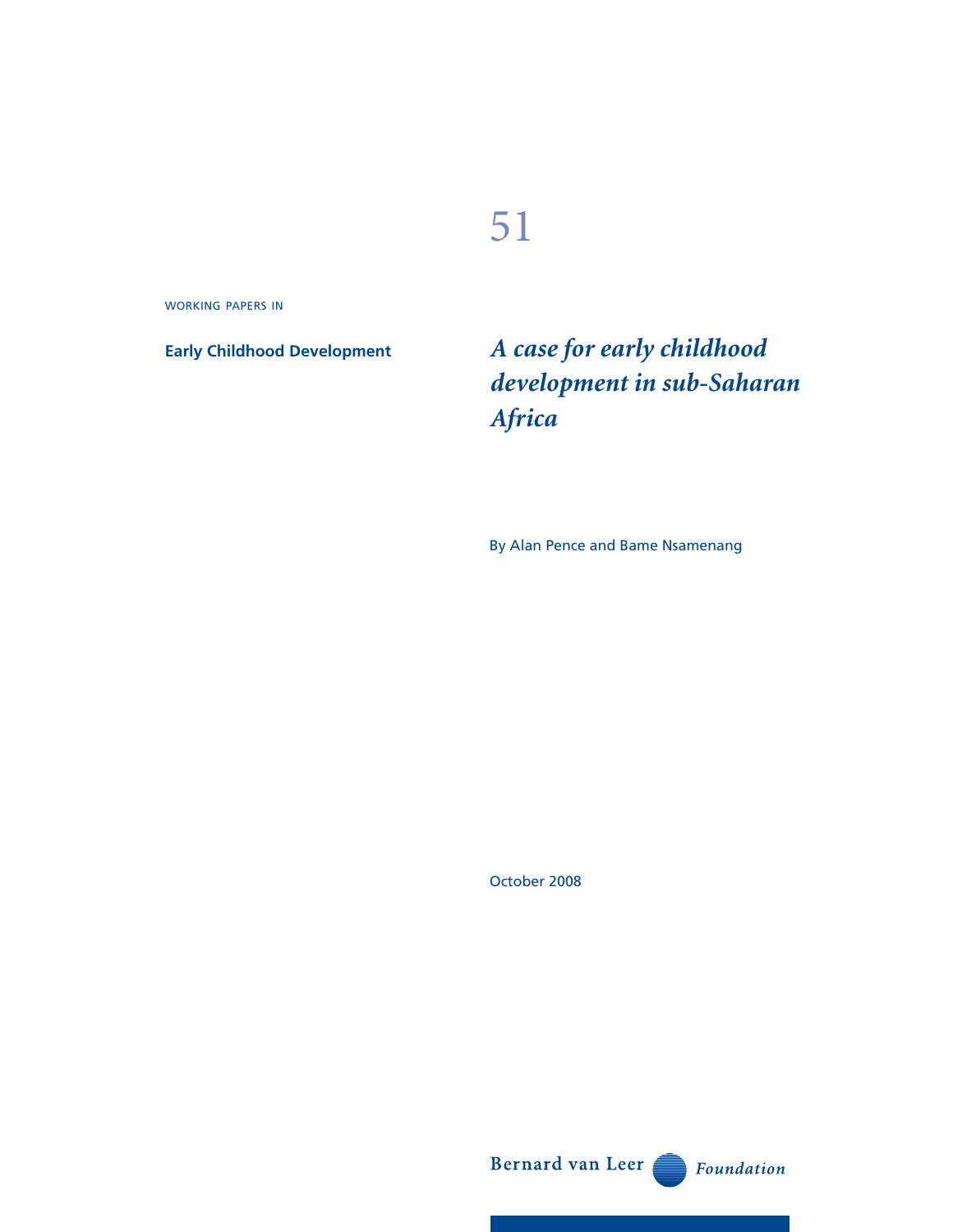51

WORKING PAPERS IN

**Early Childhood Development**

# *A case for early childhood development in sub-Saharan Africa*

By Alan Pence and Bame Nsamenang

October 2008

Bernard van Leer *Foundation*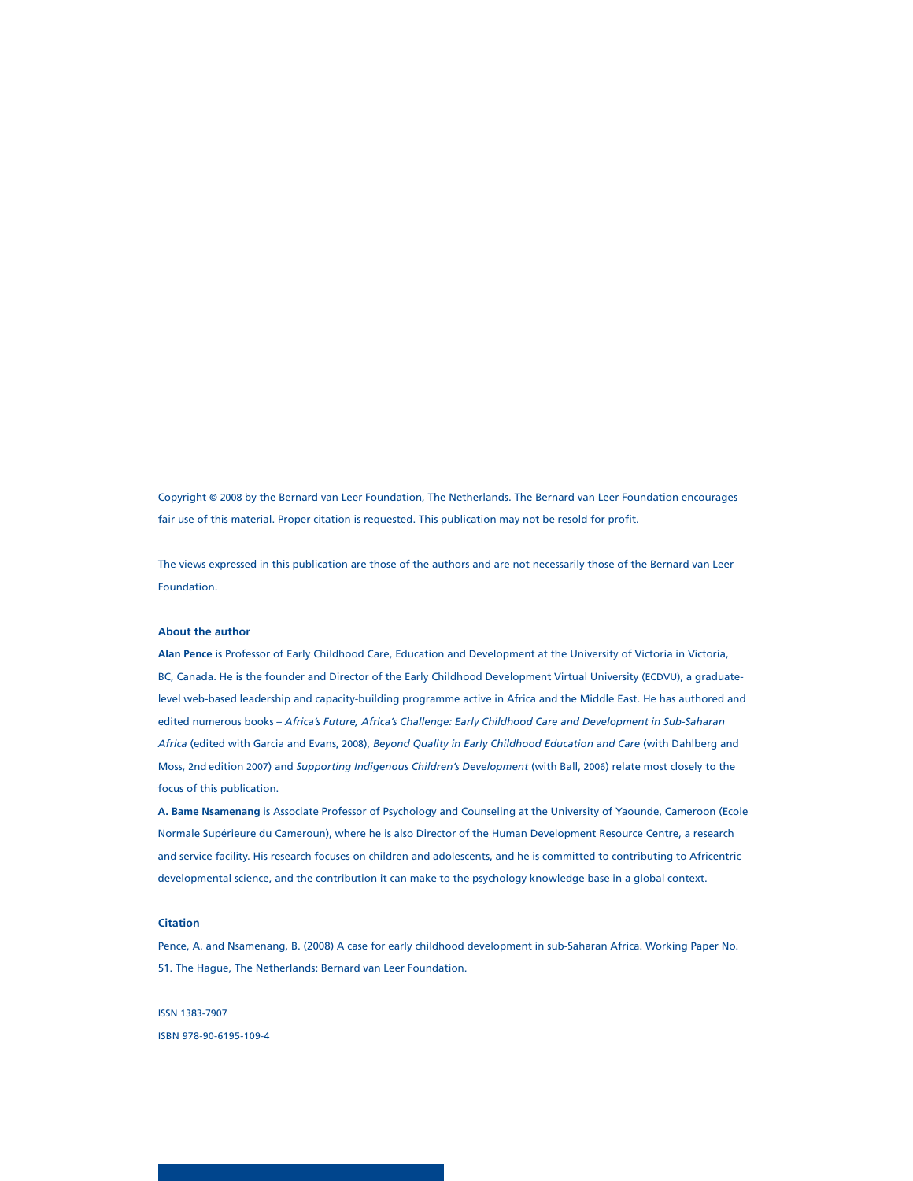Copyright © 2008 by the Bernard van Leer Foundation, The Netherlands. The Bernard van Leer Foundation encourages fair use of this material. Proper citation is requested. This publication may not be resold for profit.

The views expressed in this publication are those of the authors and are not necessarily those of the Bernard van Leer Foundation.

**About the author**

**Alan Pence** is Professor of Early Childhood Care, Education and Development at the University of Victoria in Victoria, BC, Canada. He is the founder and Director of the Early Childhood Development Virtual University (ECDVU), a graduate-level web-based leadership and capacity-building programme active in Africa and the Middle East. He has authored and edited numerous books – *Africa's Future, Africa's Challenge: Early Childhood Care and Development in Sub-Saharan Africa* (edited with Garcia and Evans, 2008), *Beyond Quality in Early Childhood Education and Care* (with Dahlberg and Moss, 2nd edition 2007) and *Supporting Indigenous Children's Development* (with Ball, 2006) relate most closely to the focus of this publication.

**A. Bame Nsamenang** is Associate Professor of Psychology and Counseling at the University of Yaounde, Cameroon (Ecole Normale Supérieure du Cameroun), where he is also Director of the Human Development Resource Centre, a research and service facility. His research focuses on children and adolescents, and he is committed to contributing to Africentric developmental science, and the contribution it can make to the psychology knowledge base in a global context.

**Citation**

Pence, A. and Nsamenang, B. (2008) A case for early childhood development in sub-Saharan Africa. Working Paper No. 51. The Hague, The Netherlands: Bernard van Leer Foundation.

ISSN 1383-7907

ISBN 978-90-6195-109-4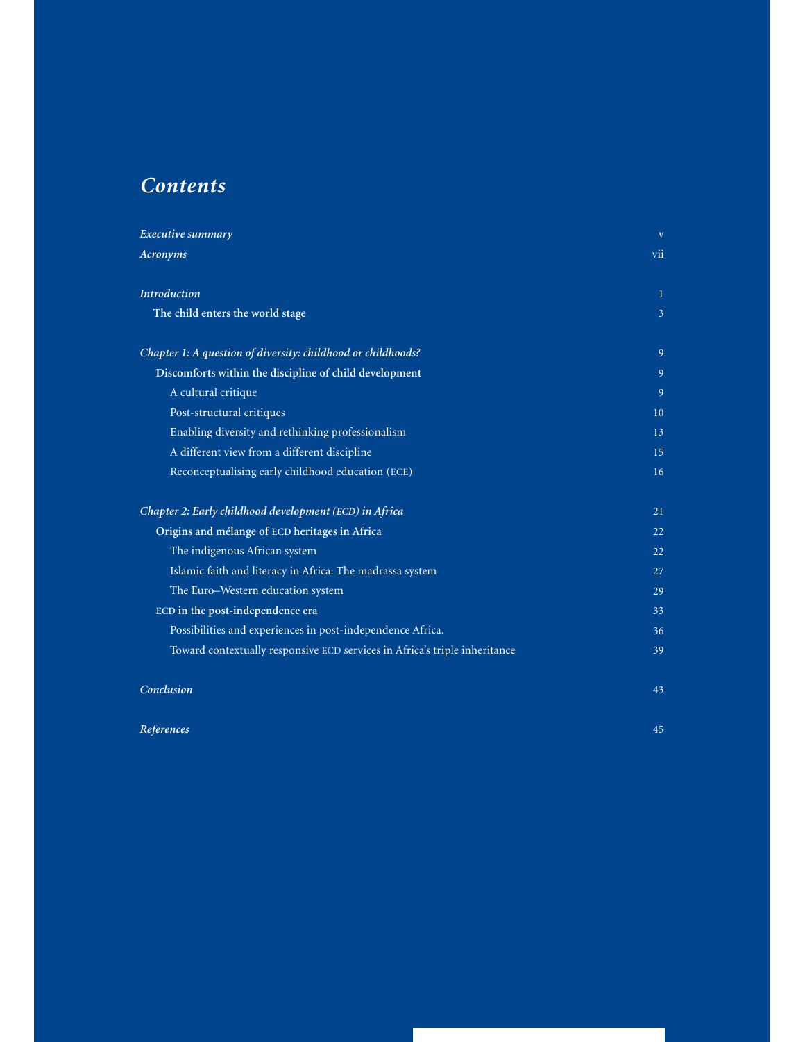# *Contents*

| | |
|---|---|
| *Executive summary* | v |
| *Acronyms* | vii |
| *Introduction* | 1 |
| **The child enters the world stage** | 3 |
| *Chapter 1: A question of diversity: childhood or childhoods?* | 9 |
| **Discomforts within the discipline of child development** | 9 |
| A cultural critique | 9 |
| Post-structural critiques | 10 |
| Enabling diversity and rethinking professionalism | 13 |
| A different view from a different discipline | 15 |
| Reconceptualising early childhood education (ECE) | 16 |
| *Chapter 2: Early childhood development (ECD) in Africa* | 21 |
| **Origins and mélange of ECD heritages in Africa** | 22 |
| The indigenous African system | 22 |
| Islamic faith and literacy in Africa: The madrassa system | 27 |
| The Euro–Western education system | 29 |
| **ECD in the post-independence era** | 33 |
| Possibilities and experiences in post-independence Africa. | 36 |
| Toward contextually responsive ECD services in Africa's triple inheritance | 39 |
| *Conclusion* | 43 |
| *References* | 45 |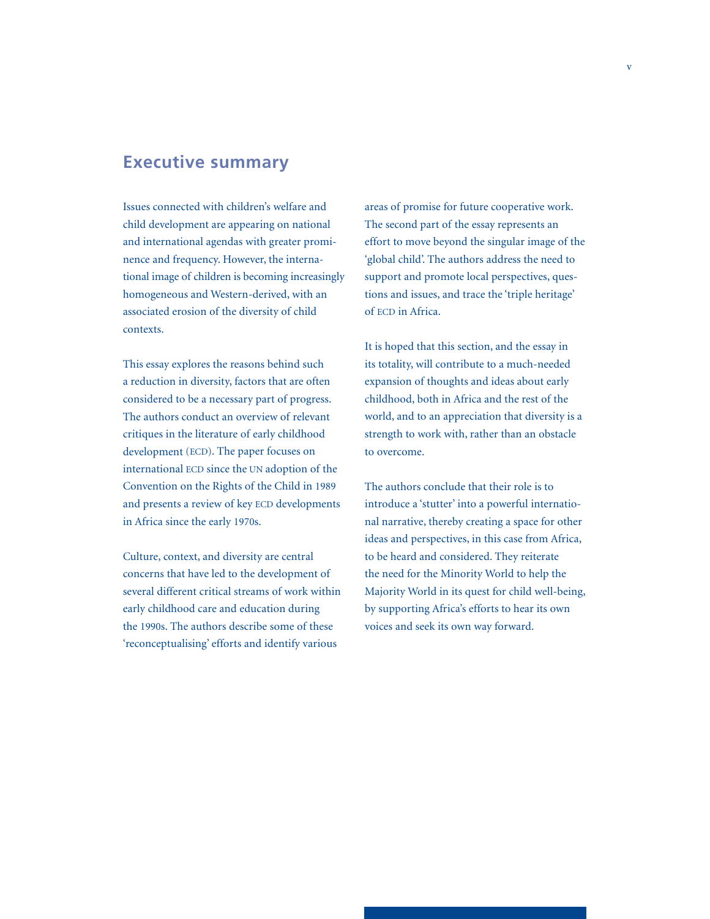## Executive summary

Issues connected with children's welfare and child development are appearing on national and international agendas with greater prominence and frequency. However, the international image of children is becoming increasingly homogeneous and Western-derived, with an associated erosion of the diversity of child contexts.

This essay explores the reasons behind such a reduction in diversity, factors that are often considered to be a necessary part of progress. The authors conduct an overview of relevant critiques in the literature of early childhood development (ECD). The paper focuses on international ECD since the UN adoption of the Convention on the Rights of the Child in 1989 and presents a review of key ECD developments in Africa since the early 1970s.

Culture, context, and diversity are central concerns that have led to the development of several different critical streams of work within early childhood care and education during the 1990s. The authors describe some of these 'reconceptualising' efforts and identify various areas of promise for future cooperative work. The second part of the essay represents an effort to move beyond the singular image of the 'global child'. The authors address the need to support and promote local perspectives, questions and issues, and trace the 'triple heritage' of ECD in Africa.

It is hoped that this section, and the essay in its totality, will contribute to a much-needed expansion of thoughts and ideas about early childhood, both in Africa and the rest of the world, and to an appreciation that diversity is a strength to work with, rather than an obstacle to overcome.

The authors conclude that their role is to introduce a 'stutter' into a powerful international narrative, thereby creating a space for other ideas and perspectives, in this case from Africa, to be heard and considered. They reiterate the need for the Minority World to help the Majority World in its quest for child well-being, by supporting Africa's efforts to hear its own voices and seek its own way forward.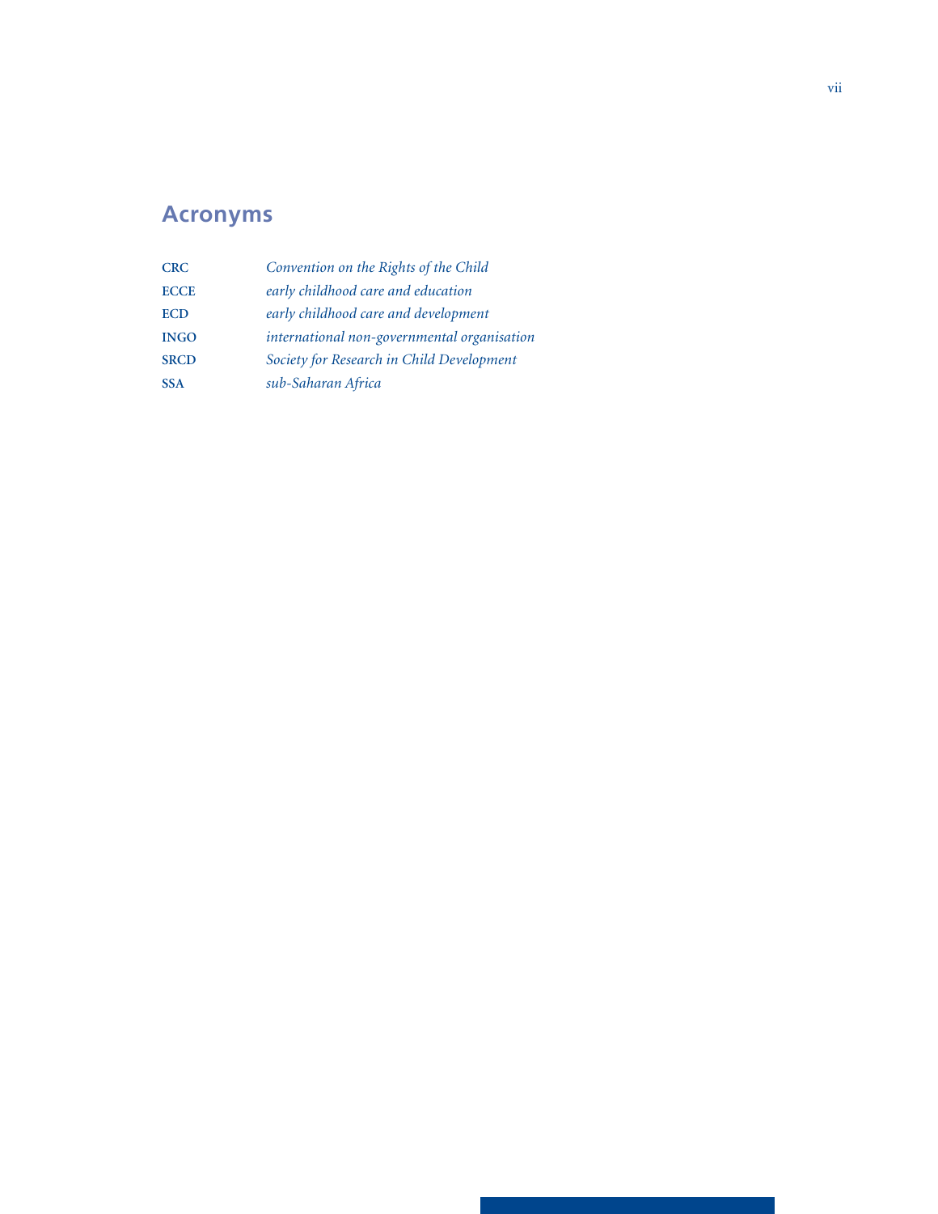# Acronyms

| | |
|---|---|
| **CRC** | *Convention on the Rights of the Child* |
| **ECCE** | *early childhood care and education* |
| **ECD** | *early childhood care and development* |
| **INGO** | *international non-governmental organisation* |
| **SRCD** | *Society for Research in Child Development* |
| **SSA** | *sub-Saharan Africa* |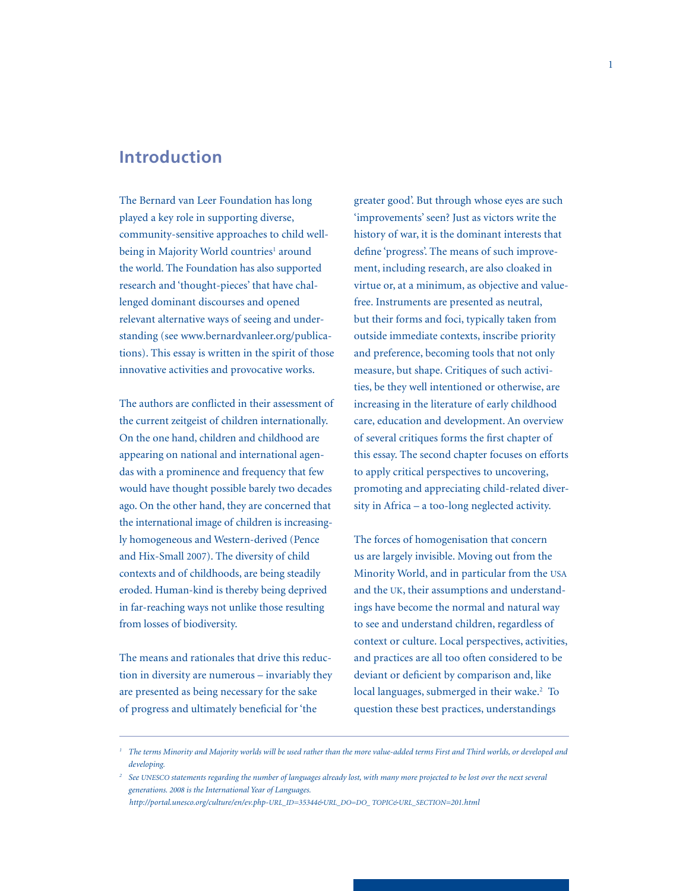# Introduction

The Bernard van Leer Foundation has long played a key role in supporting diverse, community-sensitive approaches to child well-being in Majority World countries[1] around the world. The Foundation has also supported research and 'thought-pieces' that have challenged dominant discourses and opened relevant alternative ways of seeing and understanding (see www.bernardvanleer.org/publications). This essay is written in the spirit of those innovative activities and provocative works.

The authors are conflicted in their assessment of the current zeitgeist of children internationally. On the one hand, children and childhood are appearing on national and international agendas with a prominence and frequency that few would have thought possible barely two decades ago. On the other hand, they are concerned that the international image of children is increasingly homogeneous and Western-derived (Pence and Hix-Small 2007). The diversity of child contexts and of childhoods, are being steadily eroded. Human-kind is thereby being deprived in far-reaching ways not unlike those resulting from losses of biodiversity.

The means and rationales that drive this reduction in diversity are numerous – invariably they are presented as being necessary for the sake of progress and ultimately beneficial for 'the greater good'. But through whose eyes are such 'improvements' seen? Just as victors write the history of war, it is the dominant interests that define 'progress'. The means of such improvement, including research, are also cloaked in virtue or, at a minimum, as objective and value-free. Instruments are presented as neutral, but their forms and foci, typically taken from outside immediate contexts, inscribe priority and preference, becoming tools that not only measure, but shape. Critiques of such activities, be they well intentioned or otherwise, are increasing in the literature of early childhood care, education and development. An overview of several critiques forms the first chapter of this essay. The second chapter focuses on efforts to apply critical perspectives to uncovering, promoting and appreciating child-related diversity in Africa – a too-long neglected activity.

The forces of homogenisation that concern us are largely invisible. Moving out from the Minority World, and in particular from the USA and the UK, their assumptions and understandings have become the normal and natural way to see and understand children, regardless of context or culture. Local perspectives, activities, and practices are all too often considered to be deviant or deficient by comparison and, like local languages, submerged in their wake.[2] To question these best practices, understandings

---

[1] *The terms Minority and Majority worlds will be used rather than the more value-added terms First and Third worlds, or developed and developing.*

[2] *See UNESCO statements regarding the number of languages already lost, with many more projected to be lost over the next several generations. 2008 is the International Year of Languages. http://portal.unesco.org/culture/en/ev.php-URL_ID=35344&URL_DO=DO_ TOPIC&URL_SECTION=201.html*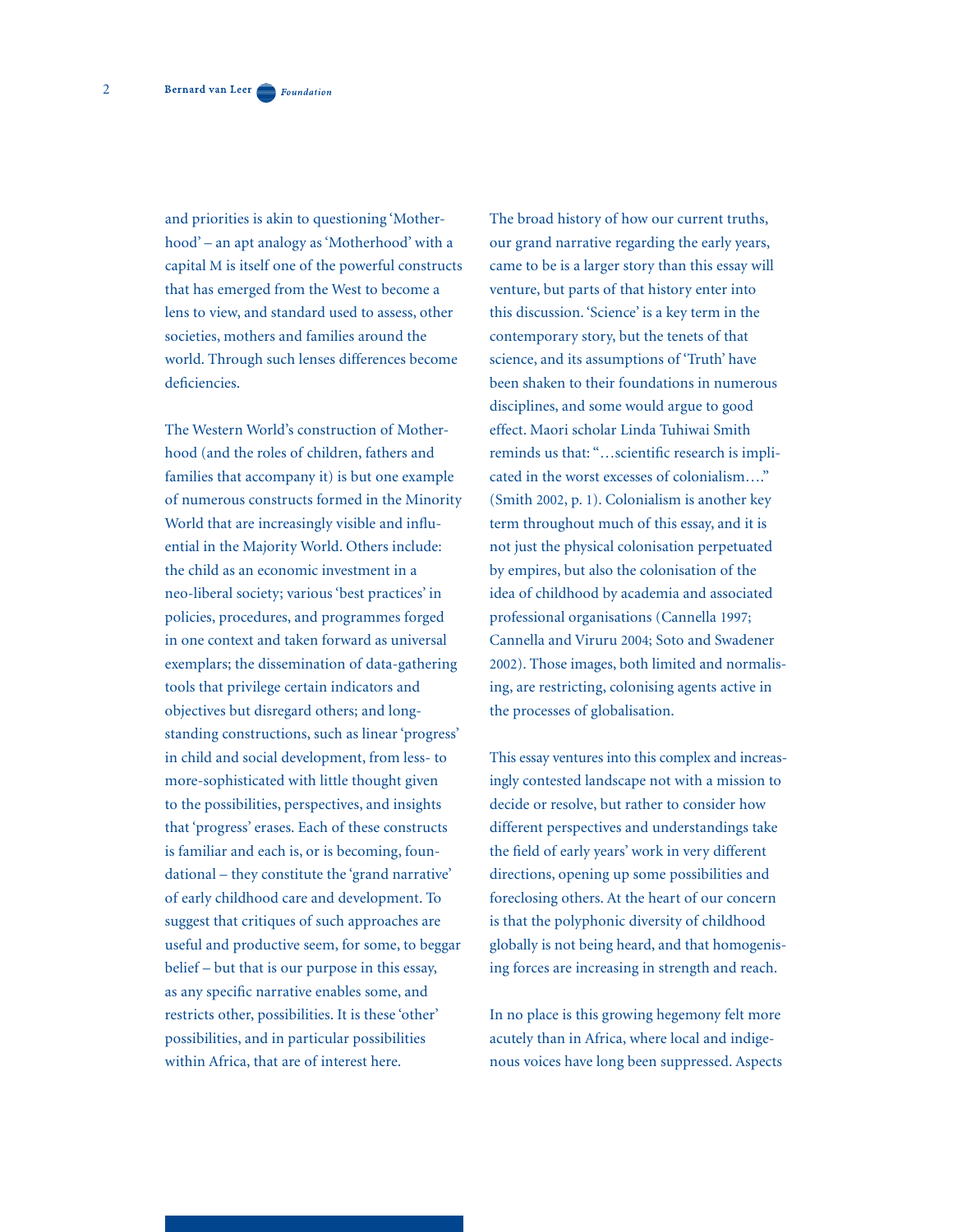and priorities is akin to questioning 'Motherhood' – an apt analogy as 'Motherhood' with a capital M is itself one of the powerful constructs that has emerged from the West to become a lens to view, and standard used to assess, other societies, mothers and families around the world. Through such lenses differences become deficiencies.

The Western World's construction of Motherhood (and the roles of children, fathers and families that accompany it) is but one example of numerous constructs formed in the Minority World that are increasingly visible and influential in the Majority World. Others include: the child as an economic investment in a neo-liberal society; various 'best practices' in policies, procedures, and programmes forged in one context and taken forward as universal exemplars; the dissemination of data-gathering tools that privilege certain indicators and objectives but disregard others; and long-standing constructions, such as linear 'progress' in child and social development, from less- to more-sophisticated with little thought given to the possibilities, perspectives, and insights that 'progress' erases. Each of these constructs is familiar and each is, or is becoming, foundational – they constitute the 'grand narrative' of early childhood care and development. To suggest that critiques of such approaches are useful and productive seem, for some, to beggar belief – but that is our purpose in this essay, as any specific narrative enables some, and restricts other, possibilities. It is these 'other' possibilities, and in particular possibilities within Africa, that are of interest here.

The broad history of how our current truths, our grand narrative regarding the early years, came to be is a larger story than this essay will venture, but parts of that history enter into this discussion. 'Science' is a key term in the contemporary story, but the tenets of that science, and its assumptions of 'Truth' have been shaken to their foundations in numerous disciplines, and some would argue to good effect. Maori scholar Linda Tuhiwai Smith reminds us that: "…scientific research is implicated in the worst excesses of colonialism…." (Smith 2002, p. 1). Colonialism is another key term throughout much of this essay, and it is not just the physical colonisation perpetuated by empires, but also the colonisation of the idea of childhood by academia and associated professional organisations (Cannella 1997; Cannella and Viruru 2004; Soto and Swadener 2002). Those images, both limited and normalising, are restricting, colonising agents active in the processes of globalisation.

This essay ventures into this complex and increasingly contested landscape not with a mission to decide or resolve, but rather to consider how different perspectives and understandings take the field of early years' work in very different directions, opening up some possibilities and foreclosing others. At the heart of our concern is that the polyphonic diversity of childhood globally is not being heard, and that homogenising forces are increasing in strength and reach.

In no place is this growing hegemony felt more acutely than in Africa, where local and indigenous voices have long been suppressed. Aspects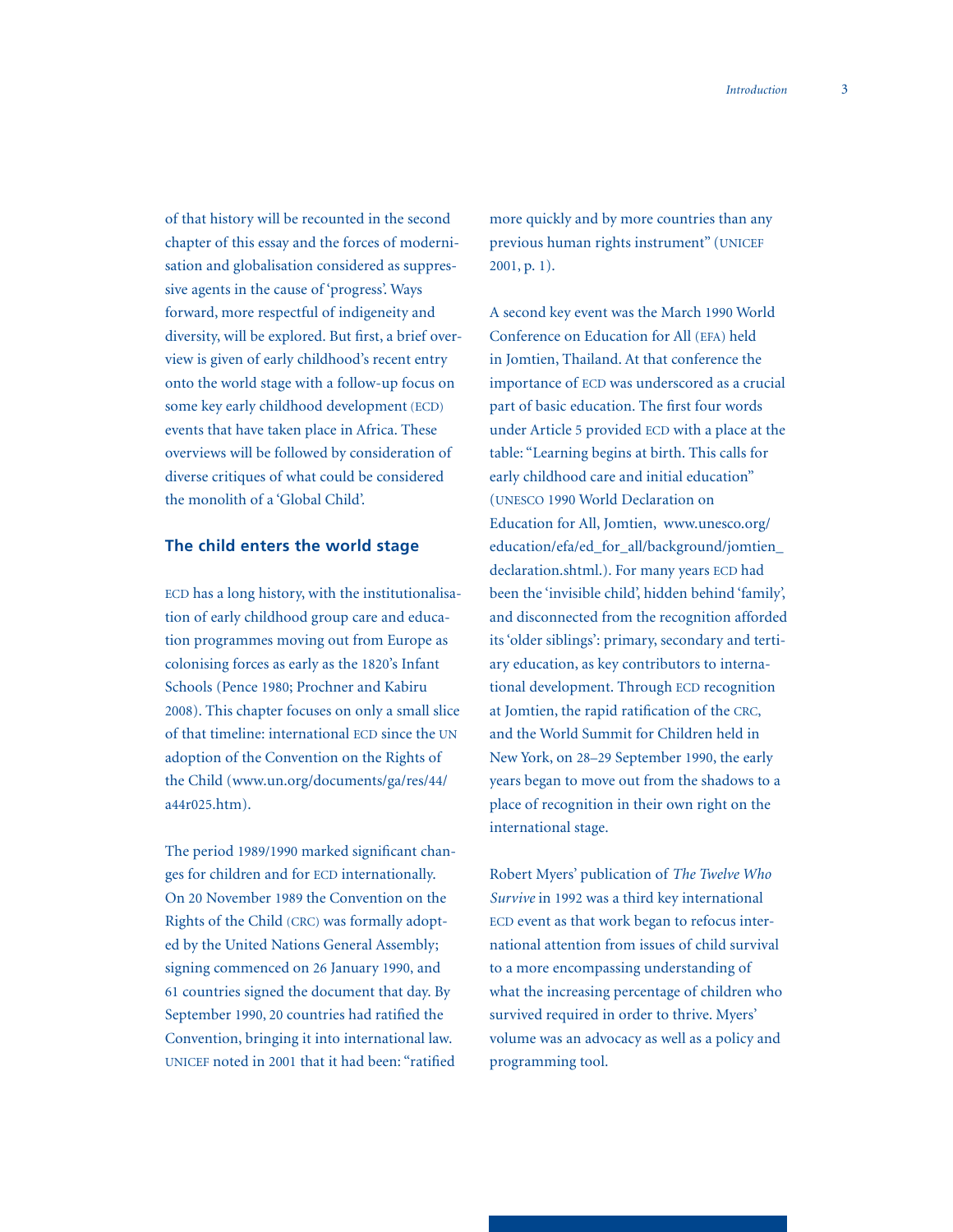of that history will be recounted in the second chapter of this essay and the forces of modernisation and globalisation considered as suppressive agents in the cause of 'progress'. Ways forward, more respectful of indigeneity and diversity, will be explored. But first, a brief overview is given of early childhood's recent entry onto the world stage with a follow-up focus on some key early childhood development (ECD) events that have taken place in Africa. These overviews will be followed by consideration of diverse critiques of what could be considered the monolith of a 'Global Child'.

## The child enters the world stage

ECD has a long history, with the institutionalisation of early childhood group care and education programmes moving out from Europe as colonising forces as early as the 1820's Infant Schools (Pence 1980; Prochner and Kabiru 2008). This chapter focuses on only a small slice of that timeline: international ECD since the UN adoption of the Convention on the Rights of the Child (www.un.org/documents/ga/res/44/a44r025.htm).

The period 1989/1990 marked significant changes for children and for ECD internationally. On 20 November 1989 the Convention on the Rights of the Child (CRC) was formally adopted by the United Nations General Assembly; signing commenced on 26 January 1990, and 61 countries signed the document that day. By September 1990, 20 countries had ratified the Convention, bringing it into international law. UNICEF noted in 2001 that it had been: "ratified more quickly and by more countries than any previous human rights instrument" (UNICEF 2001, p. 1).

A second key event was the March 1990 World Conference on Education for All (EFA) held in Jomtien, Thailand. At that conference the importance of ECD was underscored as a crucial part of basic education. The first four words under Article 5 provided ECD with a place at the table: "Learning begins at birth. This calls for early childhood care and initial education" (UNESCO 1990 World Declaration on Education for All, Jomtien, www.unesco.org/education/efa/ed_for_all/background/jomtien_declaration.shtml.). For many years ECD had been the 'invisible child', hidden behind 'family', and disconnected from the recognition afforded its 'older siblings': primary, secondary and tertiary education, as key contributors to international development. Through ECD recognition at Jomtien, the rapid ratification of the CRC, and the World Summit for Children held in New York, on 28–29 September 1990, the early years began to move out from the shadows to a place of recognition in their own right on the international stage.

Robert Myers' publication of *The Twelve Who Survive* in 1992 was a third key international ECD event as that work began to refocus international attention from issues of child survival to a more encompassing understanding of what the increasing percentage of children who survived required in order to thrive. Myers' volume was an advocacy as well as a policy and programming tool.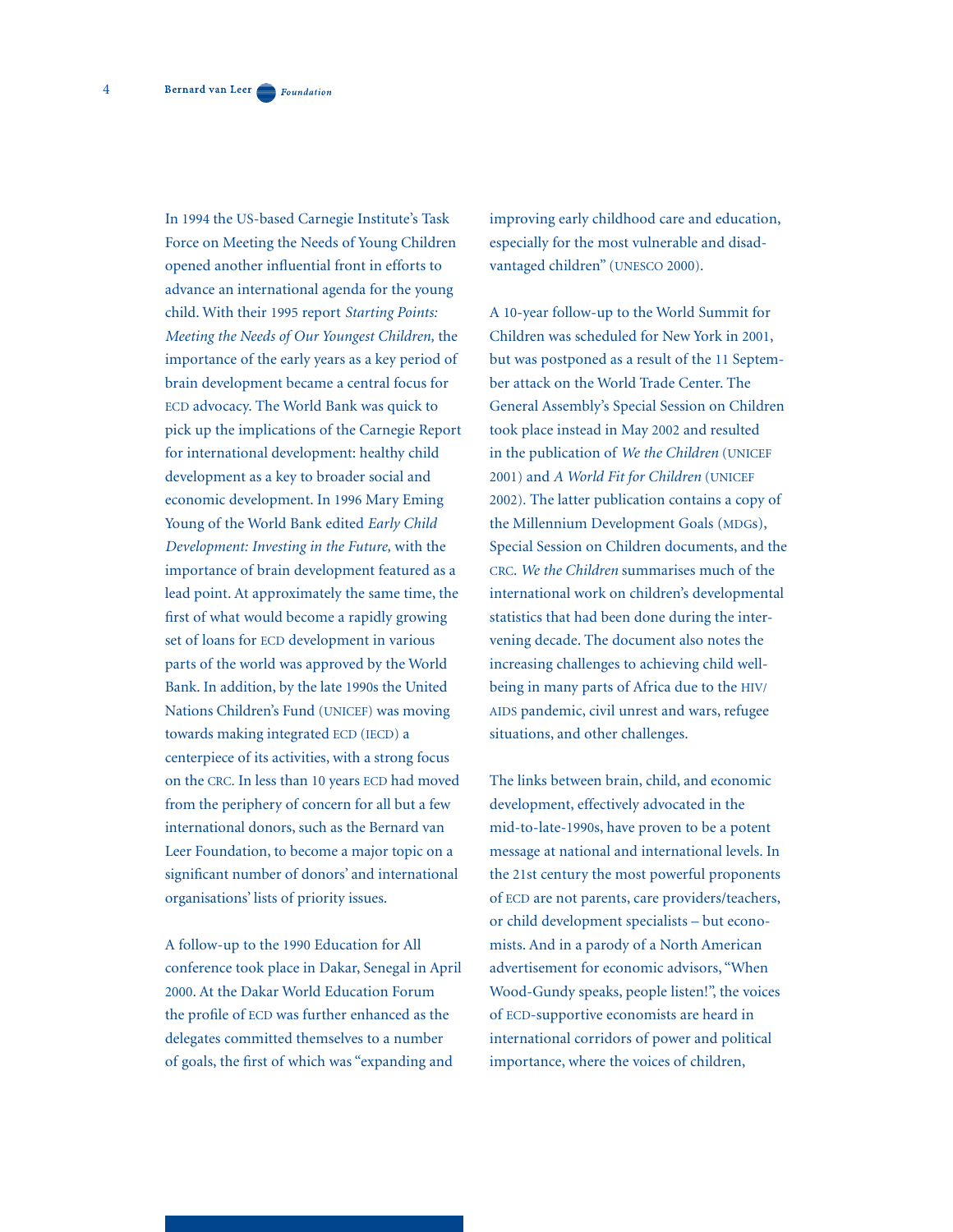In 1994 the US-based Carnegie Institute's Task Force on Meeting the Needs of Young Children opened another influential front in efforts to advance an international agenda for the young child. With their 1995 report *Starting Points: Meeting the Needs of Our Youngest Children,* the importance of the early years as a key period of brain development became a central focus for ECD advocacy. The World Bank was quick to pick up the implications of the Carnegie Report for international development: healthy child development as a key to broader social and economic development. In 1996 Mary Eming Young of the World Bank edited *Early Child Development: Investing in the Future,* with the importance of brain development featured as a lead point. At approximately the same time, the first of what would become a rapidly growing set of loans for ECD development in various parts of the world was approved by the World Bank. In addition, by the late 1990s the United Nations Children's Fund (UNICEF) was moving towards making integrated ECD (IECD) a centerpiece of its activities, with a strong focus on the CRC. In less than 10 years ECD had moved from the periphery of concern for all but a few international donors, such as the Bernard van Leer Foundation, to become a major topic on a significant number of donors' and international organisations' lists of priority issues.

A follow-up to the 1990 Education for All conference took place in Dakar, Senegal in April 2000. At the Dakar World Education Forum the profile of ECD was further enhanced as the delegates committed themselves to a number of goals, the first of which was "expanding and improving early childhood care and education, especially for the most vulnerable and disadvantaged children" (UNESCO 2000).

A 10-year follow-up to the World Summit for Children was scheduled for New York in 2001, but was postponed as a result of the 11 September attack on the World Trade Center. The General Assembly's Special Session on Children took place instead in May 2002 and resulted in the publication of *We the Children* (UNICEF 2001) and *A World Fit for Children* (UNICEF 2002). The latter publication contains a copy of the Millennium Development Goals (MDGs), Special Session on Children documents, and the CRC. *We the Children* summarises much of the international work on children's developmental statistics that had been done during the intervening decade. The document also notes the increasing challenges to achieving child well-being in many parts of Africa due to the HIV/AIDS pandemic, civil unrest and wars, refugee situations, and other challenges.

The links between brain, child, and economic development, effectively advocated in the mid-to-late-1990s, have proven to be a potent message at national and international levels. In the 21st century the most powerful proponents of ECD are not parents, care providers/teachers, or child development specialists – but economists. And in a parody of a North American advertisement for economic advisors, "When Wood-Gundy speaks, people listen!", the voices of ECD-supportive economists are heard in international corridors of power and political importance, where the voices of children,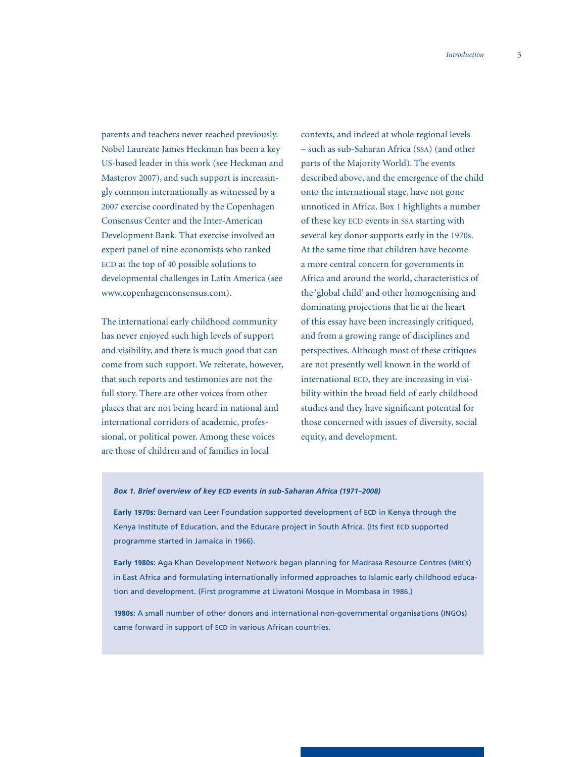parents and teachers never reached previously. Nobel Laureate James Heckman has been a key US-based leader in this work (see Heckman and Masterov 2007), and such support is increasingly common internationally as witnessed by a 2007 exercise coordinated by the Copenhagen Consensus Center and the Inter-American Development Bank. That exercise involved an expert panel of nine economists who ranked ECD at the top of 40 possible solutions to developmental challenges in Latin America (see www.copenhagenconsensus.com).

The international early childhood community has never enjoyed such high levels of support and visibility, and there is much good that can come from such support. We reiterate, however, that such reports and testimonies are not the full story. There are other voices from other places that are not being heard in national and international corridors of academic, professional, or political power. Among these voices are those of children and of families in local contexts, and indeed at whole regional levels – such as sub-Saharan Africa (SSA) (and other parts of the Majority World). The events described above, and the emergence of the child onto the international stage, have not gone unnoticed in Africa. Box 1 highlights a number of these key ECD events in SSA starting with several key donor supports early in the 1970s. At the same time that children have become a more central concern for governments in Africa and around the world, characteristics of the 'global child' and other homogenising and dominating projections that lie at the heart of this essay have been increasingly critiqued, and from a growing range of disciplines and perspectives. Although most of these critiques are not presently well known in the world of international ECD, they are increasing in visibility within the broad field of early childhood studies and they have significant potential for those concerned with issues of diversity, social equity, and development.

***Box 1. Brief overview of key ECD events in sub-Saharan Africa (1971–2008)***

**Early 1970s:** Bernard van Leer Foundation supported development of ECD in Kenya through the Kenya Institute of Education, and the Educare project in South Africa. (Its first ECD supported programme started in Jamaica in 1966).

**Early 1980s:** Aga Khan Development Network began planning for Madrasa Resource Centres (MRCs) in East Africa and formulating internationally informed approaches to Islamic early childhood education and development. (First programme at Liwatoni Mosque in Mombasa in 1986.)

**1980s:** A small number of other donors and international non-governmental organisations (INGOs) came forward in support of ECD in various African countries.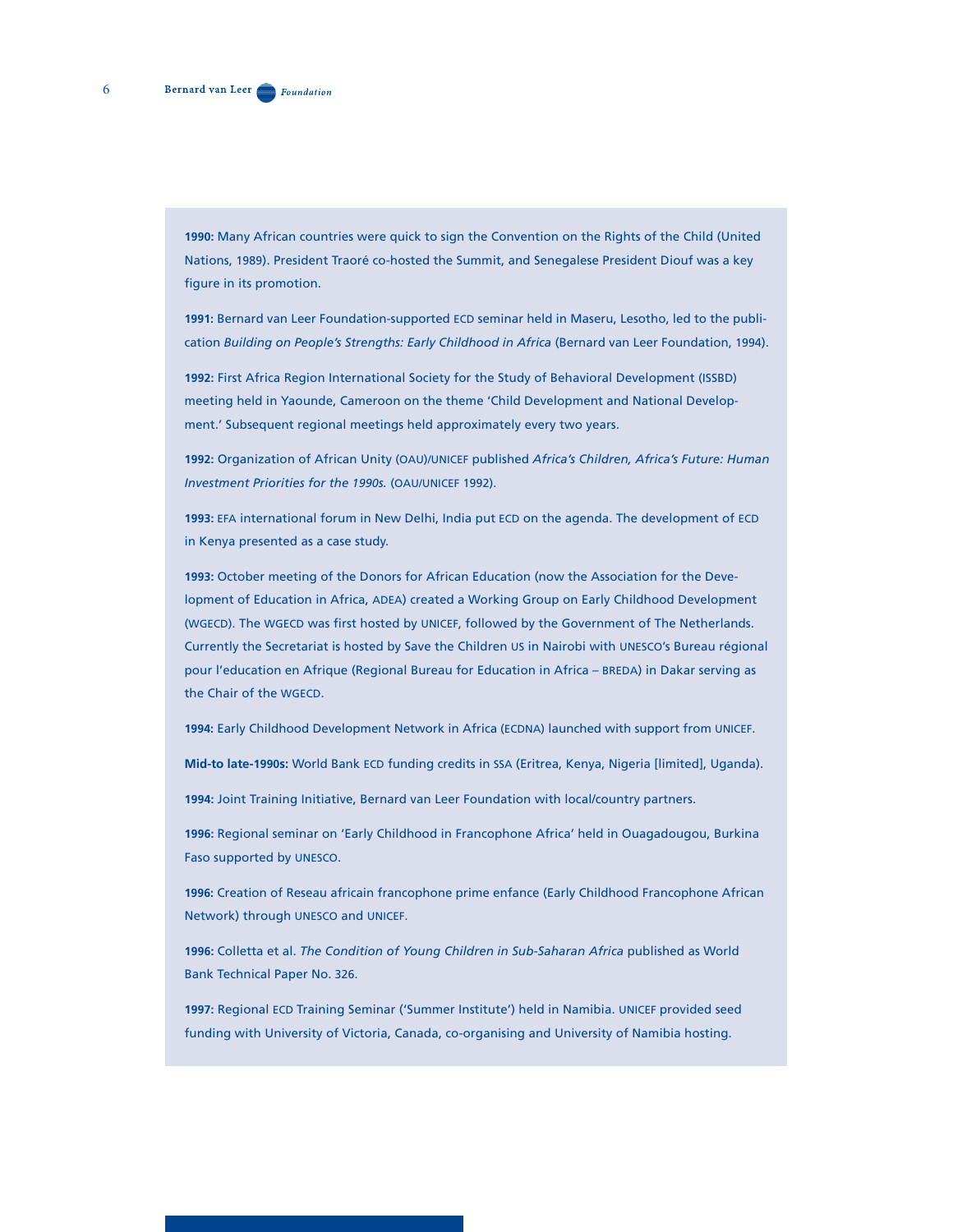**1990:** Many African countries were quick to sign the Convention on the Rights of the Child (United Nations, 1989). President Traoré co-hosted the Summit, and Senegalese President Diouf was a key figure in its promotion.

**1991:** Bernard van Leer Foundation-supported ECD seminar held in Maseru, Lesotho, led to the publication *Building on People's Strengths: Early Childhood in Africa* (Bernard van Leer Foundation, 1994).

**1992:** First Africa Region International Society for the Study of Behavioral Development (ISSBD) meeting held in Yaounde, Cameroon on the theme 'Child Development and National Development.' Subsequent regional meetings held approximately every two years.

**1992:** Organization of African Unity (OAU)/UNICEF published *Africa's Children, Africa's Future: Human Investment Priorities for the 1990s.* (OAU/UNICEF 1992).

**1993:** EFA international forum in New Delhi, India put ECD on the agenda. The development of ECD in Kenya presented as a case study.

**1993:** October meeting of the Donors for African Education (now the Association for the Development of Education in Africa, ADEA) created a Working Group on Early Childhood Development (WGECD). The WGECD was first hosted by UNICEF, followed by the Government of The Netherlands. Currently the Secretariat is hosted by Save the Children US in Nairobi with UNESCO's Bureau régional pour l'education en Afrique (Regional Bureau for Education in Africa – BREDA) in Dakar serving as the Chair of the WGECD.

**1994:** Early Childhood Development Network in Africa (ECDNA) launched with support from UNICEF.

**Mid-to late-1990s:** World Bank ECD funding credits in SSA (Eritrea, Kenya, Nigeria [limited], Uganda).

**1994:** Joint Training Initiative, Bernard van Leer Foundation with local/country partners.

**1996:** Regional seminar on 'Early Childhood in Francophone Africa' held in Ouagadougou, Burkina Faso supported by UNESCO.

**1996:** Creation of Reseau africain francophone prime enfance (Early Childhood Francophone African Network) through UNESCO and UNICEF.

**1996:** Colletta et al. *The Condition of Young Children in Sub-Saharan Africa* published as World Bank Technical Paper No. 326.

**1997:** Regional ECD Training Seminar ('Summer Institute') held in Namibia. UNICEF provided seed funding with University of Victoria, Canada, co-organising and University of Namibia hosting.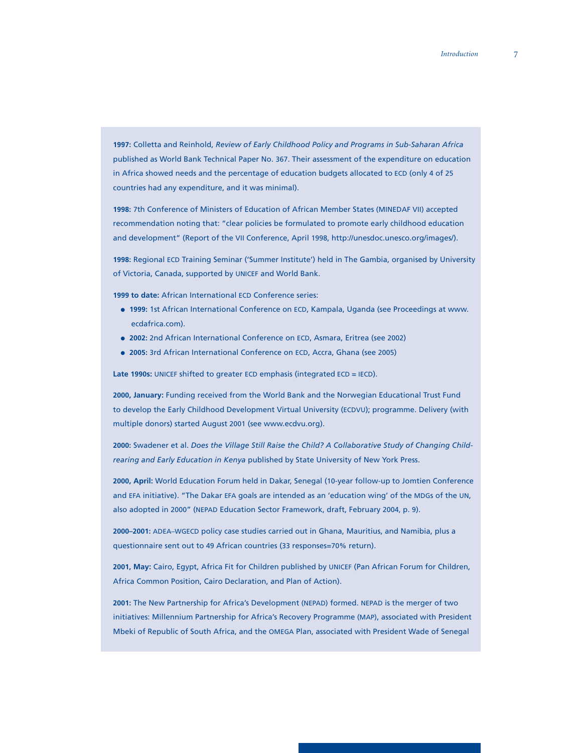**1997:** Colletta and Reinhold, *Review of Early Childhood Policy and Programs in Sub-Saharan Africa* published as World Bank Technical Paper No. 367. Their assessment of the expenditure on education in Africa showed needs and the percentage of education budgets allocated to ECD (only 4 of 25 countries had any expenditure, and it was minimal).

**1998:** 7th Conference of Ministers of Education of African Member States (MINEDAF VII) accepted recommendation noting that: "clear policies be formulated to promote early childhood education and development" (Report of the VII Conference, April 1998, http://unesdoc.unesco.org/images/).

**1998:** Regional ECD Training Seminar ('Summer Institute') held in The Gambia, organised by University of Victoria, Canada, supported by UNICEF and World Bank.

**1999 to date:** African International ECD Conference series:

- **1999:** 1st African International Conference on ECD, Kampala, Uganda (see Proceedings at www.ecdafrica.com).
- **2002:** 2nd African International Conference on ECD, Asmara, Eritrea (see 2002)
- **2005:** 3rd African International Conference on ECD, Accra, Ghana (see 2005)

**Late 1990s:** UNICEF shifted to greater ECD emphasis (integrated ECD = IECD).

**2000, January:** Funding received from the World Bank and the Norwegian Educational Trust Fund to develop the Early Childhood Development Virtual University (ECDVU); programme. Delivery (with multiple donors) started August 2001 (see www.ecdvu.org).

**2000:** Swadener et al. *Does the Village Still Raise the Child? A Collaborative Study of Changing Child-rearing and Early Education in Kenya* published by State University of New York Press.

**2000, April:** World Education Forum held in Dakar, Senegal (10-year follow-up to Jomtien Conference and EFA initiative). "The Dakar EFA goals are intended as an 'education wing' of the MDGs of the UN, also adopted in 2000" (NEPAD Education Sector Framework, draft, February 2004, p. 9).

**2000–2001:** ADEA–WGECD policy case studies carried out in Ghana, Mauritius, and Namibia, plus a questionnaire sent out to 49 African countries (33 responses=70% return).

**2001, May:** Cairo, Egypt, Africa Fit for Children published by UNICEF (Pan African Forum for Children, Africa Common Position, Cairo Declaration, and Plan of Action).

**2001:** The New Partnership for Africa's Development (NEPAD) formed. NEPAD is the merger of two initiatives: Millennium Partnership for Africa's Recovery Programme (MAP), associated with President Mbeki of Republic of South Africa, and the OMEGA Plan, associated with President Wade of Senegal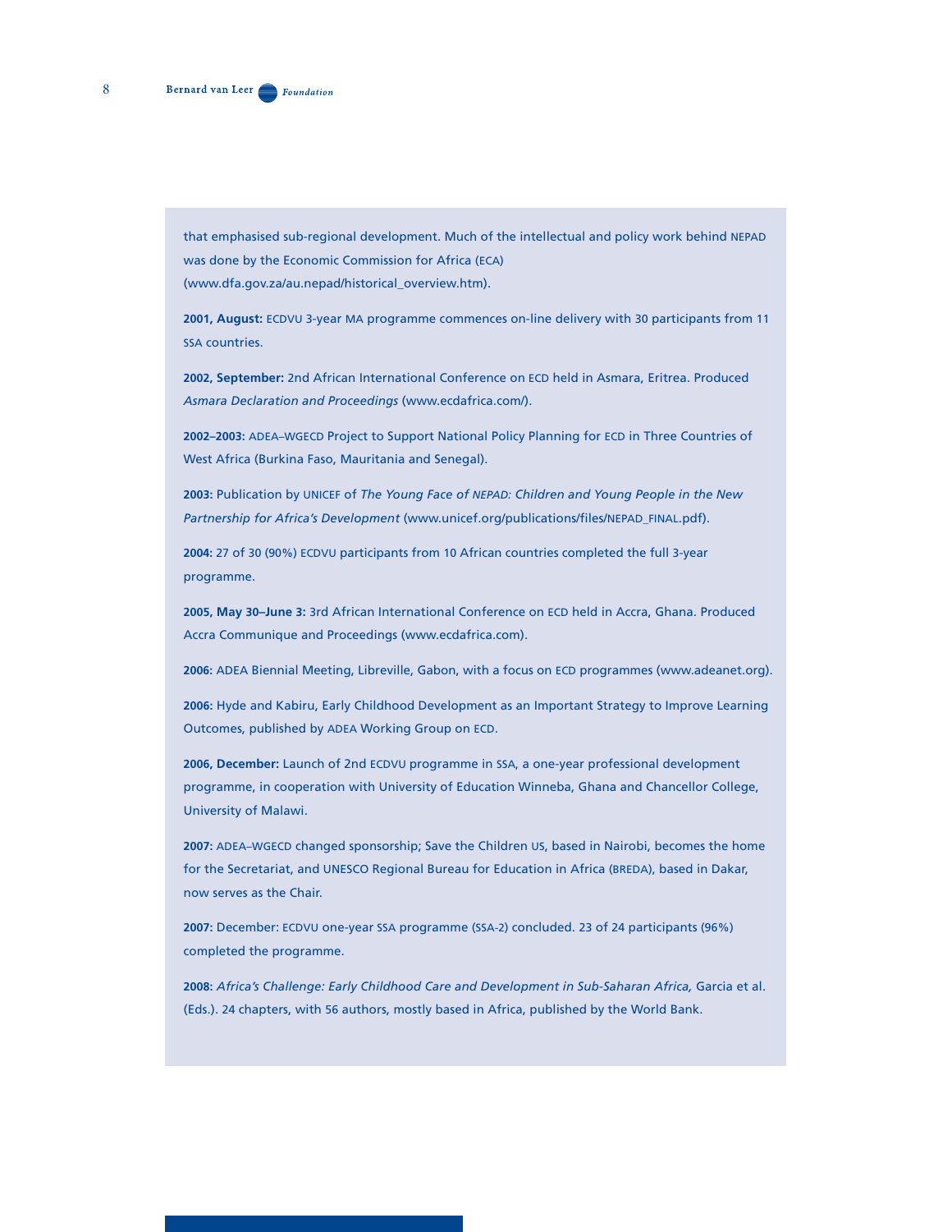that emphasised sub-regional development. Much of the intellectual and policy work behind NEPAD was done by the Economic Commission for Africa (ECA) (www.dfa.gov.za/au.nepad/historical_overview.htm).

**2001, August:** ECDVU 3-year MA programme commences on-line delivery with 30 participants from 11 SSA countries.

**2002, September:** 2nd African International Conference on ECD held in Asmara, Eritrea. Produced *Asmara Declaration and Proceedings* (www.ecdafrica.com/).

**2002–2003:** ADEA–WGECD Project to Support National Policy Planning for ECD in Three Countries of West Africa (Burkina Faso, Mauritania and Senegal).

**2003:** Publication by UNICEF of *The Young Face of NEPAD: Children and Young People in the New Partnership for Africa's Development* (www.unicef.org/publications/files/NEPAD_FINAL.pdf).

**2004:** 27 of 30 (90%) ECDVU participants from 10 African countries completed the full 3-year programme.

**2005, May 30–June 3:** 3rd African International Conference on ECD held in Accra, Ghana. Produced Accra Communique and Proceedings (www.ecdafrica.com).

**2006:** ADEA Biennial Meeting, Libreville, Gabon, with a focus on ECD programmes (www.adeanet.org).

**2006:** Hyde and Kabiru, Early Childhood Development as an Important Strategy to Improve Learning Outcomes, published by ADEA Working Group on ECD.

**2006, December:** Launch of 2nd ECDVU programme in SSA, a one-year professional development programme, in cooperation with University of Education Winneba, Ghana and Chancellor College, University of Malawi.

**2007:** ADEA–WGECD changed sponsorship; Save the Children US, based in Nairobi, becomes the home for the Secretariat, and UNESCO Regional Bureau for Education in Africa (BREDA), based in Dakar, now serves as the Chair.

**2007:** December: ECDVU one-year SSA programme (SSA-2) concluded. 23 of 24 participants (96%) completed the programme.

**2008:** *Africa's Challenge: Early Childhood Care and Development in Sub-Saharan Africa,* Garcia et al. (Eds.). 24 chapters, with 56 authors, mostly based in Africa, published by the World Bank.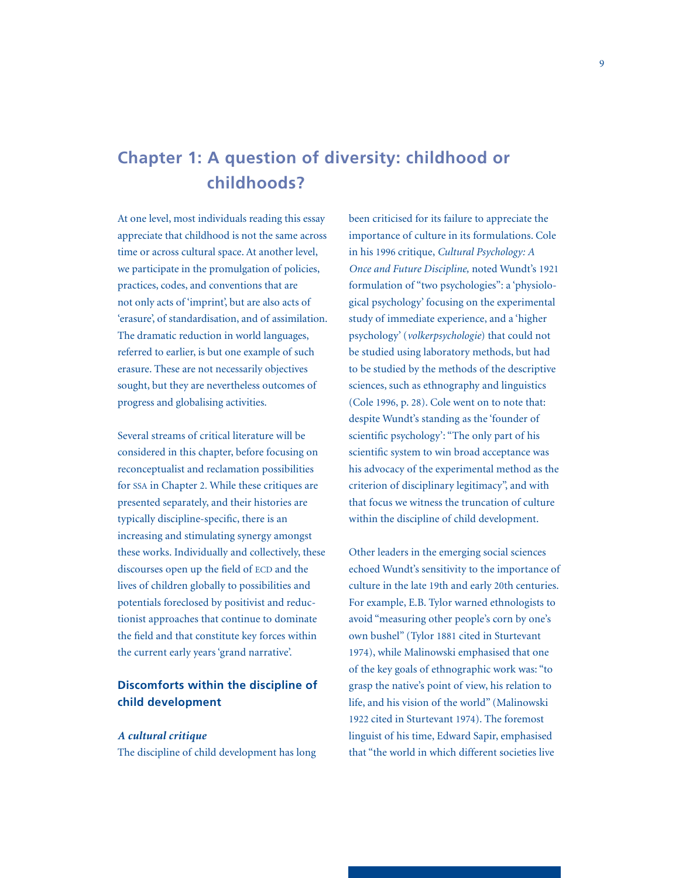## Chapter 1: A question of diversity: childhood or childhoods?

At one level, most individuals reading this essay appreciate that childhood is not the same across time or across cultural space. At another level, we participate in the promulgation of policies, practices, codes, and conventions that are not only acts of 'imprint', but are also acts of 'erasure', of standardisation, and of assimilation. The dramatic reduction in world languages, referred to earlier, is but one example of such erasure. These are not necessarily objectives sought, but they are nevertheless outcomes of progress and globalising activities.

Several streams of critical literature will be considered in this chapter, before focusing on reconceptualist and reclamation possibilities for SSA in Chapter 2. While these critiques are presented separately, and their histories are typically discipline-specific, there is an increasing and stimulating synergy amongst these works. Individually and collectively, these discourses open up the field of ECD and the lives of children globally to possibilities and potentials foreclosed by positivist and reductionist approaches that continue to dominate the field and that constitute key forces within the current early years 'grand narrative'.

### Discomforts within the discipline of child development

#### *A cultural critique*

The discipline of child development has long been criticised for its failure to appreciate the importance of culture in its formulations. Cole in his 1996 critique, *Cultural Psychology: A Once and Future Discipline,* noted Wundt's 1921 formulation of "two psychologies": a 'physiological psychology' focusing on the experimental study of immediate experience, and a 'higher psychology' (*volkerpsychologie*) that could not be studied using laboratory methods, but had to be studied by the methods of the descriptive sciences, such as ethnography and linguistics (Cole 1996, p. 28). Cole went on to note that: despite Wundt's standing as the 'founder of scientific psychology': "The only part of his scientific system to win broad acceptance was his advocacy of the experimental method as the criterion of disciplinary legitimacy", and with that focus we witness the truncation of culture within the discipline of child development.

Other leaders in the emerging social sciences echoed Wundt's sensitivity to the importance of culture in the late 19th and early 20th centuries. For example, E.B. Tylor warned ethnologists to avoid "measuring other people's corn by one's own bushel" (Tylor 1881 cited in Sturtevant 1974), while Malinowski emphasised that one of the key goals of ethnographic work was: "to grasp the native's point of view, his relation to life, and his vision of the world" (Malinowski 1922 cited in Sturtevant 1974). The foremost linguist of his time, Edward Sapir, emphasised that "the world in which different societies live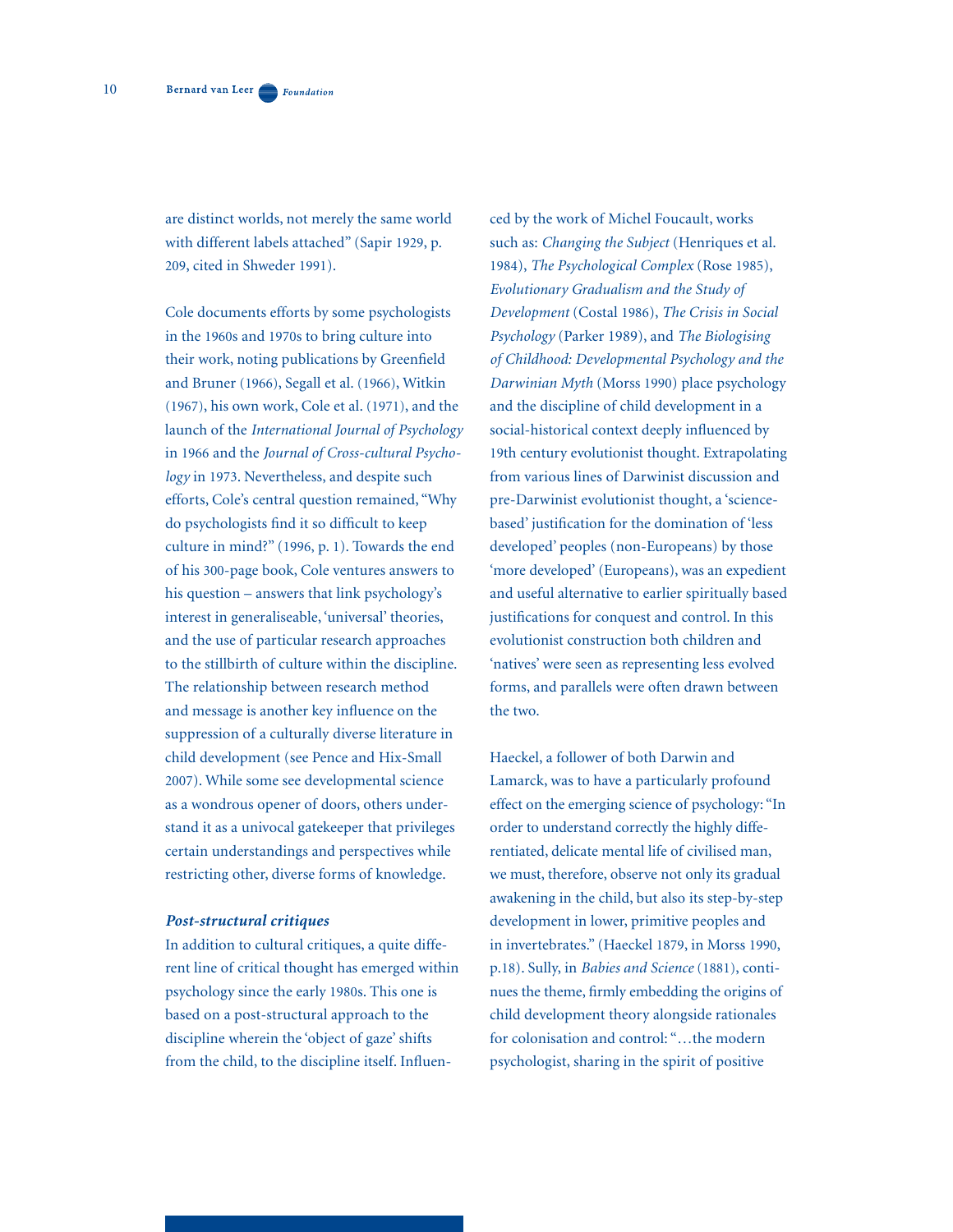are distinct worlds, not merely the same world with different labels attached" (Sapir 1929, p. 209, cited in Shweder 1991).

Cole documents efforts by some psychologists in the 1960s and 1970s to bring culture into their work, noting publications by Greenfield and Bruner (1966), Segall et al. (1966), Witkin (1967), his own work, Cole et al. (1971), and the launch of the *International Journal of Psychology* in 1966 and the *Journal of Cross-cultural Psychology* in 1973. Nevertheless, and despite such efforts, Cole's central question remained, "Why do psychologists find it so difficult to keep culture in mind?" (1996, p. 1). Towards the end of his 300-page book, Cole ventures answers to his question – answers that link psychology's interest in generaliseable, 'universal' theories, and the use of particular research approaches to the stillbirth of culture within the discipline. The relationship between research method and message is another key influence on the suppression of a culturally diverse literature in child development (see Pence and Hix-Small 2007). While some see developmental science as a wondrous opener of doors, others understand it as a univocal gatekeeper that privileges certain understandings and perspectives while restricting other, diverse forms of knowledge.

***Post-structural critiques***

In addition to cultural critiques, a quite different line of critical thought has emerged within psychology since the early 1980s. This one is based on a post-structural approach to the discipline wherein the 'object of gaze' shifts from the child, to the discipline itself. Influenced by the work of Michel Foucault, works such as: *Changing the Subject* (Henriques et al. 1984), *The Psychological Complex* (Rose 1985), *Evolutionary Gradualism and the Study of Development* (Costal 1986), *The Crisis in Social Psychology* (Parker 1989), and *The Biologising of Childhood: Developmental Psychology and the Darwinian Myth* (Morss 1990) place psychology and the discipline of child development in a social-historical context deeply influenced by 19th century evolutionist thought. Extrapolating from various lines of Darwinist discussion and pre-Darwinist evolutionist thought, a 'science-based' justification for the domination of 'less developed' peoples (non-Europeans) by those 'more developed' (Europeans), was an expedient and useful alternative to earlier spiritually based justifications for conquest and control. In this evolutionist construction both children and 'natives' were seen as representing less evolved forms, and parallels were often drawn between the two.

Haeckel, a follower of both Darwin and Lamarck, was to have a particularly profound effect on the emerging science of psychology: "In order to understand correctly the highly differentiated, delicate mental life of civilised man, we must, therefore, observe not only its gradual awakening in the child, but also its step-by-step development in lower, primitive peoples and in invertebrates." (Haeckel 1879, in Morss 1990, p.18). Sully, in *Babies and Science* (1881), continues the theme, firmly embedding the origins of child development theory alongside rationales for colonisation and control: "…the modern psychologist, sharing in the spirit of positive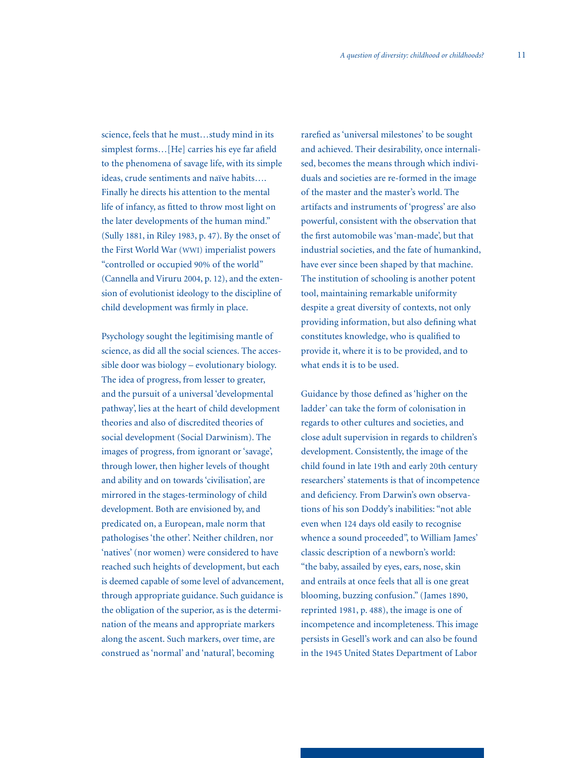science, feels that he must…study mind in its simplest forms…[He] carries his eye far afield to the phenomena of savage life, with its simple ideas, crude sentiments and naïve habits…. Finally he directs his attention to the mental life of infancy, as fitted to throw most light on the later developments of the human mind." (Sully 1881, in Riley 1983, p. 47). By the onset of the First World War (WWI) imperialist powers "controlled or occupied 90% of the world" (Cannella and Viruru 2004, p. 12), and the extension of evolutionist ideology to the discipline of child development was firmly in place.

Psychology sought the legitimising mantle of science, as did all the social sciences. The accessible door was biology – evolutionary biology. The idea of progress, from lesser to greater, and the pursuit of a universal 'developmental pathway', lies at the heart of child development theories and also of discredited theories of social development (Social Darwinism). The images of progress, from ignorant or 'savage', through lower, then higher levels of thought and ability and on towards 'civilisation', are mirrored in the stages-terminology of child development. Both are envisioned by, and predicated on, a European, male norm that pathologises 'the other'. Neither children, nor 'natives' (nor women) were considered to have reached such heights of development, but each is deemed capable of some level of advancement, through appropriate guidance. Such guidance is the obligation of the superior, as is the determination of the means and appropriate markers along the ascent. Such markers, over time, are construed as 'normal' and 'natural', becoming rarefied as 'universal milestones' to be sought and achieved. Their desirability, once internalised, becomes the means through which individuals and societies are re-formed in the image of the master and the master's world. The artifacts and instruments of 'progress' are also powerful, consistent with the observation that the first automobile was 'man-made', but that industrial societies, and the fate of humankind, have ever since been shaped by that machine. The institution of schooling is another potent tool, maintaining remarkable uniformity despite a great diversity of contexts, not only providing information, but also defining what constitutes knowledge, who is qualified to provide it, where it is to be provided, and to what ends it is to be used.

Guidance by those defined as 'higher on the ladder' can take the form of colonisation in regards to other cultures and societies, and close adult supervision in regards to children's development. Consistently, the image of the child found in late 19th and early 20th century researchers' statements is that of incompetence and deficiency. From Darwin's own observations of his son Doddy's inabilities: "not able even when 124 days old easily to recognise whence a sound proceeded", to William James' classic description of a newborn's world: "the baby, assailed by eyes, ears, nose, skin and entrails at once feels that all is one great blooming, buzzing confusion." (James 1890, reprinted 1981, p. 488), the image is one of incompetence and incompleteness. This image persists in Gesell's work and can also be found in the 1945 United States Department of Labor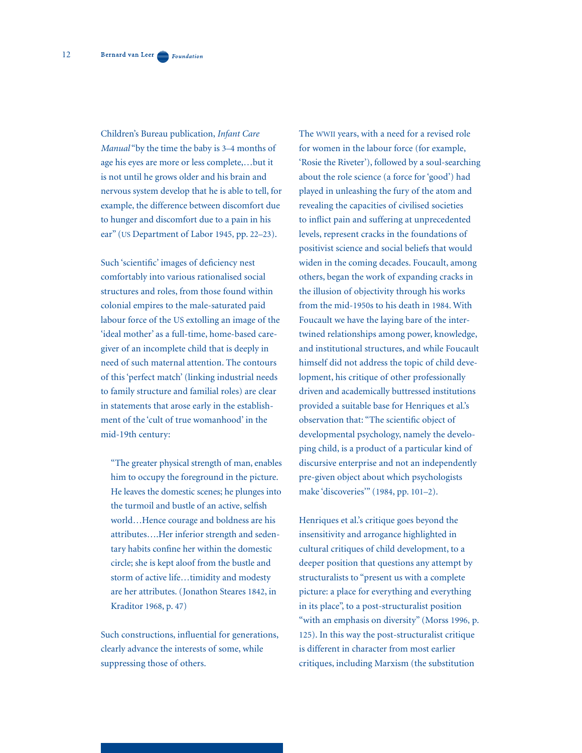Children's Bureau publication, *Infant Care Manual* "by the time the baby is 3–4 months of age his eyes are more or less complete,…but it is not until he grows older and his brain and nervous system develop that he is able to tell, for example, the difference between discomfort due to hunger and discomfort due to a pain in his ear" (US Department of Labor 1945, pp. 22–23).

Such 'scientific' images of deficiency nest comfortably into various rationalised social structures and roles, from those found within colonial empires to the male-saturated paid labour force of the US extolling an image of the 'ideal mother' as a full-time, home-based caregiver of an incomplete child that is deeply in need of such maternal attention. The contours of this 'perfect match' (linking industrial needs to family structure and familial roles) are clear in statements that arose early in the establishment of the 'cult of true womanhood' in the mid-19th century:

> "The greater physical strength of man, enables him to occupy the foreground in the picture. He leaves the domestic scenes; he plunges into the turmoil and bustle of an active, selfish world…Hence courage and boldness are his attributes….Her inferior strength and sedentary habits confine her within the domestic circle; she is kept aloof from the bustle and storm of active life…timidity and modesty are her attributes. (Jonathon Steares 1842, in Kraditor 1968, p. 47)

Such constructions, influential for generations, clearly advance the interests of some, while suppressing those of others.

The WWII years, with a need for a revised role for women in the labour force (for example, 'Rosie the Riveter'), followed by a soul-searching about the role science (a force for 'good') had played in unleashing the fury of the atom and revealing the capacities of civilised societies to inflict pain and suffering at unprecedented levels, represent cracks in the foundations of positivist science and social beliefs that would widen in the coming decades. Foucault, among others, began the work of expanding cracks in the illusion of objectivity through his works from the mid-1950s to his death in 1984. With Foucault we have the laying bare of the intertwined relationships among power, knowledge, and institutional structures, and while Foucault himself did not address the topic of child development, his critique of other professionally driven and academically buttressed institutions provided a suitable base for Henriques et al.'s observation that: "The scientific object of developmental psychology, namely the developing child, is a product of a particular kind of discursive enterprise and not an independently pre-given object about which psychologists make 'discoveries'" (1984, pp. 101–2).

Henriques et al.'s critique goes beyond the insensitivity and arrogance highlighted in cultural critiques of child development, to a deeper position that questions any attempt by structuralists to "present us with a complete picture: a place for everything and everything in its place", to a post-structuralist position "with an emphasis on diversity" (Morss 1996, p. 125). In this way the post-structuralist critique is different in character from most earlier critiques, including Marxism (the substitution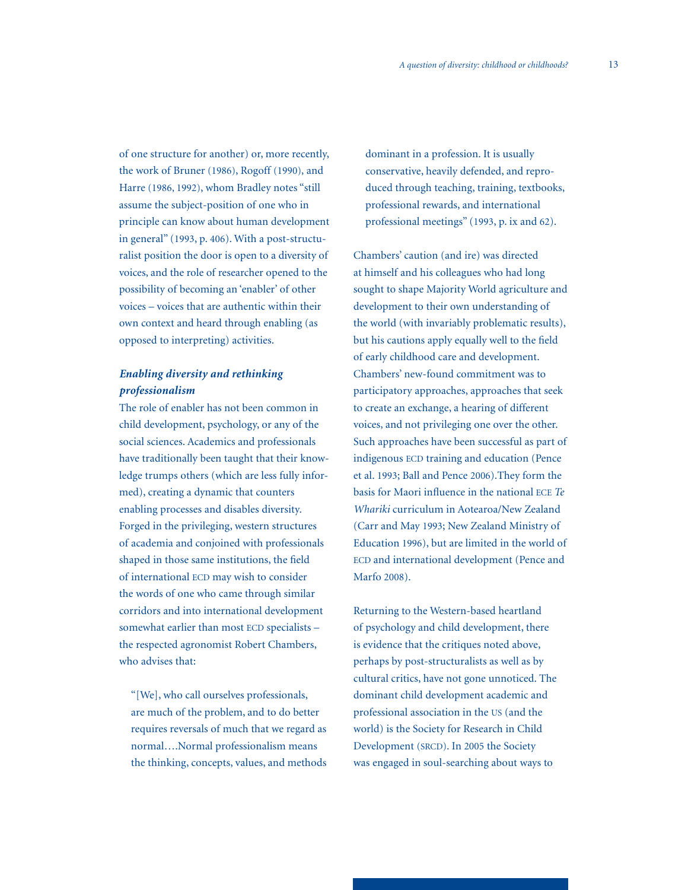of one structure for another) or, more recently, the work of Bruner (1986), Rogoff (1990), and Harre (1986, 1992), whom Bradley notes "still assume the subject-position of one who in principle can know about human development in general" (1993, p. 406). With a post-structuralist position the door is open to a diversity of voices, and the role of researcher opened to the possibility of becoming an 'enabler' of other voices – voices that are authentic within their own context and heard through enabling (as opposed to interpreting) activities.

### *Enabling diversity and rethinking professionalism*

The role of enabler has not been common in child development, psychology, or any of the social sciences. Academics and professionals have traditionally been taught that their knowledge trumps others (which are less fully informed), creating a dynamic that counters enabling processes and disables diversity. Forged in the privileging, western structures of academia and conjoined with professionals shaped in those same institutions, the field of international ECD may wish to consider the words of one who came through similar corridors and into international development somewhat earlier than most ECD specialists – the respected agronomist Robert Chambers, who advises that:

> "[We], who call ourselves professionals, are much of the problem, and to do better requires reversals of much that we regard as normal….Normal professionalism means the thinking, concepts, values, and methods dominant in a profession. It is usually conservative, heavily defended, and reproduced through teaching, training, textbooks, professional rewards, and international professional meetings" (1993, p. ix and 62).

Chambers' caution (and ire) was directed at himself and his colleagues who had long sought to shape Majority World agriculture and development to their own understanding of the world (with invariably problematic results), but his cautions apply equally well to the field of early childhood care and development. Chambers' new-found commitment was to participatory approaches, approaches that seek to create an exchange, a hearing of different voices, and not privileging one over the other. Such approaches have been successful as part of indigenous ECD training and education (Pence et al. 1993; Ball and Pence 2006).They form the basis for Maori influence in the national ECE *Te Whariki* curriculum in Aotearoa/New Zealand (Carr and May 1993; New Zealand Ministry of Education 1996), but are limited in the world of ECD and international development (Pence and Marfo 2008).

Returning to the Western-based heartland of psychology and child development, there is evidence that the critiques noted above, perhaps by post-structuralists as well as by cultural critics, have not gone unnoticed. The dominant child development academic and professional association in the US (and the world) is the Society for Research in Child Development (SRCD). In 2005 the Society was engaged in soul-searching about ways to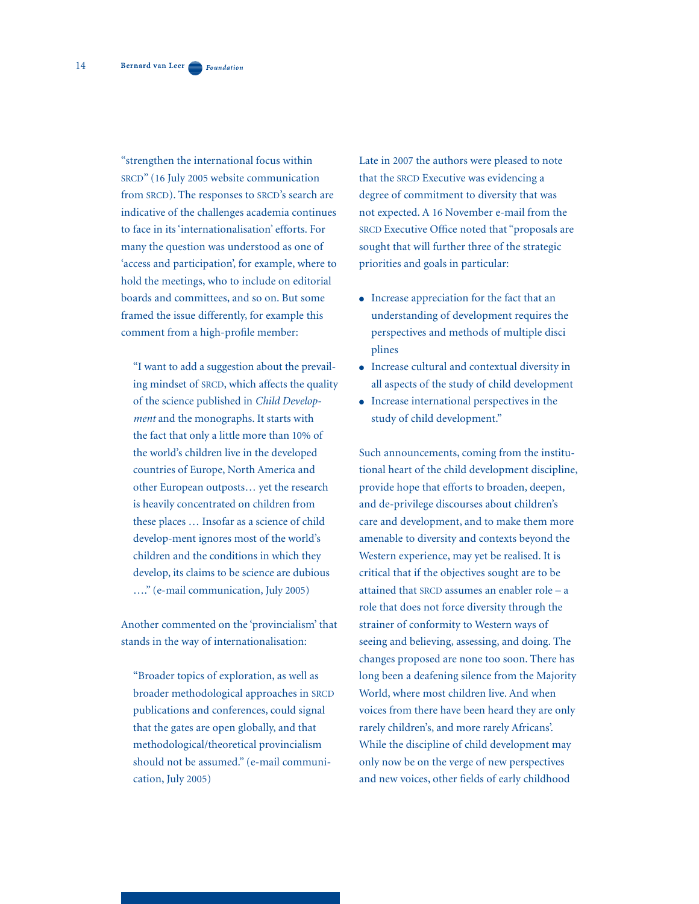"strengthen the international focus within SRCD" (16 July 2005 website communication from SRCD). The responses to SRCD's search are indicative of the challenges academia continues to face in its 'internationalisation' efforts. For many the question was understood as one of 'access and participation', for example, where to hold the meetings, who to include on editorial boards and committees, and so on. But some framed the issue differently, for example this comment from a high-profile member:

> "I want to add a suggestion about the prevailing mindset of SRCD, which affects the quality of the science published in *Child Development* and the monographs. It starts with the fact that only a little more than 10% of the world's children live in the developed countries of Europe, North America and other European outposts… yet the research is heavily concentrated on children from these places … Insofar as a science of child develop-ment ignores most of the world's children and the conditions in which they develop, its claims to be science are dubious …." (e-mail communication, July 2005)

Another commented on the 'provincialism' that stands in the way of internationalisation:

> "Broader topics of exploration, as well as broader methodological approaches in SRCD publications and conferences, could signal that the gates are open globally, and that methodological/theoretical provincialism should not be assumed." (e-mail communication, July 2005)

Late in 2007 the authors were pleased to note that the SRCD Executive was evidencing a degree of commitment to diversity that was not expected. A 16 November e-mail from the SRCD Executive Office noted that "proposals are sought that will further three of the strategic priorities and goals in particular:

- Increase appreciation for the fact that an understanding of development requires the perspectives and methods of multiple disci plines
- Increase cultural and contextual diversity in all aspects of the study of child development
- Increase international perspectives in the study of child development."

Such announcements, coming from the institutional heart of the child development discipline, provide hope that efforts to broaden, deepen, and de-privilege discourses about children's care and development, and to make them more amenable to diversity and contexts beyond the Western experience, may yet be realised. It is critical that if the objectives sought are to be attained that SRCD assumes an enabler role – a role that does not force diversity through the strainer of conformity to Western ways of seeing and believing, assessing, and doing. The changes proposed are none too soon. There has long been a deafening silence from the Majority World, where most children live. And when voices from there have been heard they are only rarely children's, and more rarely Africans'. While the discipline of child development may only now be on the verge of new perspectives and new voices, other fields of early childhood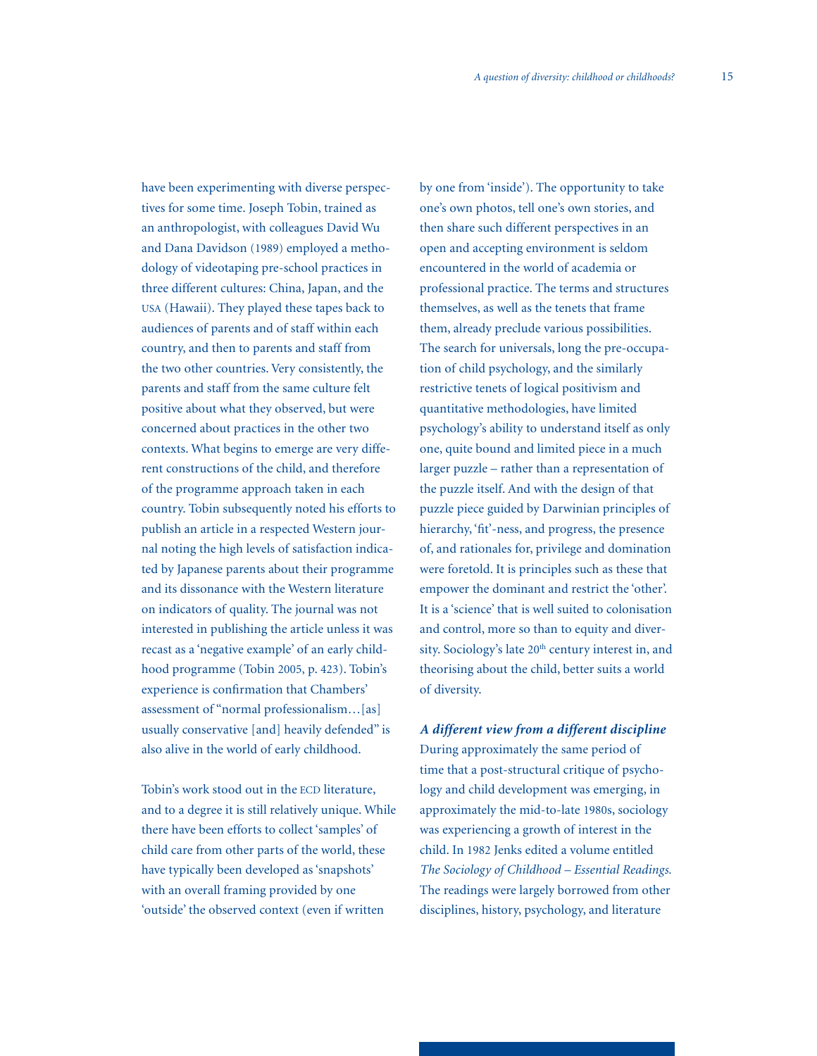have been experimenting with diverse perspectives for some time. Joseph Tobin, trained as an anthropologist, with colleagues David Wu and Dana Davidson (1989) employed a methodology of videotaping pre-school practices in three different cultures: China, Japan, and the USA (Hawaii). They played these tapes back to audiences of parents and of staff within each country, and then to parents and staff from the two other countries. Very consistently, the parents and staff from the same culture felt positive about what they observed, but were concerned about practices in the other two contexts. What begins to emerge are very different constructions of the child, and therefore of the programme approach taken in each country. Tobin subsequently noted his efforts to publish an article in a respected Western journal noting the high levels of satisfaction indicated by Japanese parents about their programme and its dissonance with the Western literature on indicators of quality. The journal was not interested in publishing the article unless it was recast as a 'negative example' of an early childhood programme (Tobin 2005, p. 423). Tobin's experience is confirmation that Chambers' assessment of "normal professionalism…[as] usually conservative [and] heavily defended" is also alive in the world of early childhood.

Tobin's work stood out in the ECD literature, and to a degree it is still relatively unique. While there have been efforts to collect 'samples' of child care from other parts of the world, these have typically been developed as 'snapshots' with an overall framing provided by one 'outside' the observed context (even if written by one from 'inside'). The opportunity to take one's own photos, tell one's own stories, and then share such different perspectives in an open and accepting environment is seldom encountered in the world of academia or professional practice. The terms and structures themselves, as well as the tenets that frame them, already preclude various possibilities. The search for universals, long the pre-occupation of child psychology, and the similarly restrictive tenets of logical positivism and quantitative methodologies, have limited psychology's ability to understand itself as only one, quite bound and limited piece in a much larger puzzle – rather than a representation of the puzzle itself. And with the design of that puzzle piece guided by Darwinian principles of hierarchy, 'fit'-ness, and progress, the presence of, and rationales for, privilege and domination were foretold. It is principles such as these that empower the dominant and restrict the 'other'. It is a 'science' that is well suited to colonisation and control, more so than to equity and diversity. Sociology's late 20th century interest in, and theorising about the child, better suits a world of diversity.

### *A different view from a different discipline*

During approximately the same period of time that a post-structural critique of psychology and child development was emerging, in approximately the mid-to-late 1980s, sociology was experiencing a growth of interest in the child. In 1982 Jenks edited a volume entitled *The Sociology of Childhood – Essential Readings.* The readings were largely borrowed from other disciplines, history, psychology, and literature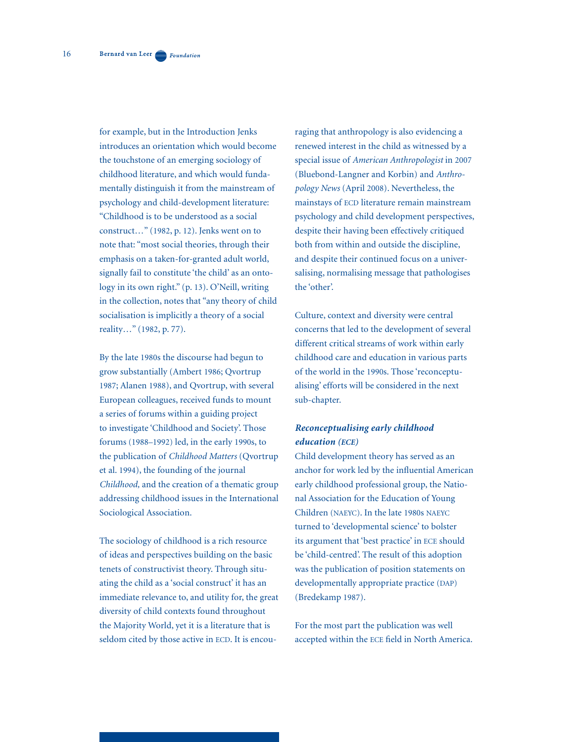for example, but in the Introduction Jenks introduces an orientation which would become the touchstone of an emerging sociology of childhood literature, and which would fundamentally distinguish it from the mainstream of psychology and child-development literature: "Childhood is to be understood as a social construct…" (1982, p. 12). Jenks went on to note that: "most social theories, through their emphasis on a taken-for-granted adult world, signally fail to constitute 'the child' as an ontology in its own right." (p. 13). O'Neill, writing in the collection, notes that "any theory of child socialisation is implicitly a theory of a social reality…" (1982, p. 77).

By the late 1980s the discourse had begun to grow substantially (Ambert 1986; Qvortrup 1987; Alanen 1988), and Qvortrup, with several European colleagues, received funds to mount a series of forums within a guiding project to investigate 'Childhood and Society'. Those forums (1988–1992) led, in the early 1990s, to the publication of *Childhood Matters* (Qvortrup et al. 1994), the founding of the journal *Childhood,* and the creation of a thematic group addressing childhood issues in the International Sociological Association.

The sociology of childhood is a rich resource of ideas and perspectives building on the basic tenets of constructivist theory. Through situating the child as a 'social construct' it has an immediate relevance to, and utility for, the great diversity of child contexts found throughout the Majority World, yet it is a literature that is seldom cited by those active in ECD. It is encouraging that anthropology is also evidencing a renewed interest in the child as witnessed by a special issue of *American Anthropologist* in 2007 (Bluebond-Langner and Korbin) and *Anthropology News* (April 2008). Nevertheless, the mainstays of ECD literature remain mainstream psychology and child development perspectives, despite their having been effectively critiqued both from within and outside the discipline, and despite their continued focus on a universalising, normalising message that pathologises the 'other'.

Culture, context and diversity were central concerns that led to the development of several different critical streams of work within early childhood care and education in various parts of the world in the 1990s. Those 'reconceptualising' efforts will be considered in the next sub-chapter.

### *Reconceptualising early childhood education (ECE)*

Child development theory has served as an anchor for work led by the influential American early childhood professional group, the National Association for the Education of Young Children (NAEYC). In the late 1980s NAEYC turned to 'developmental science' to bolster its argument that 'best practice' in ECE should be 'child-centred'. The result of this adoption was the publication of position statements on developmentally appropriate practice (DAP) (Bredekamp 1987).

For the most part the publication was well accepted within the ECE field in North America.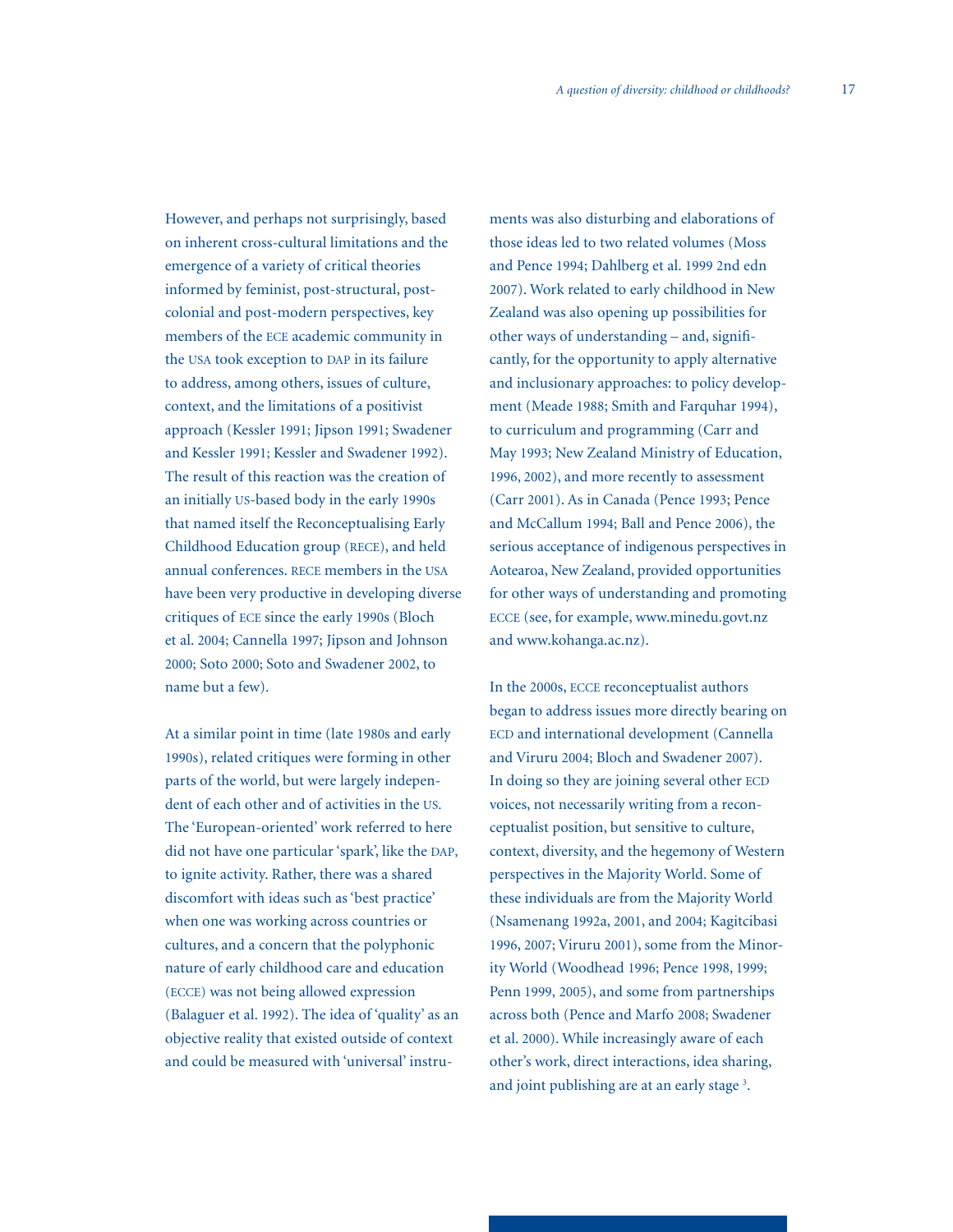However, and perhaps not surprisingly, based on inherent cross-cultural limitations and the emergence of a variety of critical theories informed by feminist, post-structural, post-colonial and post-modern perspectives, key members of the ECE academic community in the USA took exception to DAP in its failure to address, among others, issues of culture, context, and the limitations of a positivist approach (Kessler 1991; Jipson 1991; Swadener and Kessler 1991; Kessler and Swadener 1992). The result of this reaction was the creation of an initially US-based body in the early 1990s that named itself the Reconceptualising Early Childhood Education group (RECE), and held annual conferences. RECE members in the USA have been very productive in developing diverse critiques of ECE since the early 1990s (Bloch et al. 2004; Cannella 1997; Jipson and Johnson 2000; Soto 2000; Soto and Swadener 2002, to name but a few).

At a similar point in time (late 1980s and early 1990s), related critiques were forming in other parts of the world, but were largely independent of each other and of activities in the US. The 'European-oriented' work referred to here did not have one particular 'spark', like the DAP, to ignite activity. Rather, there was a shared discomfort with ideas such as 'best practice' when one was working across countries or cultures, and a concern that the polyphonic nature of early childhood care and education (ECCE) was not being allowed expression (Balaguer et al. 1992). The idea of 'quality' as an objective reality that existed outside of context and could be measured with 'universal' instruments was also disturbing and elaborations of those ideas led to two related volumes (Moss and Pence 1994; Dahlberg et al. 1999 2nd edn 2007). Work related to early childhood in New Zealand was also opening up possibilities for other ways of understanding – and, significantly, for the opportunity to apply alternative and inclusionary approaches: to policy development (Meade 1988; Smith and Farquhar 1994), to curriculum and programming (Carr and May 1993; New Zealand Ministry of Education, 1996, 2002), and more recently to assessment (Carr 2001). As in Canada (Pence 1993; Pence and McCallum 1994; Ball and Pence 2006), the serious acceptance of indigenous perspectives in Aotearoa, New Zealand, provided opportunities for other ways of understanding and promoting ECCE (see, for example, www.minedu.govt.nz and www.kohanga.ac.nz).

In the 2000s, ECCE reconceptualist authors began to address issues more directly bearing on ECD and international development (Cannella and Viruru 2004; Bloch and Swadener 2007). In doing so they are joining several other ECD voices, not necessarily writing from a reconceptualist position, but sensitive to culture, context, diversity, and the hegemony of Western perspectives in the Majority World. Some of these individuals are from the Majority World (Nsamenang 1992a, 2001, and 2004; Kagitcibasi 1996, 2007; Viruru 2001), some from the Minority World (Woodhead 1996; Pence 1998, 1999; Penn 1999, 2005), and some from partnerships across both (Pence and Marfo 2008; Swadener et al. 2000). While increasingly aware of each other's work, direct interactions, idea sharing, and joint publishing are at an early stage [3].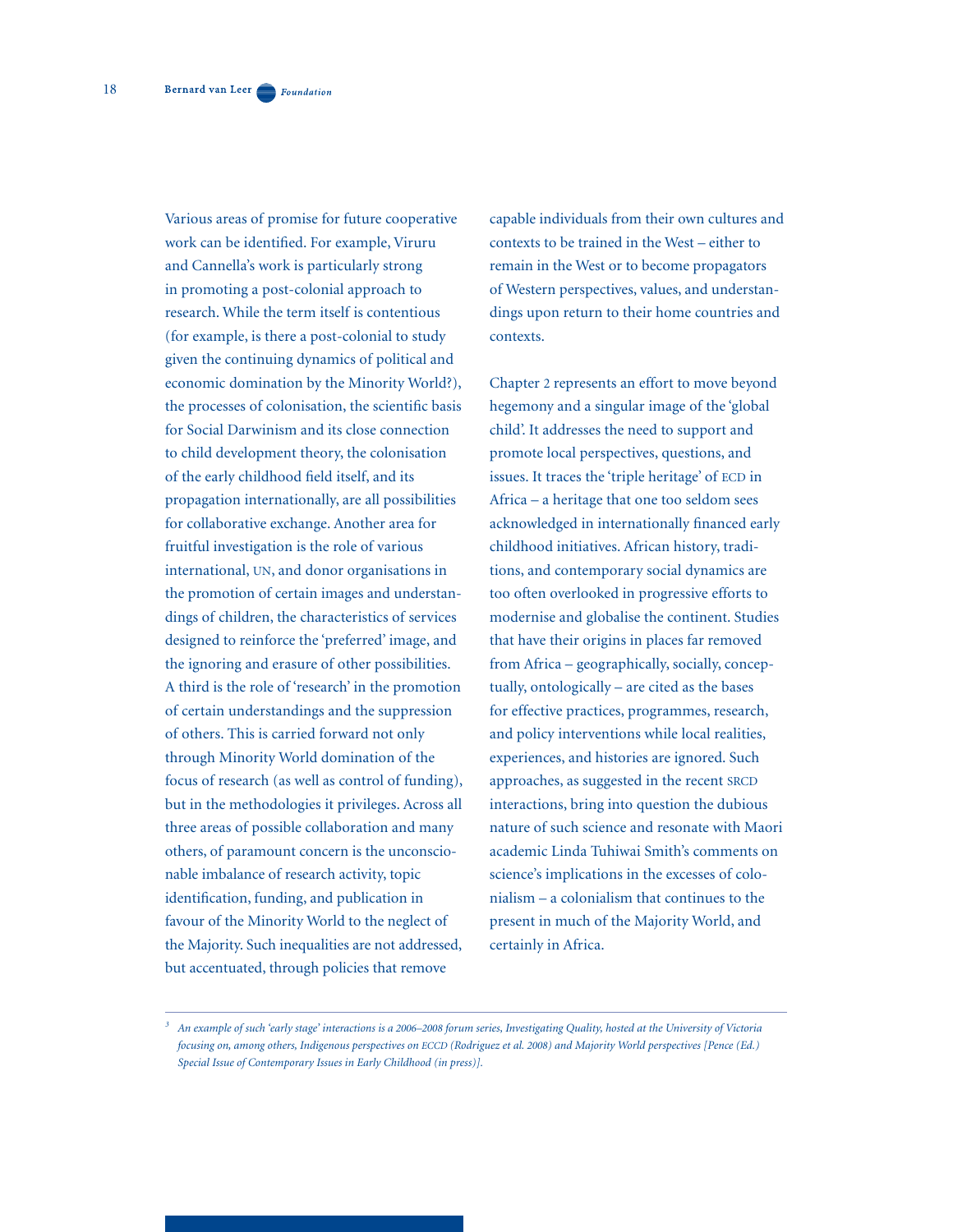Various areas of promise for future cooperative work can be identified. For example, Viruru and Cannella's work is particularly strong in promoting a post-colonial approach to research. While the term itself is contentious (for example, is there a post-colonial to study given the continuing dynamics of political and economic domination by the Minority World?), the processes of colonisation, the scientific basis for Social Darwinism and its close connection to child development theory, the colonisation of the early childhood field itself, and its propagation internationally, are all possibilities for collaborative exchange. Another area for fruitful investigation is the role of various international, UN, and donor organisations in the promotion of certain images and understandings of children, the characteristics of services designed to reinforce the 'preferred' image, and the ignoring and erasure of other possibilities. A third is the role of 'research' in the promotion of certain understandings and the suppression of others. This is carried forward not only through Minority World domination of the focus of research (as well as control of funding), but in the methodologies it privileges. Across all three areas of possible collaboration and many others, of paramount concern is the unconscionable imbalance of research activity, topic identification, funding, and publication in favour of the Minority World to the neglect of the Majority. Such inequalities are not addressed, but accentuated, through policies that remove capable individuals from their own cultures and contexts to be trained in the West – either to remain in the West or to become propagators of Western perspectives, values, and understandings upon return to their home countries and contexts.

Chapter 2 represents an effort to move beyond hegemony and a singular image of the 'global child'. It addresses the need to support and promote local perspectives, questions, and issues. It traces the 'triple heritage' of ECD in Africa – a heritage that one too seldom sees acknowledged in internationally financed early childhood initiatives. African history, traditions, and contemporary social dynamics are too often overlooked in progressive efforts to modernise and globalise the continent. Studies that have their origins in places far removed from Africa – geographically, socially, conceptually, ontologically – are cited as the bases for effective practices, programmes, research, and policy interventions while local realities, experiences, and histories are ignored. Such approaches, as suggested in the recent SRCD interactions, bring into question the dubious nature of such science and resonate with Maori academic Linda Tuhiwai Smith's comments on science's implications in the excesses of colonialism – a colonialism that continues to the present in much of the Majority World, and certainly in Africa.

---

[3] *An example of such 'early stage' interactions is a 2006–2008 forum series, Investigating Quality, hosted at the University of Victoria focusing on, among others, Indigenous perspectives on ECCD (Rodriguez et al. 2008) and Majority World perspectives [Pence (Ed.) Special Issue of Contemporary Issues in Early Childhood (in press)].*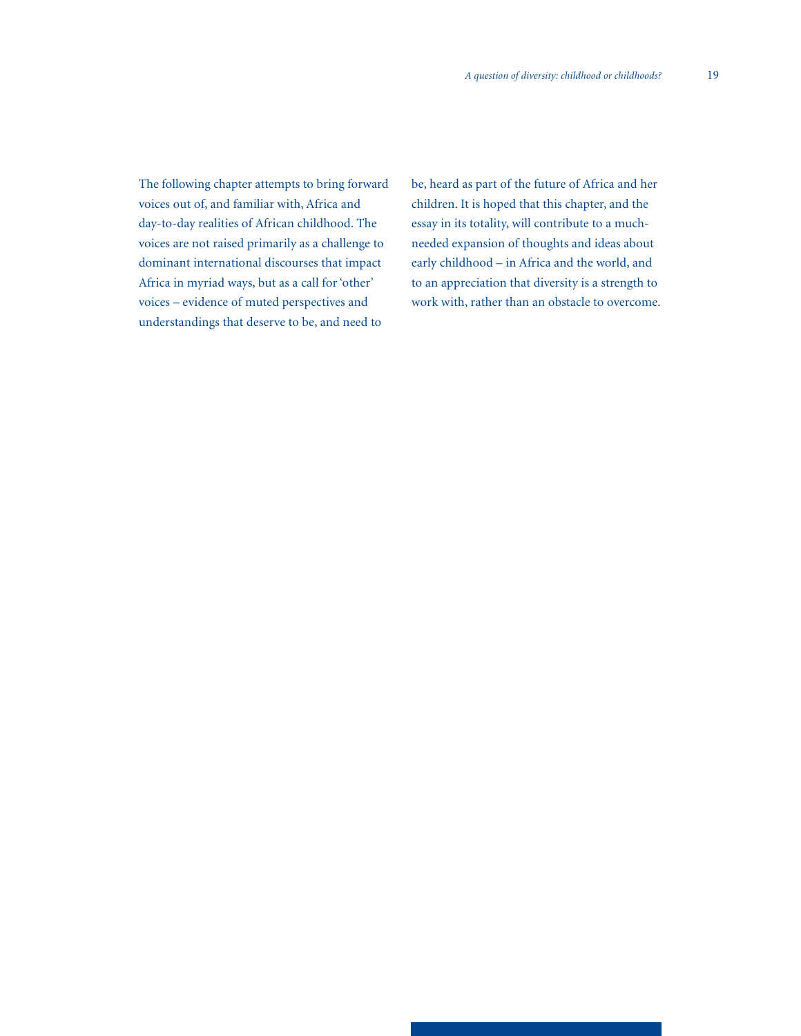The following chapter attempts to bring forward voices out of, and familiar with, Africa and day-to-day realities of African childhood. The voices are not raised primarily as a challenge to dominant international discourses that impact Africa in myriad ways, but as a call for 'other' voices – evidence of muted perspectives and understandings that deserve to be, and need to be, heard as part of the future of Africa and her children. It is hoped that this chapter, and the essay in its totality, will contribute to a much-needed expansion of thoughts and ideas about early childhood – in Africa and the world, and to an appreciation that diversity is a strength to work with, rather than an obstacle to overcome.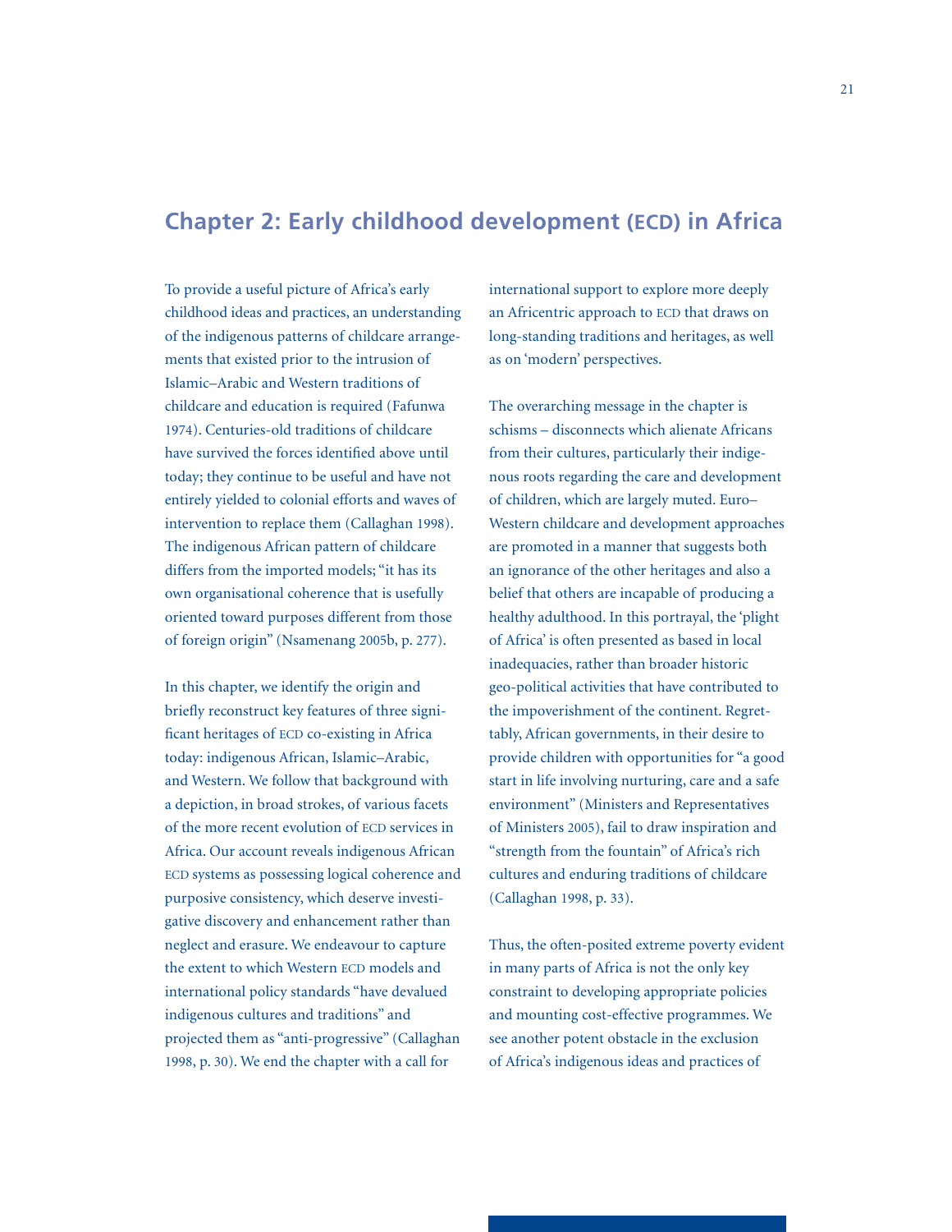# Chapter 2: Early childhood development (ECD) in Africa

To provide a useful picture of Africa's early childhood ideas and practices, an understanding of the indigenous patterns of childcare arrangements that existed prior to the intrusion of Islamic–Arabic and Western traditions of childcare and education is required (Fafunwa 1974). Centuries-old traditions of childcare have survived the forces identified above until today; they continue to be useful and have not entirely yielded to colonial efforts and waves of intervention to replace them (Callaghan 1998). The indigenous African pattern of childcare differs from the imported models; "it has its own organisational coherence that is usefully oriented toward purposes different from those of foreign origin" (Nsamenang 2005b, p. 277).

In this chapter, we identify the origin and briefly reconstruct key features of three significant heritages of ECD co-existing in Africa today: indigenous African, Islamic–Arabic, and Western. We follow that background with a depiction, in broad strokes, of various facets of the more recent evolution of ECD services in Africa. Our account reveals indigenous African ECD systems as possessing logical coherence and purposive consistency, which deserve investigative discovery and enhancement rather than neglect and erasure. We endeavour to capture the extent to which Western ECD models and international policy standards "have devalued indigenous cultures and traditions" and projected them as "anti-progressive" (Callaghan 1998, p. 30). We end the chapter with a call for international support to explore more deeply an Africentric approach to ECD that draws on long-standing traditions and heritages, as well as on 'modern' perspectives.

The overarching message in the chapter is schisms – disconnects which alienate Africans from their cultures, particularly their indigenous roots regarding the care and development of children, which are largely muted. Euro–Western childcare and development approaches are promoted in a manner that suggests both an ignorance of the other heritages and also a belief that others are incapable of producing a healthy adulthood. In this portrayal, the 'plight of Africa' is often presented as based in local inadequacies, rather than broader historic geo-political activities that have contributed to the impoverishment of the continent. Regrettably, African governments, in their desire to provide children with opportunities for "a good start in life involving nurturing, care and a safe environment" (Ministers and Representatives of Ministers 2005), fail to draw inspiration and "strength from the fountain" of Africa's rich cultures and enduring traditions of childcare (Callaghan 1998, p. 33).

Thus, the often-posited extreme poverty evident in many parts of Africa is not the only key constraint to developing appropriate policies and mounting cost-effective programmes. We see another potent obstacle in the exclusion of Africa's indigenous ideas and practices of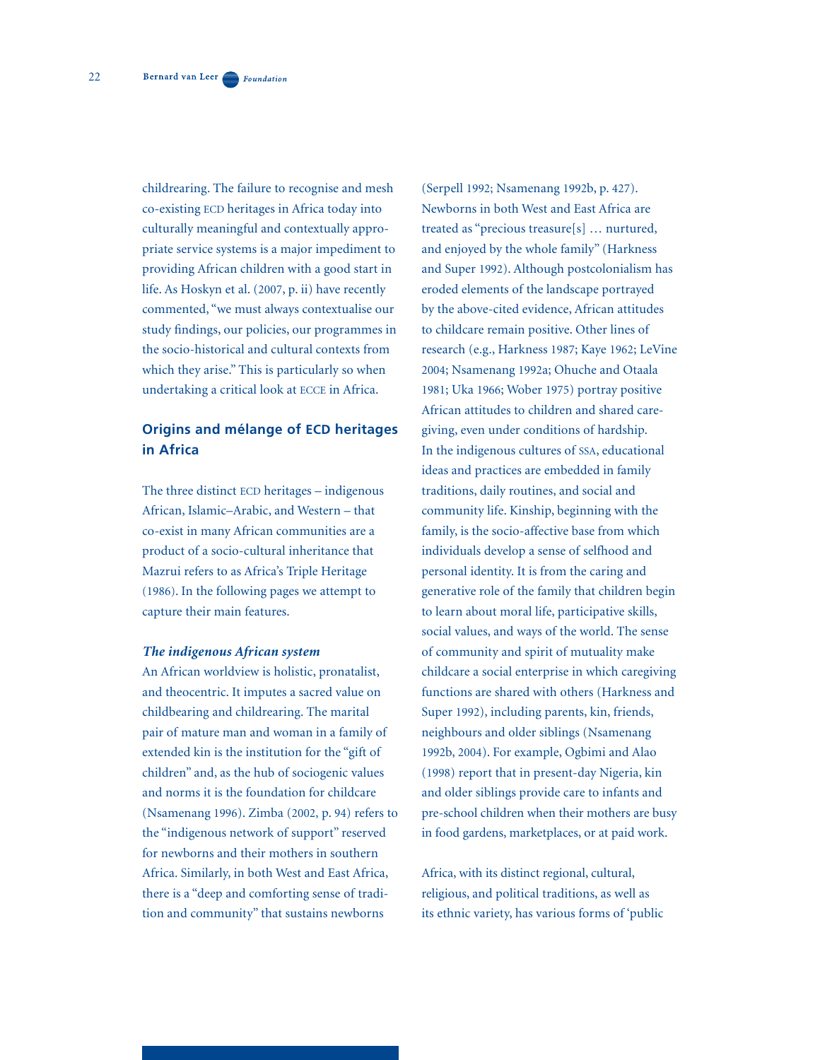childrearing. The failure to recognise and mesh co-existing ECD heritages in Africa today into culturally meaningful and contextually appropriate service systems is a major impediment to providing African children with a good start in life. As Hoskyn et al. (2007, p. ii) have recently commented, "we must always contextualise our study findings, our policies, our programmes in the socio-historical and cultural contexts from which they arise." This is particularly so when undertaking a critical look at ECCE in Africa.

## Origins and mélange of ECD heritages in Africa

The three distinct ECD heritages – indigenous African, Islamic–Arabic, and Western – that co-exist in many African communities are a product of a socio-cultural inheritance that Mazrui refers to as Africa's Triple Heritage (1986). In the following pages we attempt to capture their main features.

### *The indigenous African system*

An African worldview is holistic, pronatalist, and theocentric. It imputes a sacred value on childbearing and childrearing. The marital pair of mature man and woman in a family of extended kin is the institution for the "gift of children" and, as the hub of sociogenic values and norms it is the foundation for childcare (Nsamenang 1996). Zimba (2002, p. 94) refers to the "indigenous network of support" reserved for newborns and their mothers in southern Africa. Similarly, in both West and East Africa, there is a "deep and comforting sense of tradition and community" that sustains newborns (Serpell 1992; Nsamenang 1992b, p. 427). Newborns in both West and East Africa are treated as "precious treasure[s] … nurtured, and enjoyed by the whole family" (Harkness and Super 1992). Although postcolonialism has eroded elements of the landscape portrayed by the above-cited evidence, African attitudes to childcare remain positive. Other lines of research (e.g., Harkness 1987; Kaye 1962; LeVine 2004; Nsamenang 1992a; Ohuche and Otaala 1981; Uka 1966; Wober 1975) portray positive African attitudes to children and shared caregiving, even under conditions of hardship. In the indigenous cultures of SSA, educational ideas and practices are embedded in family traditions, daily routines, and social and community life. Kinship, beginning with the family, is the socio-affective base from which individuals develop a sense of selfhood and personal identity. It is from the caring and generative role of the family that children begin to learn about moral life, participative skills, social values, and ways of the world. The sense of community and spirit of mutuality make childcare a social enterprise in which caregiving functions are shared with others (Harkness and Super 1992), including parents, kin, friends, neighbours and older siblings (Nsamenang 1992b, 2004). For example, Ogbimi and Alao (1998) report that in present-day Nigeria, kin and older siblings provide care to infants and pre-school children when their mothers are busy in food gardens, marketplaces, or at paid work.

Africa, with its distinct regional, cultural, religious, and political traditions, as well as its ethnic variety, has various forms of 'public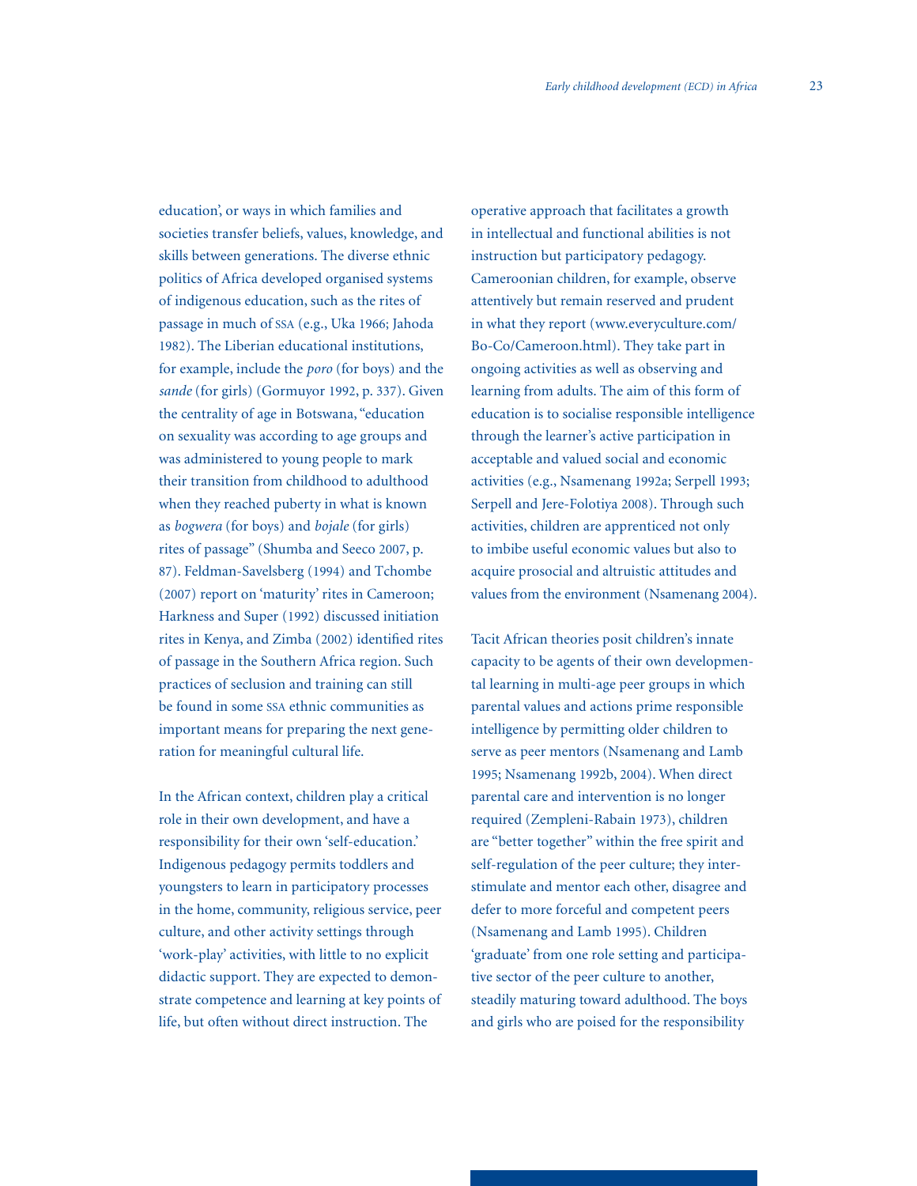education', or ways in which families and societies transfer beliefs, values, knowledge, and skills between generations. The diverse ethnic politics of Africa developed organised systems of indigenous education, such as the rites of passage in much of SSA (e.g., Uka 1966; Jahoda 1982). The Liberian educational institutions, for example, include the *poro* (for boys) and the *sande* (for girls) (Gormuyor 1992, p. 337). Given the centrality of age in Botswana, "education on sexuality was according to age groups and was administered to young people to mark their transition from childhood to adulthood when they reached puberty in what is known as *bogwera* (for boys) and *bojale* (for girls) rites of passage" (Shumba and Seeco 2007, p. 87). Feldman-Savelsberg (1994) and Tchombe (2007) report on 'maturity' rites in Cameroon; Harkness and Super (1992) discussed initiation rites in Kenya, and Zimba (2002) identified rites of passage in the Southern Africa region. Such practices of seclusion and training can still be found in some SSA ethnic communities as important means for preparing the next generation for meaningful cultural life.

In the African context, children play a critical role in their own development, and have a responsibility for their own 'self-education.' Indigenous pedagogy permits toddlers and youngsters to learn in participatory processes in the home, community, religious service, peer culture, and other activity settings through 'work-play' activities, with little to no explicit didactic support. They are expected to demonstrate competence and learning at key points of life, but often without direct instruction. The operative approach that facilitates a growth in intellectual and functional abilities is not instruction but participatory pedagogy. Cameroonian children, for example, observe attentively but remain reserved and prudent in what they report (www.everyculture.com/Bo-Co/Cameroon.html). They take part in ongoing activities as well as observing and learning from adults. The aim of this form of education is to socialise responsible intelligence through the learner's active participation in acceptable and valued social and economic activities (e.g., Nsamenang 1992a; Serpell 1993; Serpell and Jere-Folotiya 2008). Through such activities, children are apprenticed not only to imbibe useful economic values but also to acquire prosocial and altruistic attitudes and values from the environment (Nsamenang 2004).

Tacit African theories posit children's innate capacity to be agents of their own developmental learning in multi-age peer groups in which parental values and actions prime responsible intelligence by permitting older children to serve as peer mentors (Nsamenang and Lamb 1995; Nsamenang 1992b, 2004). When direct parental care and intervention is no longer required (Zempleni-Rabain 1973), children are "better together" within the free spirit and self-regulation of the peer culture; they inter-stimulate and mentor each other, disagree and defer to more forceful and competent peers (Nsamenang and Lamb 1995). Children 'graduate' from one role setting and participative sector of the peer culture to another, steadily maturing toward adulthood. The boys and girls who are poised for the responsibility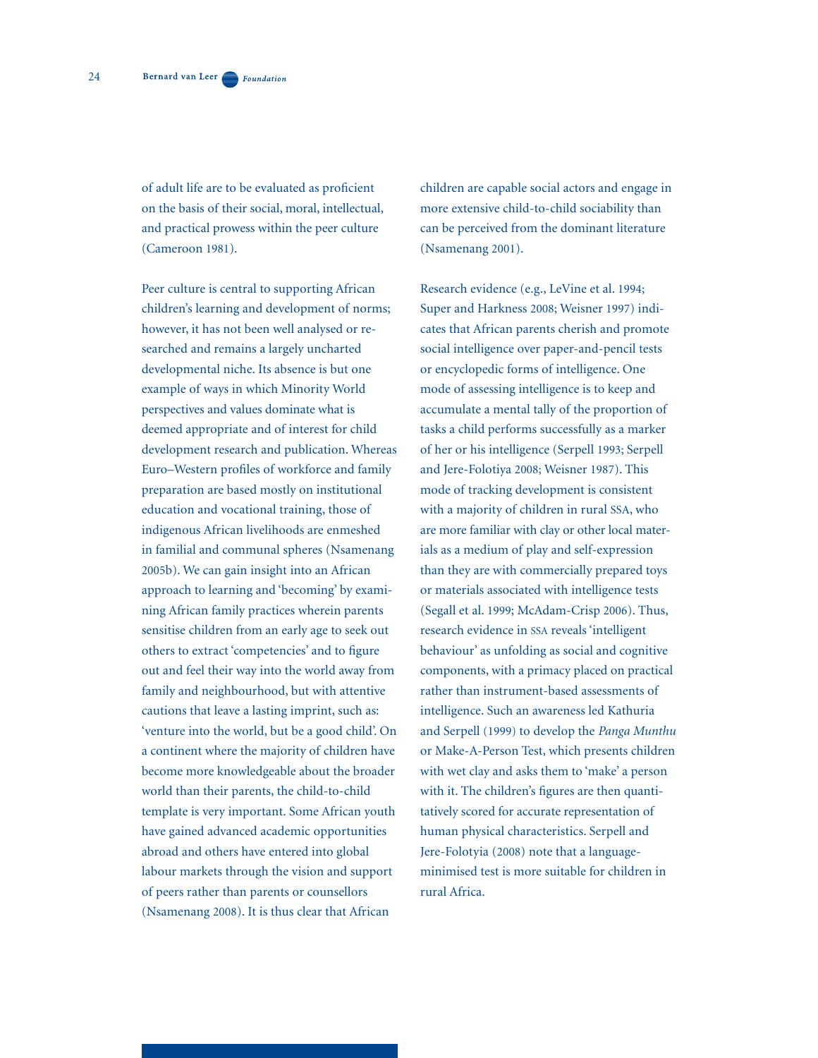of adult life are to be evaluated as proficient on the basis of their social, moral, intellectual, and practical prowess within the peer culture (Cameroon 1981).

Peer culture is central to supporting African children's learning and development of norms; however, it has not been well analysed or researched and remains a largely uncharted developmental niche. Its absence is but one example of ways in which Minority World perspectives and values dominate what is deemed appropriate and of interest for child development research and publication. Whereas Euro–Western profiles of workforce and family preparation are based mostly on institutional education and vocational training, those of indigenous African livelihoods are enmeshed in familial and communal spheres (Nsamenang 2005b). We can gain insight into an African approach to learning and 'becoming' by examining African family practices wherein parents sensitise children from an early age to seek out others to extract 'competencies' and to figure out and feel their way into the world away from family and neighbourhood, but with attentive cautions that leave a lasting imprint, such as: 'venture into the world, but be a good child'. On a continent where the majority of children have become more knowledgeable about the broader world than their parents, the child-to-child template is very important. Some African youth have gained advanced academic opportunities abroad and others have entered into global labour markets through the vision and support of peers rather than parents or counsellors (Nsamenang 2008). It is thus clear that African children are capable social actors and engage in more extensive child-to-child sociability than can be perceived from the dominant literature (Nsamenang 2001).

Research evidence (e.g., LeVine et al. 1994; Super and Harkness 2008; Weisner 1997) indicates that African parents cherish and promote social intelligence over paper-and-pencil tests or encyclopedic forms of intelligence. One mode of assessing intelligence is to keep and accumulate a mental tally of the proportion of tasks a child performs successfully as a marker of her or his intelligence (Serpell 1993; Serpell and Jere-Folotiya 2008; Weisner 1987). This mode of tracking development is consistent with a majority of children in rural SSA, who are more familiar with clay or other local materials as a medium of play and self-expression than they are with commercially prepared toys or materials associated with intelligence tests (Segall et al. 1999; McAdam-Crisp 2006). Thus, research evidence in SSA reveals 'intelligent behaviour' as unfolding as social and cognitive components, with a primacy placed on practical rather than instrument-based assessments of intelligence. Such an awareness led Kathuria and Serpell (1999) to develop the *Panga Munthu* or Make-A-Person Test, which presents children with wet clay and asks them to 'make' a person with it. The children's figures are then quantitatively scored for accurate representation of human physical characteristics. Serpell and Jere-Folotyia (2008) note that a language-minimised test is more suitable for children in rural Africa.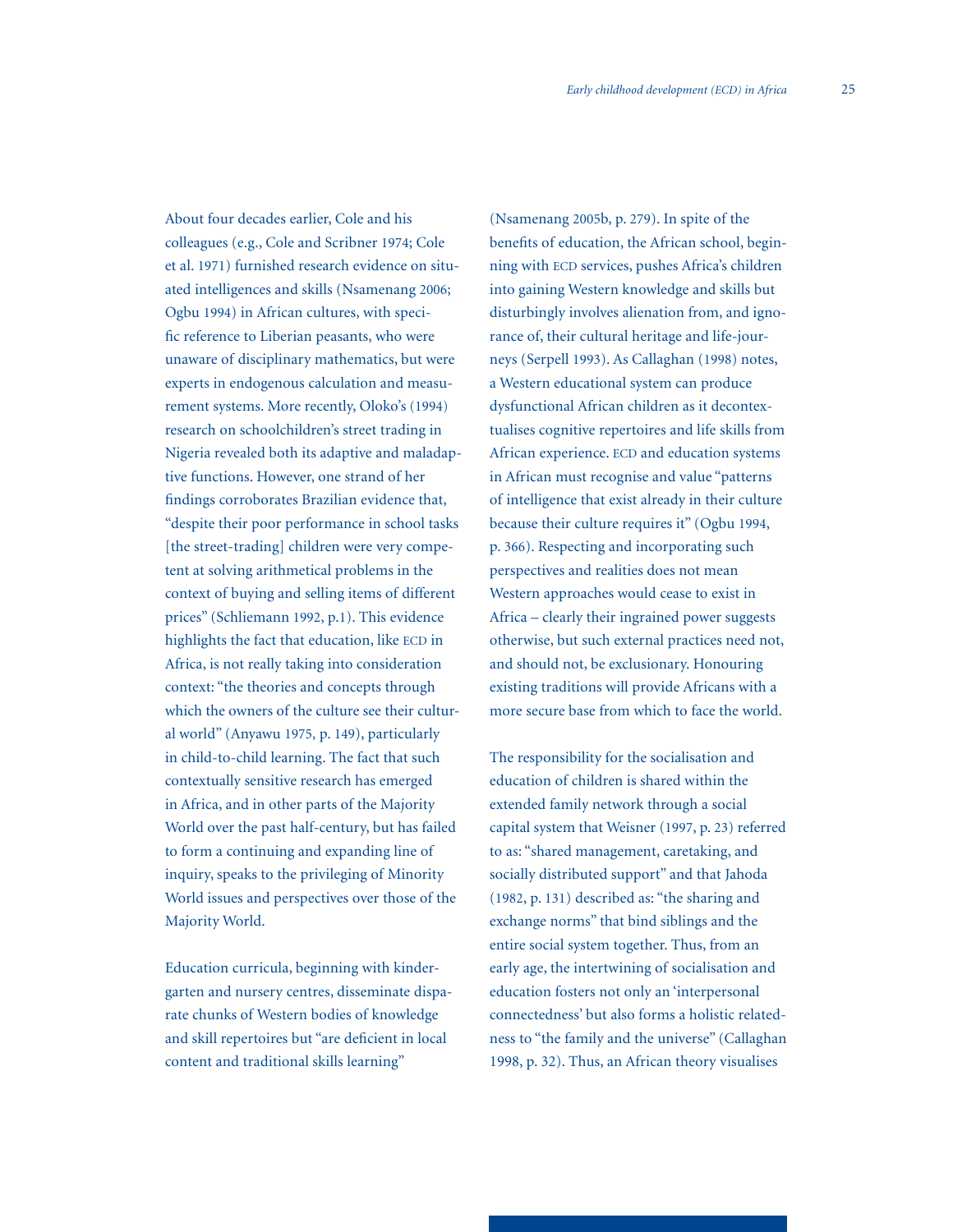About four decades earlier, Cole and his colleagues (e.g., Cole and Scribner 1974; Cole et al. 1971) furnished research evidence on situated intelligences and skills (Nsamenang 2006; Ogbu 1994) in African cultures, with specific reference to Liberian peasants, who were unaware of disciplinary mathematics, but were experts in endogenous calculation and measurement systems. More recently, Oloko's (1994) research on schoolchildren's street trading in Nigeria revealed both its adaptive and maladaptive functions. However, one strand of her findings corroborates Brazilian evidence that, "despite their poor performance in school tasks [the street-trading] children were very competent at solving arithmetical problems in the context of buying and selling items of different prices" (Schliemann 1992, p.1). This evidence highlights the fact that education, like ECD in Africa, is not really taking into consideration context: "the theories and concepts through which the owners of the culture see their cultural world" (Anyawu 1975, p. 149), particularly in child-to-child learning. The fact that such contextually sensitive research has emerged in Africa, and in other parts of the Majority World over the past half-century, but has failed to form a continuing and expanding line of inquiry, speaks to the privileging of Minority World issues and perspectives over those of the Majority World.

Education curricula, beginning with kindergarten and nursery centres, disseminate disparate chunks of Western bodies of knowledge and skill repertoires but "are deficient in local content and traditional skills learning" (Nsamenang 2005b, p. 279). In spite of the benefits of education, the African school, beginning with ECD services, pushes Africa's children into gaining Western knowledge and skills but disturbingly involves alienation from, and ignorance of, their cultural heritage and life-journeys (Serpell 1993). As Callaghan (1998) notes, a Western educational system can produce dysfunctional African children as it decontextualises cognitive repertoires and life skills from African experience. ECD and education systems in African must recognise and value "patterns of intelligence that exist already in their culture because their culture requires it" (Ogbu 1994, p. 366). Respecting and incorporating such perspectives and realities does not mean Western approaches would cease to exist in Africa – clearly their ingrained power suggests otherwise, but such external practices need not, and should not, be exclusionary. Honouring existing traditions will provide Africans with a more secure base from which to face the world.

The responsibility for the socialisation and education of children is shared within the extended family network through a social capital system that Weisner (1997, p. 23) referred to as: "shared management, caretaking, and socially distributed support" and that Jahoda (1982, p. 131) described as: "the sharing and exchange norms" that bind siblings and the entire social system together. Thus, from an early age, the intertwining of socialisation and education fosters not only an 'interpersonal connectedness' but also forms a holistic relatedness to "the family and the universe" (Callaghan 1998, p. 32). Thus, an African theory visualises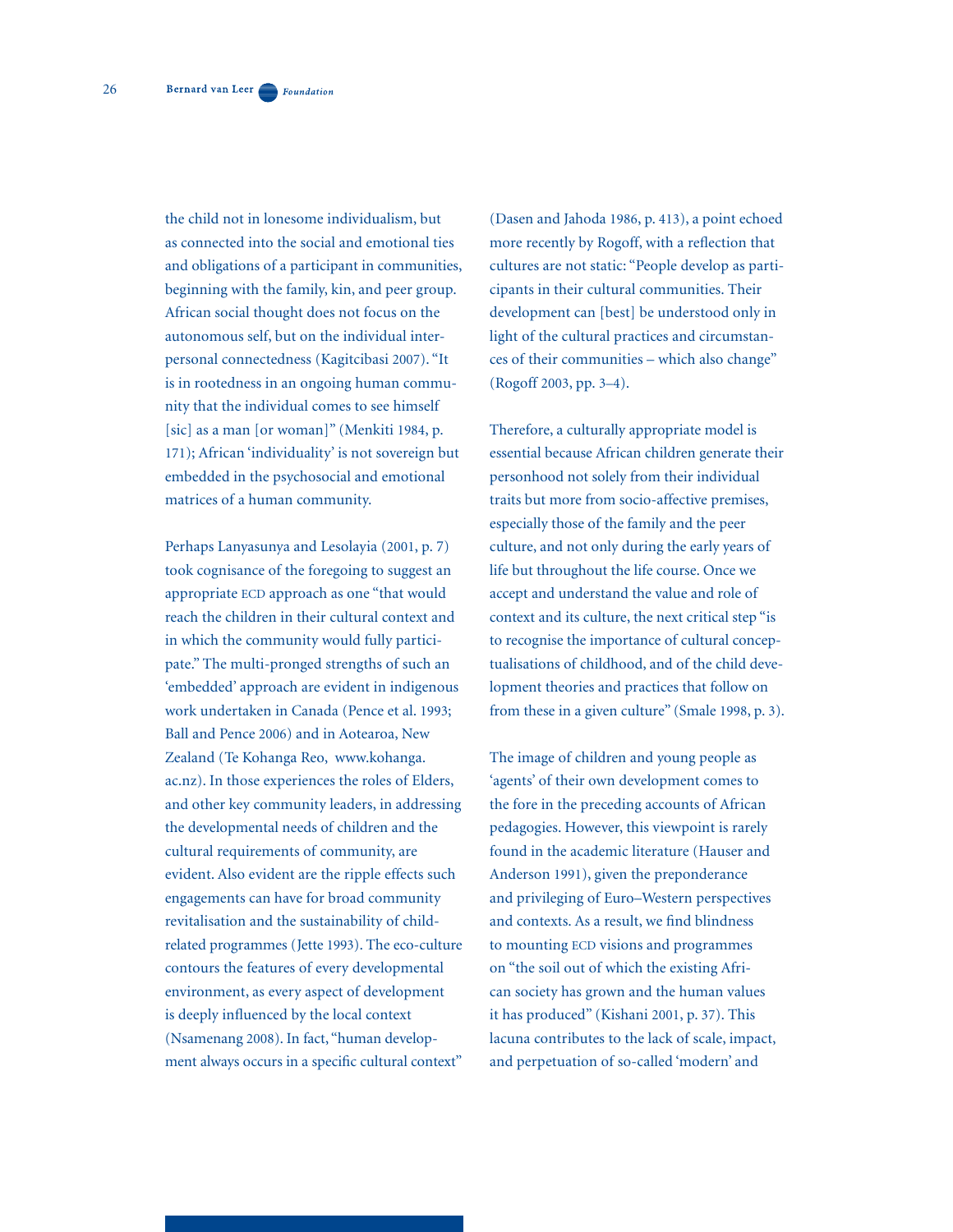the child not in lonesome individualism, but as connected into the social and emotional ties and obligations of a participant in communities, beginning with the family, kin, and peer group. African social thought does not focus on the autonomous self, but on the individual interpersonal connectedness (Kagitcibasi 2007). "It is in rootedness in an ongoing human community that the individual comes to see himself [sic] as a man [or woman]" (Menkiti 1984, p. 171); African 'individuality' is not sovereign but embedded in the psychosocial and emotional matrices of a human community.

Perhaps Lanyasunya and Lesolayia (2001, p. 7) took cognisance of the foregoing to suggest an appropriate ECD approach as one "that would reach the children in their cultural context and in which the community would fully participate." The multi-pronged strengths of such an 'embedded' approach are evident in indigenous work undertaken in Canada (Pence et al. 1993; Ball and Pence 2006) and in Aotearoa, New Zealand (Te Kohanga Reo, www.kohanga.ac.nz). In those experiences the roles of Elders, and other key community leaders, in addressing the developmental needs of children and the cultural requirements of community, are evident. Also evident are the ripple effects such engagements can have for broad community revitalisation and the sustainability of child-related programmes (Jette 1993). The eco-culture contours the features of every developmental environment, as every aspect of development is deeply influenced by the local context (Nsamenang 2008). In fact, "human development always occurs in a specific cultural context" (Dasen and Jahoda 1986, p. 413), a point echoed more recently by Rogoff, with a reflection that cultures are not static: "People develop as participants in their cultural communities. Their development can [best] be understood only in light of the cultural practices and circumstances of their communities – which also change" (Rogoff 2003, pp. 3–4).

Therefore, a culturally appropriate model is essential because African children generate their personhood not solely from their individual traits but more from socio-affective premises, especially those of the family and the peer culture, and not only during the early years of life but throughout the life course. Once we accept and understand the value and role of context and its culture, the next critical step "is to recognise the importance of cultural conceptualisations of childhood, and of the child development theories and practices that follow on from these in a given culture" (Smale 1998, p. 3).

The image of children and young people as 'agents' of their own development comes to the fore in the preceding accounts of African pedagogies. However, this viewpoint is rarely found in the academic literature (Hauser and Anderson 1991), given the preponderance and privileging of Euro–Western perspectives and contexts. As a result, we find blindness to mounting ECD visions and programmes on "the soil out of which the existing African society has grown and the human values it has produced" (Kishani 2001, p. 37). This lacuna contributes to the lack of scale, impact, and perpetuation of so-called 'modern' and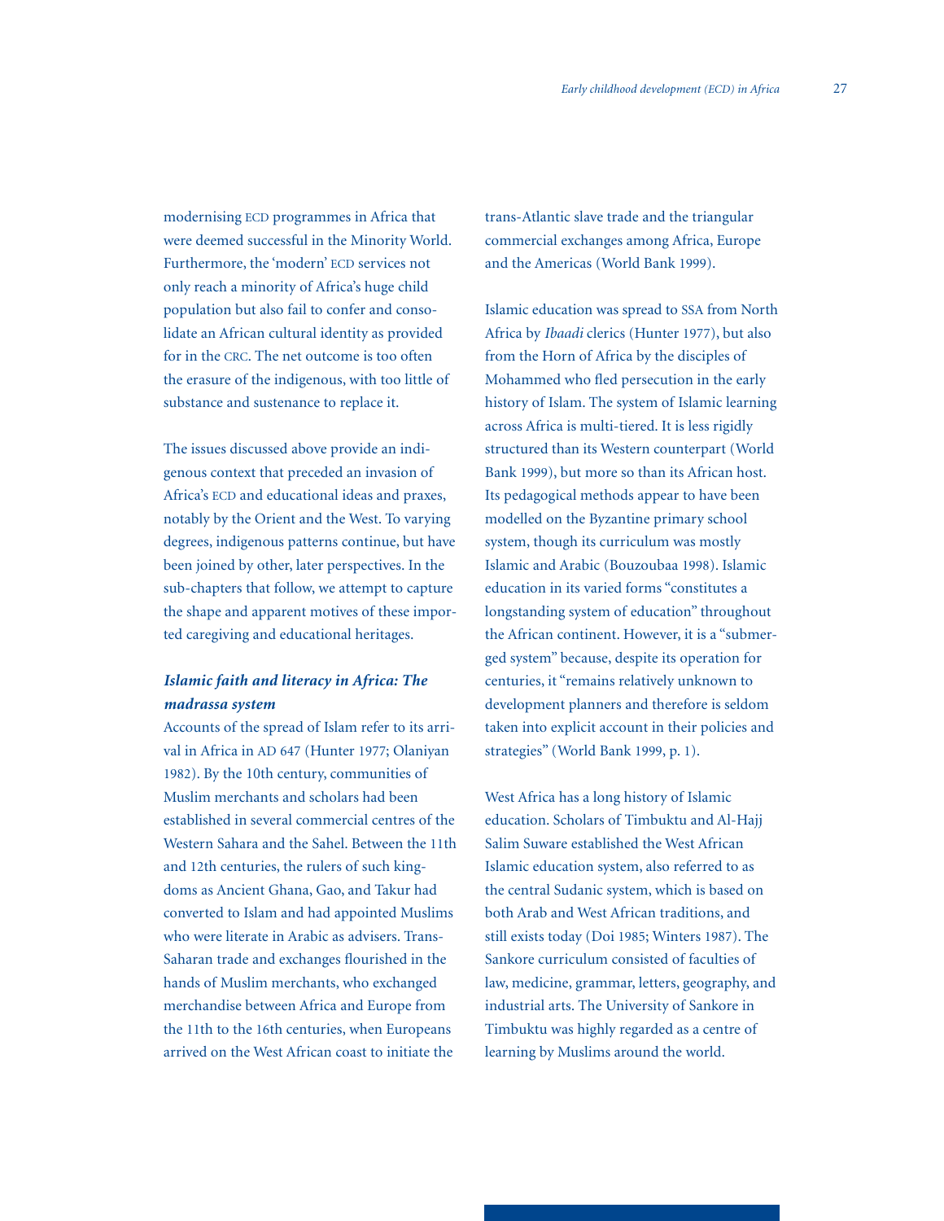modernising ECD programmes in Africa that were deemed successful in the Minority World. Furthermore, the 'modern' ECD services not only reach a minority of Africa's huge child population but also fail to confer and consolidate an African cultural identity as provided for in the CRC. The net outcome is too often the erasure of the indigenous, with too little of substance and sustenance to replace it.

The issues discussed above provide an indigenous context that preceded an invasion of Africa's ECD and educational ideas and praxes, notably by the Orient and the West. To varying degrees, indigenous patterns continue, but have been joined by other, later perspectives. In the sub-chapters that follow, we attempt to capture the shape and apparent motives of these imported caregiving and educational heritages.

### *Islamic faith and literacy in Africa: The madrassa system*

Accounts of the spread of Islam refer to its arrival in Africa in AD 647 (Hunter 1977; Olaniyan 1982). By the 10th century, communities of Muslim merchants and scholars had been established in several commercial centres of the Western Sahara and the Sahel. Between the 11th and 12th centuries, the rulers of such kingdoms as Ancient Ghana, Gao, and Takur had converted to Islam and had appointed Muslims who were literate in Arabic as advisers. Trans-Saharan trade and exchanges flourished in the hands of Muslim merchants, who exchanged merchandise between Africa and Europe from the 11th to the 16th centuries, when Europeans arrived on the West African coast to initiate the trans-Atlantic slave trade and the triangular commercial exchanges among Africa, Europe and the Americas (World Bank 1999).

Islamic education was spread to SSA from North Africa by *Ibaadi* clerics (Hunter 1977), but also from the Horn of Africa by the disciples of Mohammed who fled persecution in the early history of Islam. The system of Islamic learning across Africa is multi-tiered. It is less rigidly structured than its Western counterpart (World Bank 1999), but more so than its African host. Its pedagogical methods appear to have been modelled on the Byzantine primary school system, though its curriculum was mostly Islamic and Arabic (Bouzoubaa 1998). Islamic education in its varied forms "constitutes a longstanding system of education" throughout the African continent. However, it is a "submerged system" because, despite its operation for centuries, it "remains relatively unknown to development planners and therefore is seldom taken into explicit account in their policies and strategies" (World Bank 1999, p. 1).

West Africa has a long history of Islamic education. Scholars of Timbuktu and Al-Hajj Salim Suware established the West African Islamic education system, also referred to as the central Sudanic system, which is based on both Arab and West African traditions, and still exists today (Doi 1985; Winters 1987). The Sankore curriculum consisted of faculties of law, medicine, grammar, letters, geography, and industrial arts. The University of Sankore in Timbuktu was highly regarded as a centre of learning by Muslims around the world.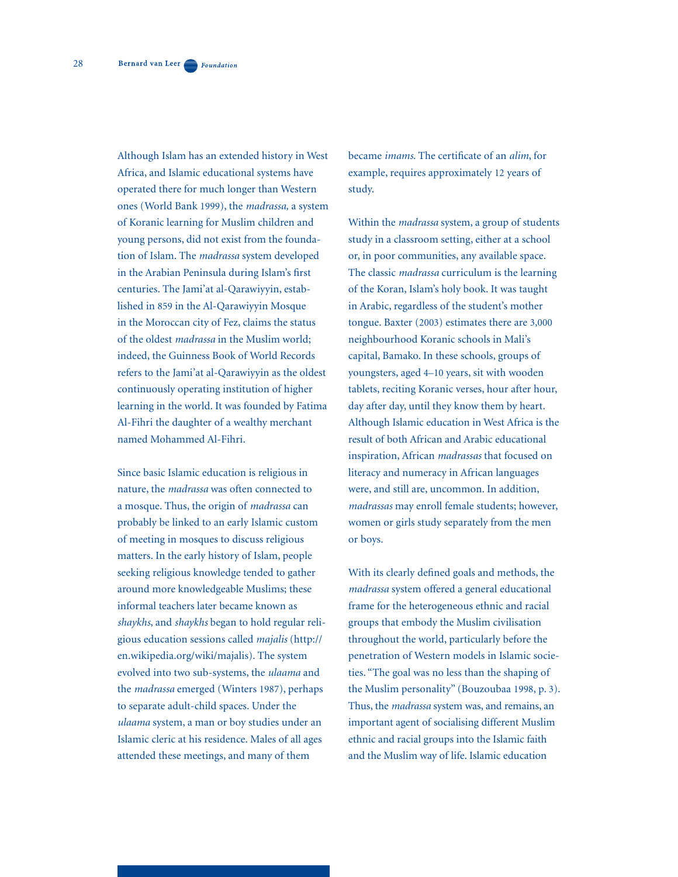Although Islam has an extended history in West Africa, and Islamic educational systems have operated there for much longer than Western ones (World Bank 1999), the *madrassa,* a system of Koranic learning for Muslim children and young persons, did not exist from the foundation of Islam. The *madrassa* system developed in the Arabian Peninsula during Islam's first centuries. The Jami'at al-Qarawiyyin, established in 859 in the Al-Qarawiyyin Mosque in the Moroccan city of Fez, claims the status of the oldest *madrassa* in the Muslim world; indeed, the Guinness Book of World Records refers to the Jami'at al-Qarawiyyin as the oldest continuously operating institution of higher learning in the world. It was founded by Fatima Al-Fihri the daughter of a wealthy merchant named Mohammed Al-Fihri.

Since basic Islamic education is religious in nature, the *madrassa* was often connected to a mosque. Thus, the origin of *madrassa* can probably be linked to an early Islamic custom of meeting in mosques to discuss religious matters. In the early history of Islam, people seeking religious knowledge tended to gather around more knowledgeable Muslims; these informal teachers later became known as *shaykhs*, and *shaykhs* began to hold regular religious education sessions called *majalis* (http://en.wikipedia.org/wiki/majalis). The system evolved into two sub-systems, the *ulaama* and the *madrassa* emerged (Winters 1987), perhaps to separate adult-child spaces. Under the *ulaama* system, a man or boy studies under an Islamic cleric at his residence. Males of all ages attended these meetings, and many of them became *imams*. The certificate of an *alim*, for example, requires approximately 12 years of study.

Within the *madrassa* system, a group of students study in a classroom setting, either at a school or, in poor communities, any available space. The classic *madrassa* curriculum is the learning of the Koran, Islam's holy book. It was taught in Arabic, regardless of the student's mother tongue. Baxter (2003) estimates there are 3,000 neighbourhood Koranic schools in Mali's capital, Bamako. In these schools, groups of youngsters, aged 4–10 years, sit with wooden tablets, reciting Koranic verses, hour after hour, day after day, until they know them by heart. Although Islamic education in West Africa is the result of both African and Arabic educational inspiration, African *madrassas* that focused on literacy and numeracy in African languages were, and still are, uncommon. In addition, *madrassas* may enroll female students; however, women or girls study separately from the men or boys.

With its clearly defined goals and methods, the *madrassa* system offered a general educational frame for the heterogeneous ethnic and racial groups that embody the Muslim civilisation throughout the world, particularly before the penetration of Western models in Islamic societies. "The goal was no less than the shaping of the Muslim personality" (Bouzoubaa 1998, p. 3). Thus, the *madrassa* system was, and remains, an important agent of socialising different Muslim ethnic and racial groups into the Islamic faith and the Muslim way of life. Islamic education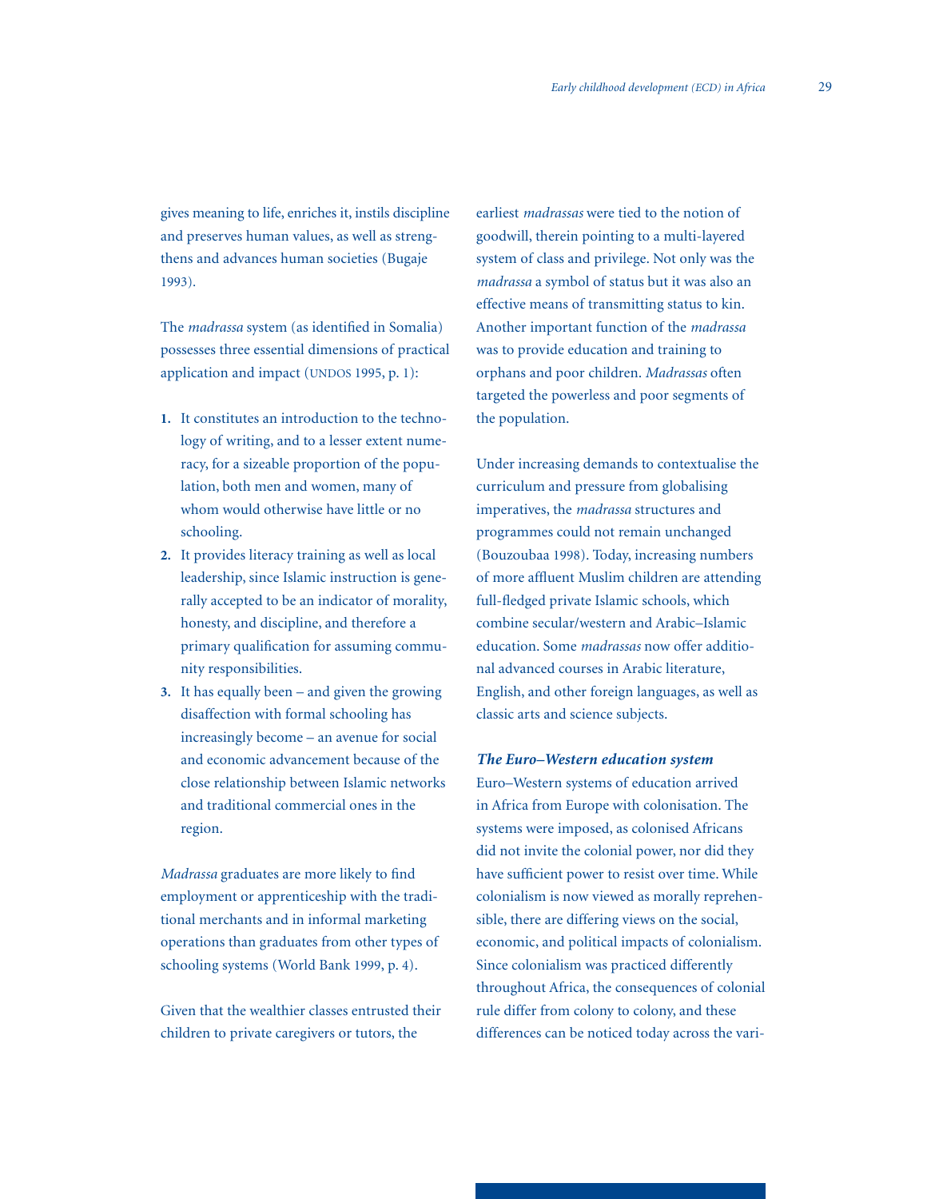gives meaning to life, enriches it, instils discipline and preserves human values, as well as strengthens and advances human societies (Bugaje 1993).

The *madrassa* system (as identified in Somalia) possesses three essential dimensions of practical application and impact (UNDOS 1995, p. 1):

1. It constitutes an introduction to the technology of writing, and to a lesser extent numeracy, for a sizeable proportion of the population, both men and women, many of whom would otherwise have little or no schooling.
2. It provides literacy training as well as local leadership, since Islamic instruction is generally accepted to be an indicator of morality, honesty, and discipline, and therefore a primary qualification for assuming community responsibilities.
3. It has equally been – and given the growing disaffection with formal schooling has increasingly become – an avenue for social and economic advancement because of the close relationship between Islamic networks and traditional commercial ones in the region.

*Madrassa* graduates are more likely to find employment or apprenticeship with the traditional merchants and in informal marketing operations than graduates from other types of schooling systems (World Bank 1999, p. 4).

Given that the wealthier classes entrusted their children to private caregivers or tutors, the earliest *madrassas* were tied to the notion of goodwill, therein pointing to a multi-layered system of class and privilege. Not only was the *madrassa* a symbol of status but it was also an effective means of transmitting status to kin. Another important function of the *madrassa* was to provide education and training to orphans and poor children. *Madrassas* often targeted the powerless and poor segments of the population.

Under increasing demands to contextualise the curriculum and pressure from globalising imperatives, the *madrassa* structures and programmes could not remain unchanged (Bouzoubaa 1998). Today, increasing numbers of more affluent Muslim children are attending full-fledged private Islamic schools, which combine secular/western and Arabic–Islamic education. Some *madrassas* now offer additional advanced courses in Arabic literature, English, and other foreign languages, as well as classic arts and science subjects.

***The Euro–Western education system***

Euro–Western systems of education arrived in Africa from Europe with colonisation. The systems were imposed, as colonised Africans did not invite the colonial power, nor did they have sufficient power to resist over time. While colonialism is now viewed as morally reprehensible, there are differing views on the social, economic, and political impacts of colonialism. Since colonialism was practiced differently throughout Africa, the consequences of colonial rule differ from colony to colony, and these differences can be noticed today across the vari-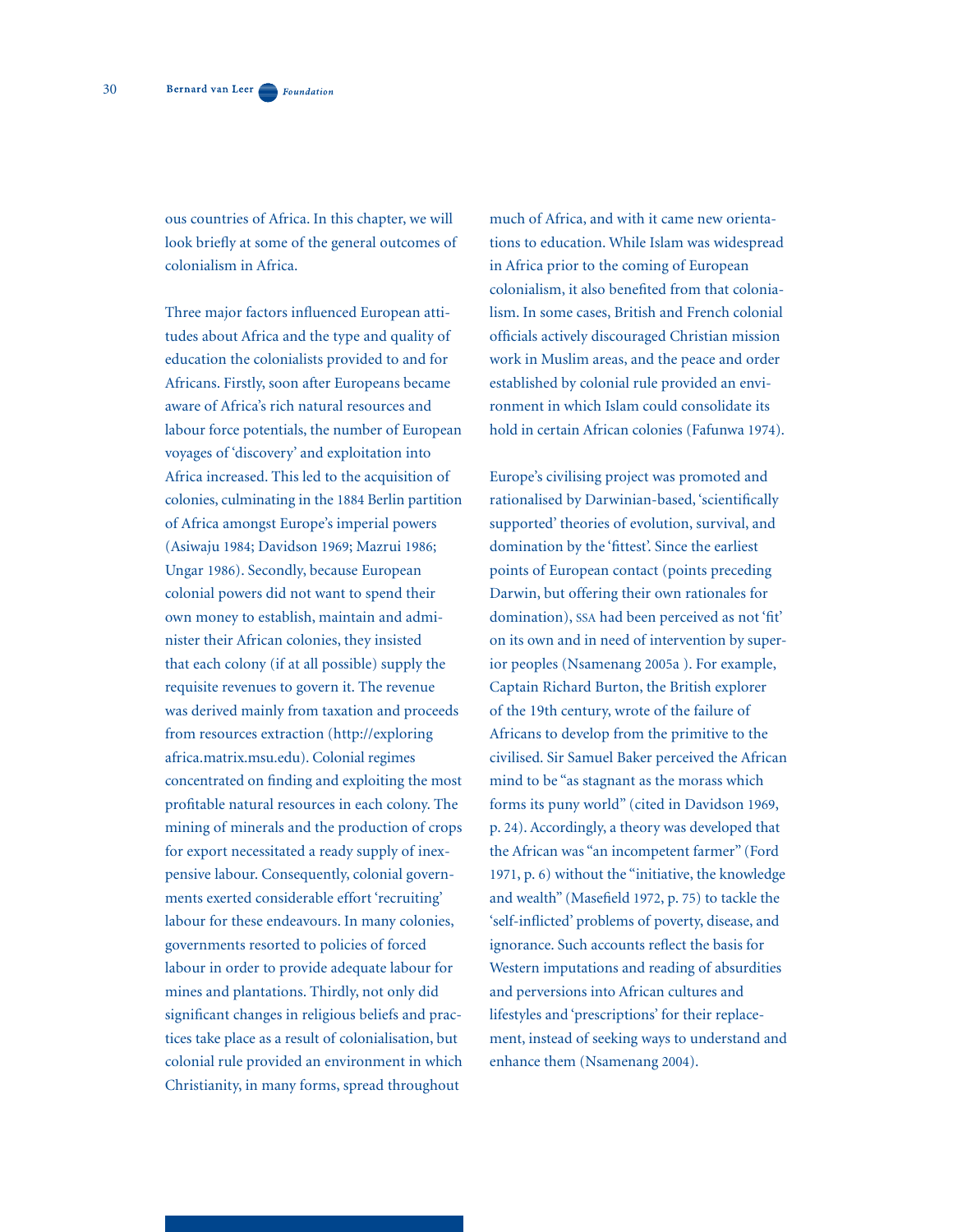ous countries of Africa. In this chapter, we will look briefly at some of the general outcomes of colonialism in Africa.

Three major factors influenced European attitudes about Africa and the type and quality of education the colonialists provided to and for Africans. Firstly, soon after Europeans became aware of Africa's rich natural resources and labour force potentials, the number of European voyages of 'discovery' and exploitation into Africa increased. This led to the acquisition of colonies, culminating in the 1884 Berlin partition of Africa amongst Europe's imperial powers (Asiwaju 1984; Davidson 1969; Mazrui 1986; Ungar 1986). Secondly, because European colonial powers did not want to spend their own money to establish, maintain and administer their African colonies, they insisted that each colony (if at all possible) supply the requisite revenues to govern it. The revenue was derived mainly from taxation and proceeds from resources extraction (http://exploringafrica.matrix.msu.edu). Colonial regimes concentrated on finding and exploiting the most profitable natural resources in each colony. The mining of minerals and the production of crops for export necessitated a ready supply of inexpensive labour. Consequently, colonial governments exerted considerable effort 'recruiting' labour for these endeavours. In many colonies, governments resorted to policies of forced labour in order to provide adequate labour for mines and plantations. Thirdly, not only did significant changes in religious beliefs and practices take place as a result of colonialisation, but colonial rule provided an environment in which Christianity, in many forms, spread throughout much of Africa, and with it came new orientations to education. While Islam was widespread in Africa prior to the coming of European colonialism, it also benefited from that colonialism. In some cases, British and French colonial officials actively discouraged Christian mission work in Muslim areas, and the peace and order established by colonial rule provided an environment in which Islam could consolidate its hold in certain African colonies (Fafunwa 1974).

Europe's civilising project was promoted and rationalised by Darwinian-based, 'scientifically supported' theories of evolution, survival, and domination by the 'fittest'. Since the earliest points of European contact (points preceding Darwin, but offering their own rationales for domination), SSA had been perceived as not 'fit' on its own and in need of intervention by superior peoples (Nsamenang 2005a ). For example, Captain Richard Burton, the British explorer of the 19th century, wrote of the failure of Africans to develop from the primitive to the civilised. Sir Samuel Baker perceived the African mind to be "as stagnant as the morass which forms its puny world" (cited in Davidson 1969, p. 24). Accordingly, a theory was developed that the African was "an incompetent farmer" (Ford 1971, p. 6) without the "initiative, the knowledge and wealth" (Masefield 1972, p. 75) to tackle the 'self-inflicted' problems of poverty, disease, and ignorance. Such accounts reflect the basis for Western imputations and reading of absurdities and perversions into African cultures and lifestyles and 'prescriptions' for their replacement, instead of seeking ways to understand and enhance them (Nsamenang 2004).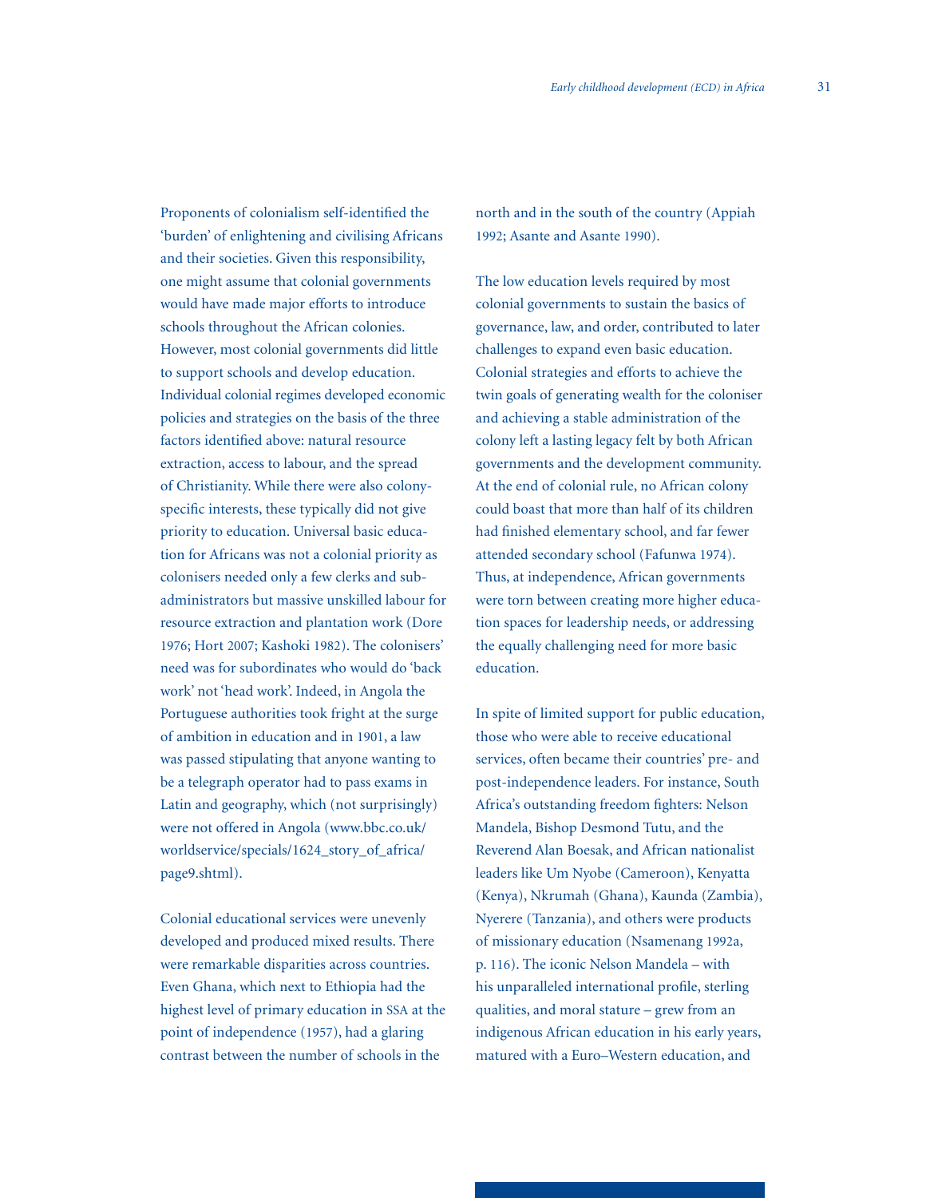Proponents of colonialism self-identified the 'burden' of enlightening and civilising Africans and their societies. Given this responsibility, one might assume that colonial governments would have made major efforts to introduce schools throughout the African colonies. However, most colonial governments did little to support schools and develop education. Individual colonial regimes developed economic policies and strategies on the basis of the three factors identified above: natural resource extraction, access to labour, and the spread of Christianity. While there were also colony-specific interests, these typically did not give priority to education. Universal basic education for Africans was not a colonial priority as colonisers needed only a few clerks and sub-administrators but massive unskilled labour for resource extraction and plantation work (Dore 1976; Hort 2007; Kashoki 1982). The colonisers' need was for subordinates who would do 'back work' not 'head work'. Indeed, in Angola the Portuguese authorities took fright at the surge of ambition in education and in 1901, a law was passed stipulating that anyone wanting to be a telegraph operator had to pass exams in Latin and geography, which (not surprisingly) were not offered in Angola (www.bbc.co.uk/worldservice/specials/1624_story_of_africa/page9.shtml).

Colonial educational services were unevenly developed and produced mixed results. There were remarkable disparities across countries. Even Ghana, which next to Ethiopia had the highest level of primary education in SSA at the point of independence (1957), had a glaring contrast between the number of schools in the north and in the south of the country (Appiah 1992; Asante and Asante 1990).

The low education levels required by most colonial governments to sustain the basics of governance, law, and order, contributed to later challenges to expand even basic education. Colonial strategies and efforts to achieve the twin goals of generating wealth for the coloniser and achieving a stable administration of the colony left a lasting legacy felt by both African governments and the development community. At the end of colonial rule, no African colony could boast that more than half of its children had finished elementary school, and far fewer attended secondary school (Fafunwa 1974). Thus, at independence, African governments were torn between creating more higher education spaces for leadership needs, or addressing the equally challenging need for more basic education.

In spite of limited support for public education, those who were able to receive educational services, often became their countries' pre- and post-independence leaders. For instance, South Africa's outstanding freedom fighters: Nelson Mandela, Bishop Desmond Tutu, and the Reverend Alan Boesak, and African nationalist leaders like Um Nyobe (Cameroon), Kenyatta (Kenya), Nkrumah (Ghana), Kaunda (Zambia), Nyerere (Tanzania), and others were products of missionary education (Nsamenang 1992a, p. 116). The iconic Nelson Mandela – with his unparalleled international profile, sterling qualities, and moral stature – grew from an indigenous African education in his early years, matured with a Euro–Western education, and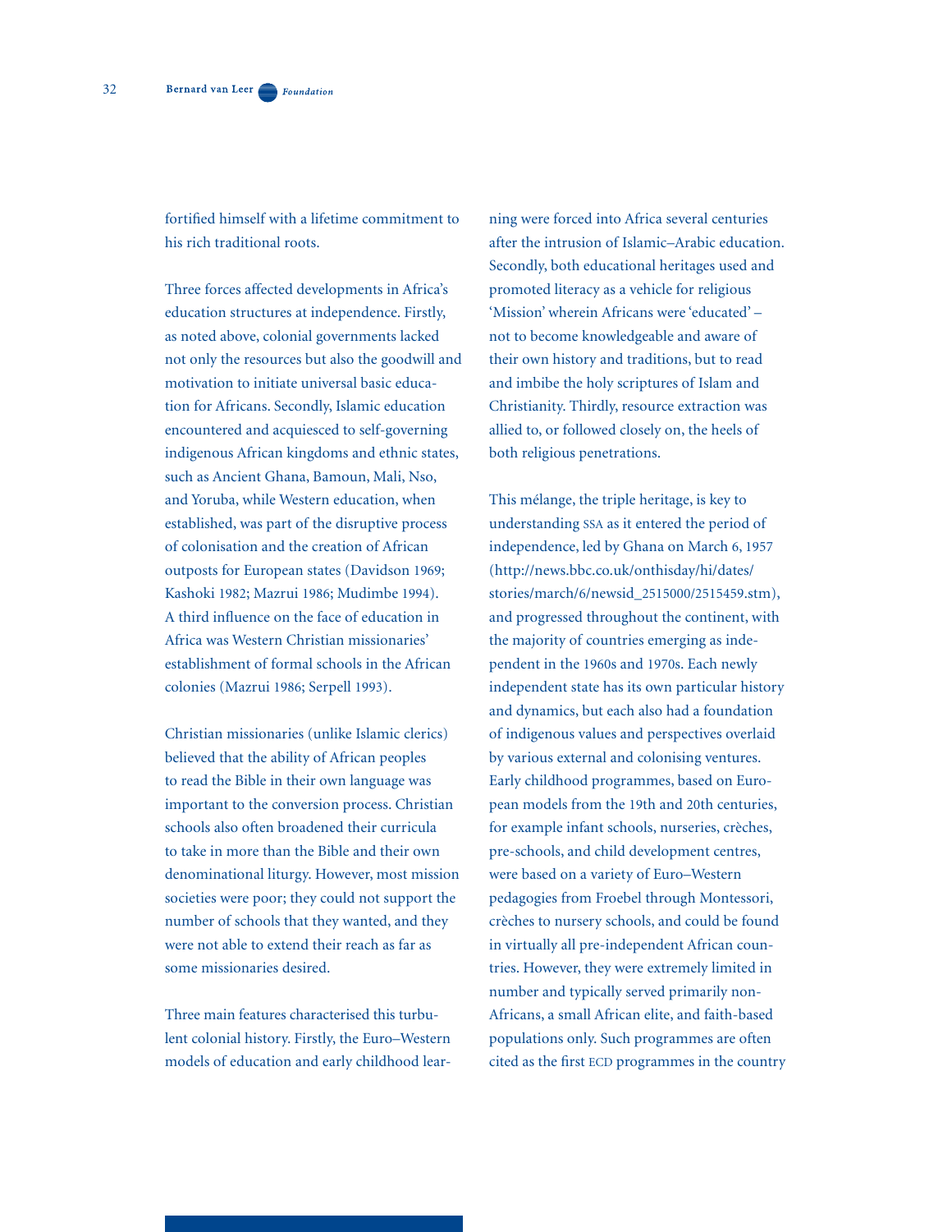fortified himself with a lifetime commitment to his rich traditional roots.

Three forces affected developments in Africa's education structures at independence. Firstly, as noted above, colonial governments lacked not only the resources but also the goodwill and motivation to initiate universal basic education for Africans. Secondly, Islamic education encountered and acquiesced to self-governing indigenous African kingdoms and ethnic states, such as Ancient Ghana, Bamoun, Mali, Nso, and Yoruba, while Western education, when established, was part of the disruptive process of colonisation and the creation of African outposts for European states (Davidson 1969; Kashoki 1982; Mazrui 1986; Mudimbe 1994). A third influence on the face of education in Africa was Western Christian missionaries' establishment of formal schools in the African colonies (Mazrui 1986; Serpell 1993).

Christian missionaries (unlike Islamic clerics) believed that the ability of African peoples to read the Bible in their own language was important to the conversion process. Christian schools also often broadened their curricula to take in more than the Bible and their own denominational liturgy. However, most mission societies were poor; they could not support the number of schools that they wanted, and they were not able to extend their reach as far as some missionaries desired.

Three main features characterised this turbulent colonial history. Firstly, the Euro–Western models of education and early childhood learning were forced into Africa several centuries after the intrusion of Islamic–Arabic education. Secondly, both educational heritages used and promoted literacy as a vehicle for religious 'Mission' wherein Africans were 'educated' – not to become knowledgeable and aware of their own history and traditions, but to read and imbibe the holy scriptures of Islam and Christianity. Thirdly, resource extraction was allied to, or followed closely on, the heels of both religious penetrations.

This mélange, the triple heritage, is key to understanding SSA as it entered the period of independence, led by Ghana on March 6, 1957 (http://news.bbc.co.uk/onthisday/hi/dates/stories/march/6/newsid_2515000/2515459.stm), and progressed throughout the continent, with the majority of countries emerging as independent in the 1960s and 1970s. Each newly independent state has its own particular history and dynamics, but each also had a foundation of indigenous values and perspectives overlaid by various external and colonising ventures. Early childhood programmes, based on European models from the 19th and 20th centuries, for example infant schools, nurseries, crèches, pre-schools, and child development centres, were based on a variety of Euro–Western pedagogies from Froebel through Montessori, crèches to nursery schools, and could be found in virtually all pre-independent African countries. However, they were extremely limited in number and typically served primarily non-Africans, a small African elite, and faith-based populations only. Such programmes are often cited as the first ECD programmes in the country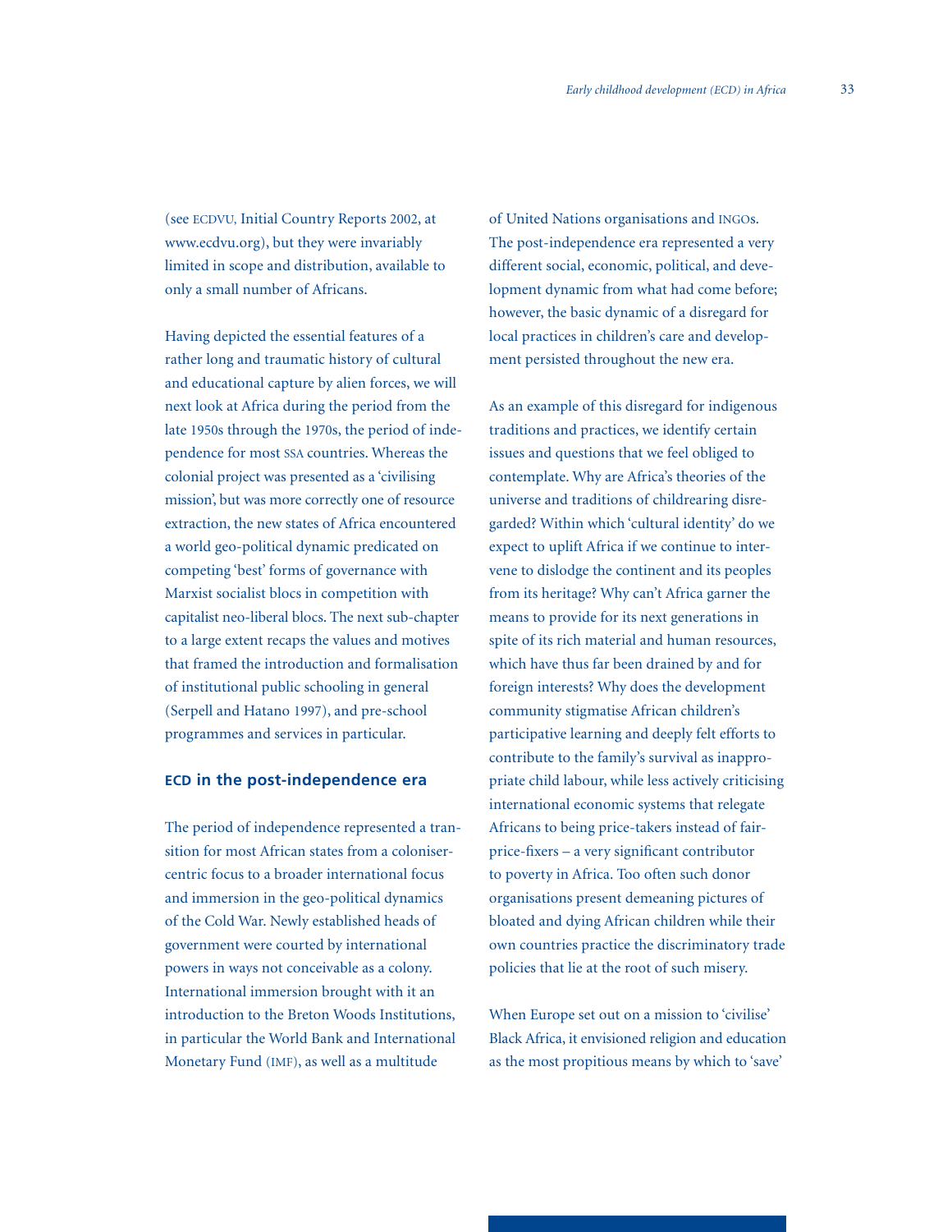(see ECDVU, Initial Country Reports 2002, at www.ecdvu.org), but they were invariably limited in scope and distribution, available to only a small number of Africans.

Having depicted the essential features of a rather long and traumatic history of cultural and educational capture by alien forces, we will next look at Africa during the period from the late 1950s through the 1970s, the period of independence for most SSA countries. Whereas the colonial project was presented as a 'civilising mission', but was more correctly one of resource extraction, the new states of Africa encountered a world geo-political dynamic predicated on competing 'best' forms of governance with Marxist socialist blocs in competition with capitalist neo-liberal blocs. The next sub-chapter to a large extent recaps the values and motives that framed the introduction and formalisation of institutional public schooling in general (Serpell and Hatano 1997), and pre-school programmes and services in particular.

## ECD in the post-independence era

The period of independence represented a transition for most African states from a coloniser-centric focus to a broader international focus and immersion in the geo-political dynamics of the Cold War. Newly established heads of government were courted by international powers in ways not conceivable as a colony. International immersion brought with it an introduction to the Breton Woods Institutions, in particular the World Bank and International Monetary Fund (IMF), as well as a multitude of United Nations organisations and INGOs. The post-independence era represented a very different social, economic, political, and development dynamic from what had come before; however, the basic dynamic of a disregard for local practices in children's care and development persisted throughout the new era.

As an example of this disregard for indigenous traditions and practices, we identify certain issues and questions that we feel obliged to contemplate. Why are Africa's theories of the universe and traditions of childrearing disregarded? Within which 'cultural identity' do we expect to uplift Africa if we continue to intervene to dislodge the continent and its peoples from its heritage? Why can't Africa garner the means to provide for its next generations in spite of its rich material and human resources, which have thus far been drained by and for foreign interests? Why does the development community stigmatise African children's participative learning and deeply felt efforts to contribute to the family's survival as inappropriate child labour, while less actively criticising international economic systems that relegate Africans to being price-takers instead of fair-price-fixers – a very significant contributor to poverty in Africa. Too often such donor organisations present demeaning pictures of bloated and dying African children while their own countries practice the discriminatory trade policies that lie at the root of such misery.

When Europe set out on a mission to 'civilise' Black Africa, it envisioned religion and education as the most propitious means by which to 'save'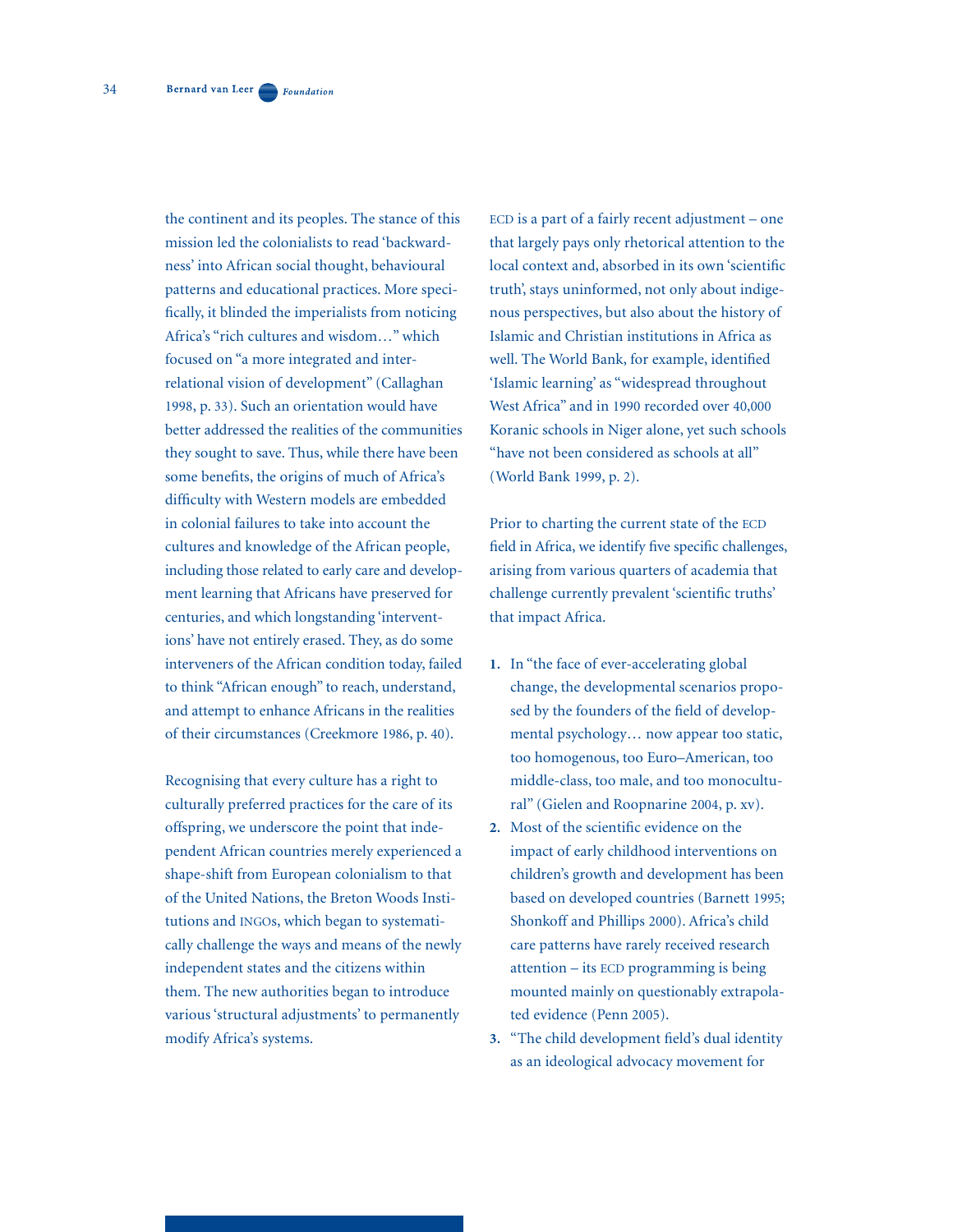the continent and its peoples. The stance of this mission led the colonialists to read 'backwardness' into African social thought, behavioural patterns and educational practices. More specifically, it blinded the imperialists from noticing Africa's "rich cultures and wisdom…" which focused on "a more integrated and interrelational vision of development" (Callaghan 1998, p. 33). Such an orientation would have better addressed the realities of the communities they sought to save. Thus, while there have been some benefits, the origins of much of Africa's difficulty with Western models are embedded in colonial failures to take into account the cultures and knowledge of the African people, including those related to early care and development learning that Africans have preserved for centuries, and which longstanding 'interventions' have not entirely erased. They, as do some interveners of the African condition today, failed to think "African enough" to reach, understand, and attempt to enhance Africans in the realities of their circumstances (Creekmore 1986, p. 40).

Recognising that every culture has a right to culturally preferred practices for the care of its offspring, we underscore the point that independent African countries merely experienced a shape-shift from European colonialism to that of the United Nations, the Breton Woods Institutions and INGOs, which began to systematically challenge the ways and means of the newly independent states and the citizens within them. The new authorities began to introduce various 'structural adjustments' to permanently modify Africa's systems.

ECD is a part of a fairly recent adjustment – one that largely pays only rhetorical attention to the local context and, absorbed in its own 'scientific truth', stays uninformed, not only about indigenous perspectives, but also about the history of Islamic and Christian institutions in Africa as well. The World Bank, for example, identified 'Islamic learning' as "widespread throughout West Africa" and in 1990 recorded over 40,000 Koranic schools in Niger alone, yet such schools "have not been considered as schools at all" (World Bank 1999, p. 2).

Prior to charting the current state of the ECD field in Africa, we identify five specific challenges, arising from various quarters of academia that challenge currently prevalent 'scientific truths' that impact Africa.

1. In "the face of ever-accelerating global change, the developmental scenarios proposed by the founders of the field of developmental psychology… now appear too static, too homogenous, too Euro–American, too middle-class, too male, and too monocultural" (Gielen and Roopnarine 2004, p. xv).
2. Most of the scientific evidence on the impact of early childhood interventions on children's growth and development has been based on developed countries (Barnett 1995; Shonkoff and Phillips 2000). Africa's child care patterns have rarely received research attention – its ECD programming is being mounted mainly on questionably extrapolated evidence (Penn 2005).
3. "The child development field's dual identity as an ideological advocacy movement for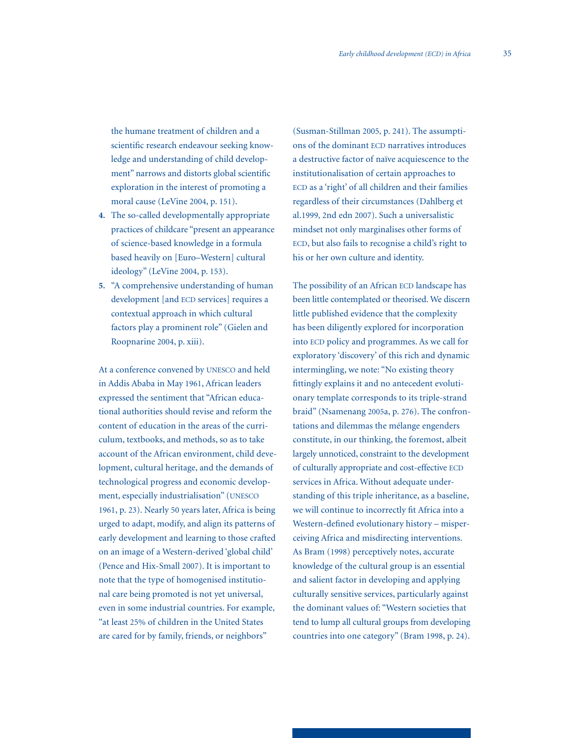the humane treatment of children and a scientific research endeavour seeking knowledge and understanding of child development" narrows and distorts global scientific exploration in the interest of promoting a moral cause (LeVine 2004, p. 151).

4. The so-called developmentally appropriate practices of childcare "present an appearance of science-based knowledge in a formula based heavily on [Euro–Western] cultural ideology" (LeVine 2004, p. 153).
5. "A comprehensive understanding of human development [and ECD services] requires a contextual approach in which cultural factors play a prominent role" (Gielen and Roopnarine 2004, p. xiii).

At a conference convened by UNESCO and held in Addis Ababa in May 1961, African leaders expressed the sentiment that "African educational authorities should revise and reform the content of education in the areas of the curriculum, textbooks, and methods, so as to take account of the African environment, child development, cultural heritage, and the demands of technological progress and economic development, especially industrialisation" (UNESCO 1961, p. 23). Nearly 50 years later, Africa is being urged to adapt, modify, and align its patterns of early development and learning to those crafted on an image of a Western-derived 'global child' (Pence and Hix-Small 2007). It is important to note that the type of homogenised institutional care being promoted is not yet universal, even in some industrial countries. For example, "at least 25% of children in the United States are cared for by family, friends, or neighbors" (Susman-Stillman 2005, p. 241). The assumptions of the dominant ECD narratives introduces a destructive factor of naïve acquiescence to the institutionalisation of certain approaches to ECD as a 'right' of all children and their families regardless of their circumstances (Dahlberg et al.1999, 2nd edn 2007). Such a universalistic mindset not only marginalises other forms of ECD, but also fails to recognise a child's right to his or her own culture and identity.

The possibility of an African ECD landscape has been little contemplated or theorised. We discern little published evidence that the complexity has been diligently explored for incorporation into ECD policy and programmes. As we call for exploratory 'discovery' of this rich and dynamic intermingling, we note: "No existing theory fittingly explains it and no antecedent evolutionary template corresponds to its triple-strand braid" (Nsamenang 2005a, p. 276). The confrontations and dilemmas the mélange engenders constitute, in our thinking, the foremost, albeit largely unnoticed, constraint to the development of culturally appropriate and cost-effective ECD services in Africa. Without adequate understanding of this triple inheritance, as a baseline, we will continue to incorrectly fit Africa into a Western-defined evolutionary history – misperceiving Africa and misdirecting interventions. As Bram (1998) perceptively notes, accurate knowledge of the cultural group is an essential and salient factor in developing and applying culturally sensitive services, particularly against the dominant values of: "Western societies that tend to lump all cultural groups from developing countries into one category" (Bram 1998, p. 24).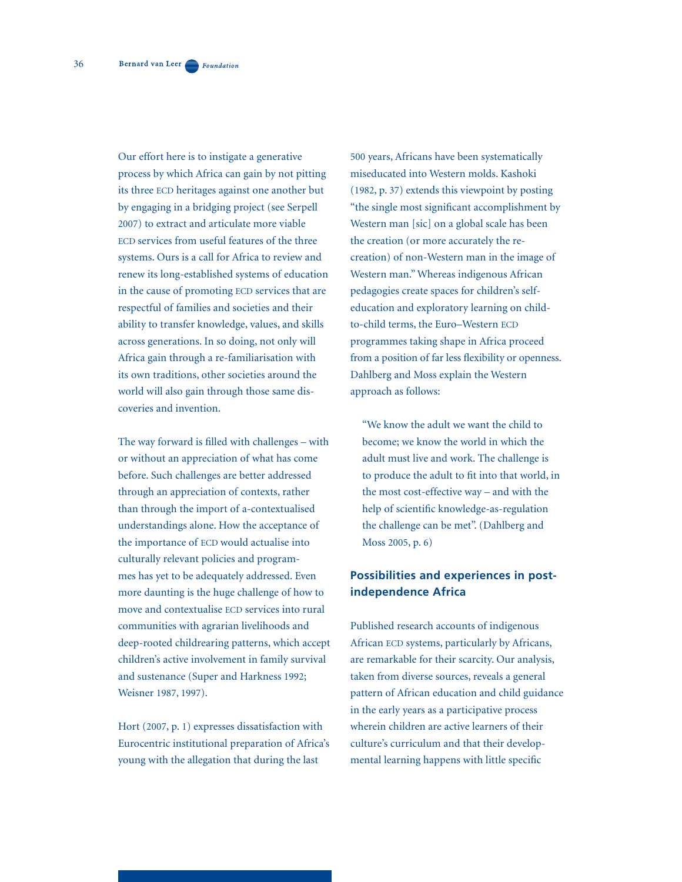Our effort here is to instigate a generative process by which Africa can gain by not pitting its three ECD heritages against one another but by engaging in a bridging project (see Serpell 2007) to extract and articulate more viable ECD services from useful features of the three systems. Ours is a call for Africa to review and renew its long-established systems of education in the cause of promoting ECD services that are respectful of families and societies and their ability to transfer knowledge, values, and skills across generations. In so doing, not only will Africa gain through a re-familiarisation with its own traditions, other societies around the world will also gain through those same discoveries and invention.

The way forward is filled with challenges – with or without an appreciation of what has come before. Such challenges are better addressed through an appreciation of contexts, rather than through the import of a-contextualised understandings alone. How the acceptance of the importance of ECD would actualise into culturally relevant policies and programmes has yet to be adequately addressed. Even more daunting is the huge challenge of how to move and contextualise ECD services into rural communities with agrarian livelihoods and deep-rooted childrearing patterns, which accept children's active involvement in family survival and sustenance (Super and Harkness 1992; Weisner 1987, 1997).

Hort (2007, p. 1) expresses dissatisfaction with Eurocentric institutional preparation of Africa's young with the allegation that during the last 500 years, Africans have been systematically miseducated into Western molds. Kashoki (1982, p. 37) extends this viewpoint by posting "the single most significant accomplishment by Western man [sic] on a global scale has been the creation (or more accurately the re-creation) of non-Western man in the image of Western man." Whereas indigenous African pedagogies create spaces for children's self-education and exploratory learning on child-to-child terms, the Euro–Western ECD programmes taking shape in Africa proceed from a position of far less flexibility or openness. Dahlberg and Moss explain the Western approach as follows:

> "We know the adult we want the child to become; we know the world in which the adult must live and work. The challenge is to produce the adult to fit into that world, in the most cost-effective way – and with the help of scientific knowledge-as-regulation the challenge can be met". (Dahlberg and Moss 2005, p. 6)

## Possibilities and experiences in post-independence Africa

Published research accounts of indigenous African ECD systems, particularly by Africans, are remarkable for their scarcity. Our analysis, taken from diverse sources, reveals a general pattern of African education and child guidance in the early years as a participative process wherein children are active learners of their culture's curriculum and that their developmental learning happens with little specific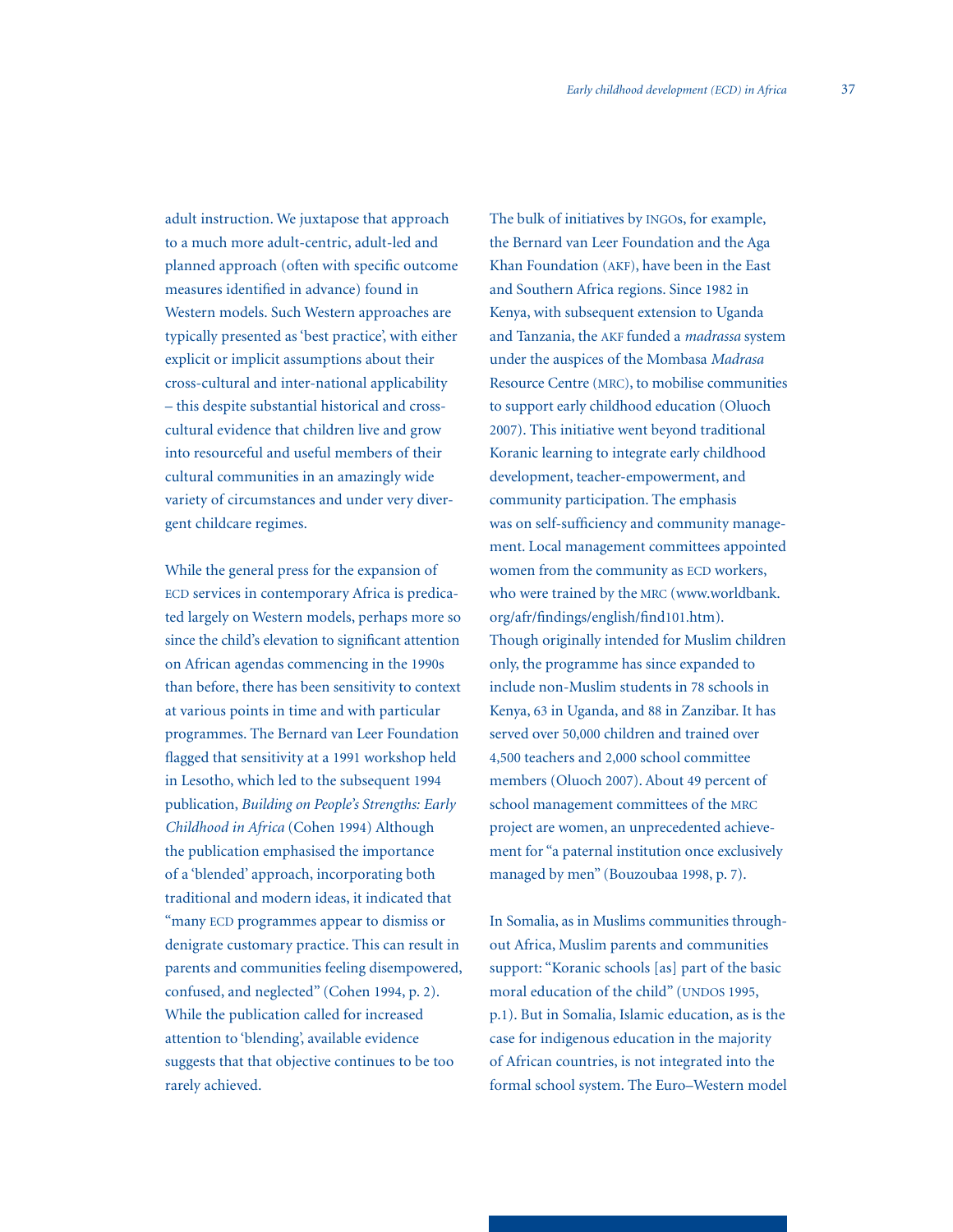adult instruction. We juxtapose that approach to a much more adult-centric, adult-led and planned approach (often with specific outcome measures identified in advance) found in Western models. Such Western approaches are typically presented as 'best practice', with either explicit or implicit assumptions about their cross-cultural and inter-national applicability – this despite substantial historical and cross-cultural evidence that children live and grow into resourceful and useful members of their cultural communities in an amazingly wide variety of circumstances and under very divergent childcare regimes.

While the general press for the expansion of ECD services in contemporary Africa is predicated largely on Western models, perhaps more so since the child's elevation to significant attention on African agendas commencing in the 1990s than before, there has been sensitivity to context at various points in time and with particular programmes. The Bernard van Leer Foundation flagged that sensitivity at a 1991 workshop held in Lesotho, which led to the subsequent 1994 publication, *Building on People's Strengths: Early Childhood in Africa* (Cohen 1994) Although the publication emphasised the importance of a 'blended' approach, incorporating both traditional and modern ideas, it indicated that "many ECD programmes appear to dismiss or denigrate customary practice. This can result in parents and communities feeling disempowered, confused, and neglected" (Cohen 1994, p. 2). While the publication called for increased attention to 'blending', available evidence suggests that that objective continues to be too rarely achieved.

The bulk of initiatives by INGOs, for example, the Bernard van Leer Foundation and the Aga Khan Foundation (AKF), have been in the East and Southern Africa regions. Since 1982 in Kenya, with subsequent extension to Uganda and Tanzania, the AKF funded a *madrassa* system under the auspices of the Mombasa *Madrasa* Resource Centre (MRC), to mobilise communities to support early childhood education (Oluoch 2007). This initiative went beyond traditional Koranic learning to integrate early childhood development, teacher-empowerment, and community participation. The emphasis was on self-sufficiency and community management. Local management committees appointed women from the community as ECD workers, who were trained by the MRC (www.worldbank.org/afr/findings/english/find101.htm). Though originally intended for Muslim children only, the programme has since expanded to include non-Muslim students in 78 schools in Kenya, 63 in Uganda, and 88 in Zanzibar. It has served over 50,000 children and trained over 4,500 teachers and 2,000 school committee members (Oluoch 2007). About 49 percent of school management committees of the MRC project are women, an unprecedented achievement for "a paternal institution once exclusively managed by men" (Bouzoubaa 1998, p. 7).

In Somalia, as in Muslims communities throughout Africa, Muslim parents and communities support: "Koranic schools [as] part of the basic moral education of the child" (UNDOS 1995, p.1). But in Somalia, Islamic education, as is the case for indigenous education in the majority of African countries, is not integrated into the formal school system. The Euro–Western model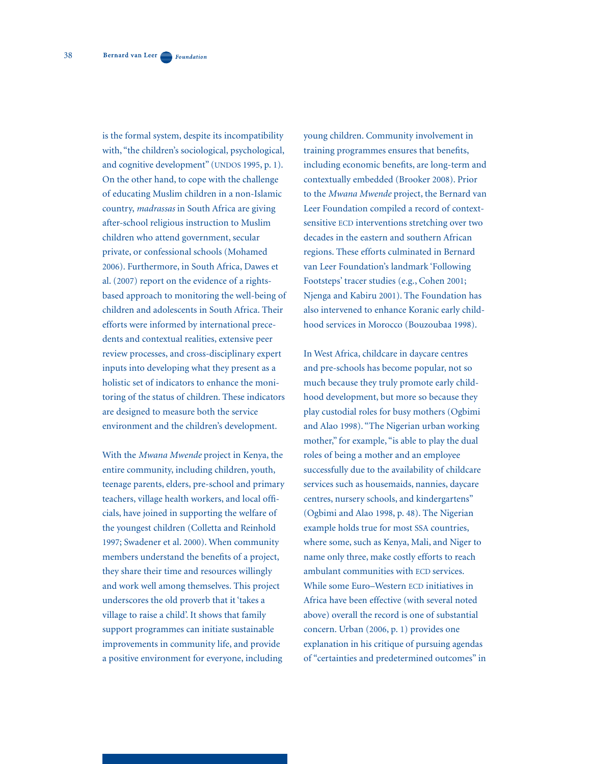is the formal system, despite its incompatibility with, "the children's sociological, psychological, and cognitive development" (UNDOS 1995, p. 1). On the other hand, to cope with the challenge of educating Muslim children in a non-Islamic country, *madrassas* in South Africa are giving after-school religious instruction to Muslim children who attend government, secular private, or confessional schools (Mohamed 2006). Furthermore, in South Africa, Dawes et al. (2007) report on the evidence of a rights-based approach to monitoring the well-being of children and adolescents in South Africa. Their efforts were informed by international precedents and contextual realities, extensive peer review processes, and cross-disciplinary expert inputs into developing what they present as a holistic set of indicators to enhance the monitoring of the status of children. These indicators are designed to measure both the service environment and the children's development.

With the *Mwana Mwende* project in Kenya, the entire community, including children, youth, teenage parents, elders, pre-school and primary teachers, village health workers, and local officials, have joined in supporting the welfare of the youngest children (Colletta and Reinhold 1997; Swadener et al. 2000). When community members understand the benefits of a project, they share their time and resources willingly and work well among themselves. This project underscores the old proverb that it 'takes a village to raise a child'. It shows that family support programmes can initiate sustainable improvements in community life, and provide a positive environment for everyone, including young children. Community involvement in training programmes ensures that benefits, including economic benefits, are long-term and contextually embedded (Brooker 2008). Prior to the *Mwana Mwende* project, the Bernard van Leer Foundation compiled a record of context-sensitive ECD interventions stretching over two decades in the eastern and southern African regions. These efforts culminated in Bernard van Leer Foundation's landmark 'Following Footsteps' tracer studies (e.g., Cohen 2001; Njenga and Kabiru 2001). The Foundation has also intervened to enhance Koranic early childhood services in Morocco (Bouzoubaa 1998).

In West Africa, childcare in daycare centres and pre-schools has become popular, not so much because they truly promote early childhood development, but more so because they play custodial roles for busy mothers (Ogbimi and Alao 1998). "The Nigerian urban working mother," for example, "is able to play the dual roles of being a mother and an employee successfully due to the availability of childcare services such as housemaids, nannies, daycare centres, nursery schools, and kindergartens" (Ogbimi and Alao 1998, p. 48). The Nigerian example holds true for most SSA countries, where some, such as Kenya, Mali, and Niger to name only three, make costly efforts to reach ambulant communities with ECD services. While some Euro–Western ECD initiatives in Africa have been effective (with several noted above) overall the record is one of substantial concern. Urban (2006, p. 1) provides one explanation in his critique of pursuing agendas of "certainties and predetermined outcomes" in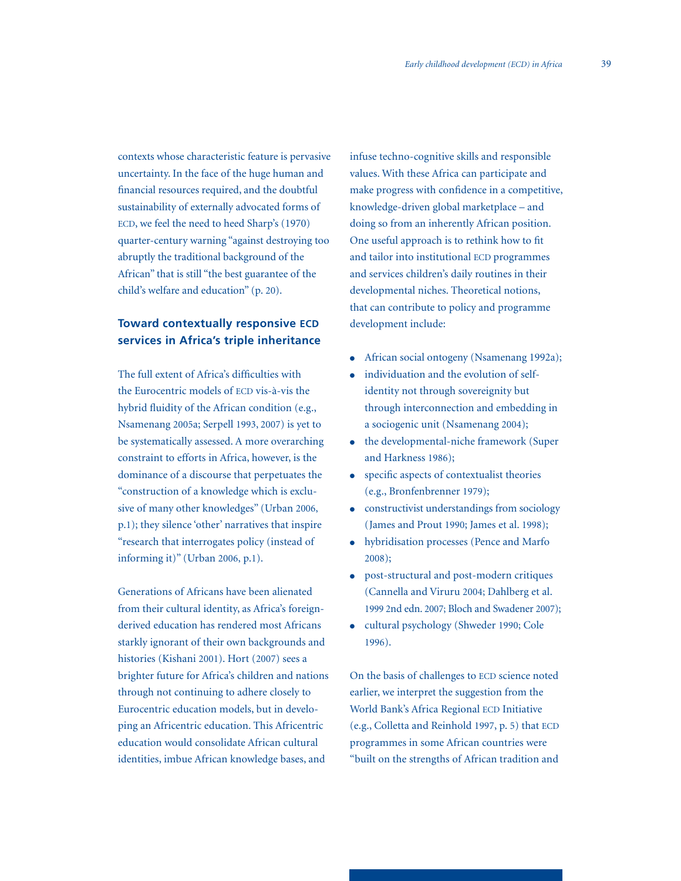contexts whose characteristic feature is pervasive uncertainty. In the face of the huge human and financial resources required, and the doubtful sustainability of externally advocated forms of ECD, we feel the need to heed Sharp's (1970) quarter-century warning "against destroying too abruptly the traditional background of the African" that is still "the best guarantee of the child's welfare and education" (p. 20).

## Toward contextually responsive ECD services in Africa's triple inheritance

The full extent of Africa's difficulties with the Eurocentric models of ECD vis-à-vis the hybrid fluidity of the African condition (e.g., Nsamenang 2005a; Serpell 1993, 2007) is yet to be systematically assessed. A more overarching constraint to efforts in Africa, however, is the dominance of a discourse that perpetuates the "construction of a knowledge which is exclusive of many other knowledges" (Urban 2006, p.1); they silence 'other' narratives that inspire "research that interrogates policy (instead of informing it)" (Urban 2006, p.1).

Generations of Africans have been alienated from their cultural identity, as Africa's foreign-derived education has rendered most Africans starkly ignorant of their own backgrounds and histories (Kishani 2001). Hort (2007) sees a brighter future for Africa's children and nations through not continuing to adhere closely to Eurocentric education models, but in developing an Africentric education. This Africentric education would consolidate African cultural identities, imbue African knowledge bases, and infuse techno-cognitive skills and responsible values. With these Africa can participate and make progress with confidence in a competitive, knowledge-driven global marketplace – and doing so from an inherently African position. One useful approach is to rethink how to fit and tailor into institutional ECD programmes and services children's daily routines in their developmental niches. Theoretical notions, that can contribute to policy and programme development include:

- African social ontogeny (Nsamenang 1992a);
- individuation and the evolution of self-identity not through sovereignity but through interconnection and embedding in a sociogenic unit (Nsamenang 2004);
- the developmental-niche framework (Super and Harkness 1986);
- specific aspects of contextualist theories (e.g., Bronfenbrenner 1979);
- constructivist understandings from sociology (James and Prout 1990; James et al. 1998);
- hybridisation processes (Pence and Marfo 2008);
- post-structural and post-modern critiques (Cannella and Viruru 2004; Dahlberg et al. 1999 2nd edn. 2007; Bloch and Swadener 2007);
- cultural psychology (Shweder 1990; Cole 1996).

On the basis of challenges to ECD science noted earlier, we interpret the suggestion from the World Bank's Africa Regional ECD Initiative (e.g., Colletta and Reinhold 1997, p. 5) that ECD programmes in some African countries were "built on the strengths of African tradition and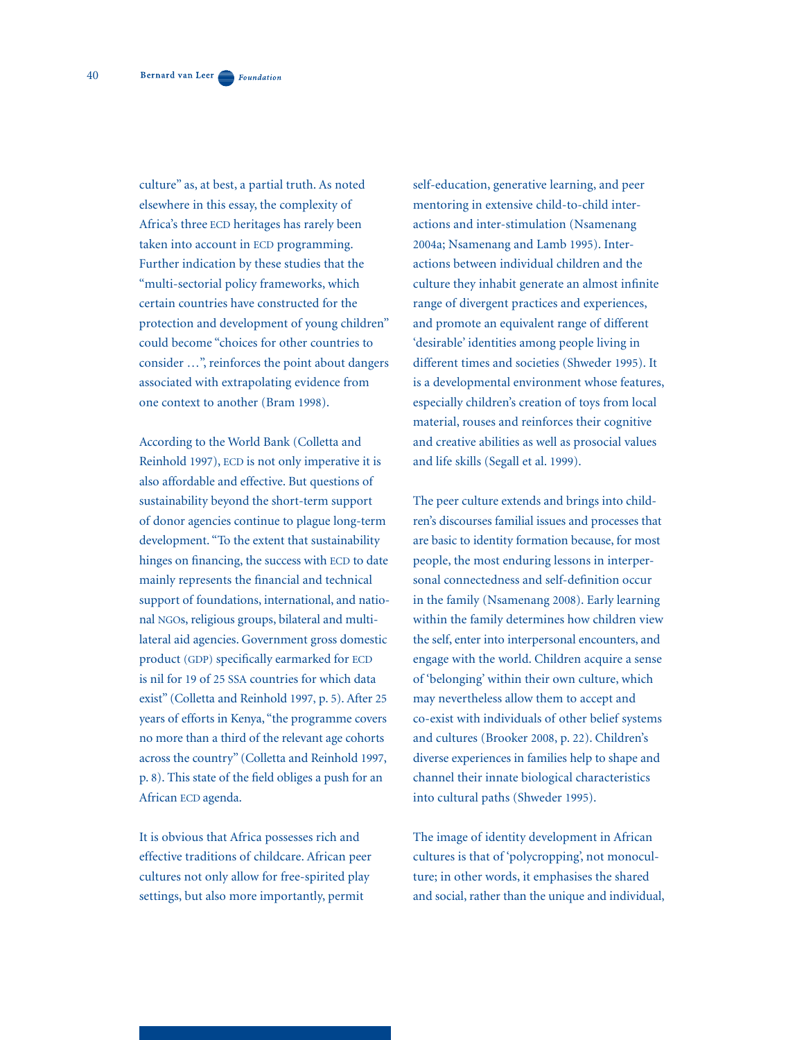culture" as, at best, a partial truth. As noted elsewhere in this essay, the complexity of Africa's three ECD heritages has rarely been taken into account in ECD programming. Further indication by these studies that the "multi-sectorial policy frameworks, which certain countries have constructed for the protection and development of young children" could become "choices for other countries to consider …", reinforces the point about dangers associated with extrapolating evidence from one context to another (Bram 1998).

According to the World Bank (Colletta and Reinhold 1997), ECD is not only imperative it is also affordable and effective. But questions of sustainability beyond the short-term support of donor agencies continue to plague long-term development. "To the extent that sustainability hinges on financing, the success with ECD to date mainly represents the financial and technical support of foundations, international, and national NGOs, religious groups, bilateral and multilateral aid agencies. Government gross domestic product (GDP) specifically earmarked for ECD is nil for 19 of 25 SSA countries for which data exist" (Colletta and Reinhold 1997, p. 5). After 25 years of efforts in Kenya, "the programme covers no more than a third of the relevant age cohorts across the country" (Colletta and Reinhold 1997, p. 8). This state of the field obliges a push for an African ECD agenda.

It is obvious that Africa possesses rich and effective traditions of childcare. African peer cultures not only allow for free-spirited play settings, but also more importantly, permit self-education, generative learning, and peer mentoring in extensive child-to-child interactions and inter-stimulation (Nsamenang 2004a; Nsamenang and Lamb 1995). Interactions between individual children and the culture they inhabit generate an almost infinite range of divergent practices and experiences, and promote an equivalent range of different 'desirable' identities among people living in different times and societies (Shweder 1995). It is a developmental environment whose features, especially children's creation of toys from local material, rouses and reinforces their cognitive and creative abilities as well as prosocial values and life skills (Segall et al. 1999).

The peer culture extends and brings into children's discourses familial issues and processes that are basic to identity formation because, for most people, the most enduring lessons in interpersonal connectedness and self-definition occur in the family (Nsamenang 2008). Early learning within the family determines how children view the self, enter into interpersonal encounters, and engage with the world. Children acquire a sense of 'belonging' within their own culture, which may nevertheless allow them to accept and co-exist with individuals of other belief systems and cultures (Brooker 2008, p. 22). Children's diverse experiences in families help to shape and channel their innate biological characteristics into cultural paths (Shweder 1995).

The image of identity development in African cultures is that of 'polycropping', not monoculture; in other words, it emphasises the shared and social, rather than the unique and individual,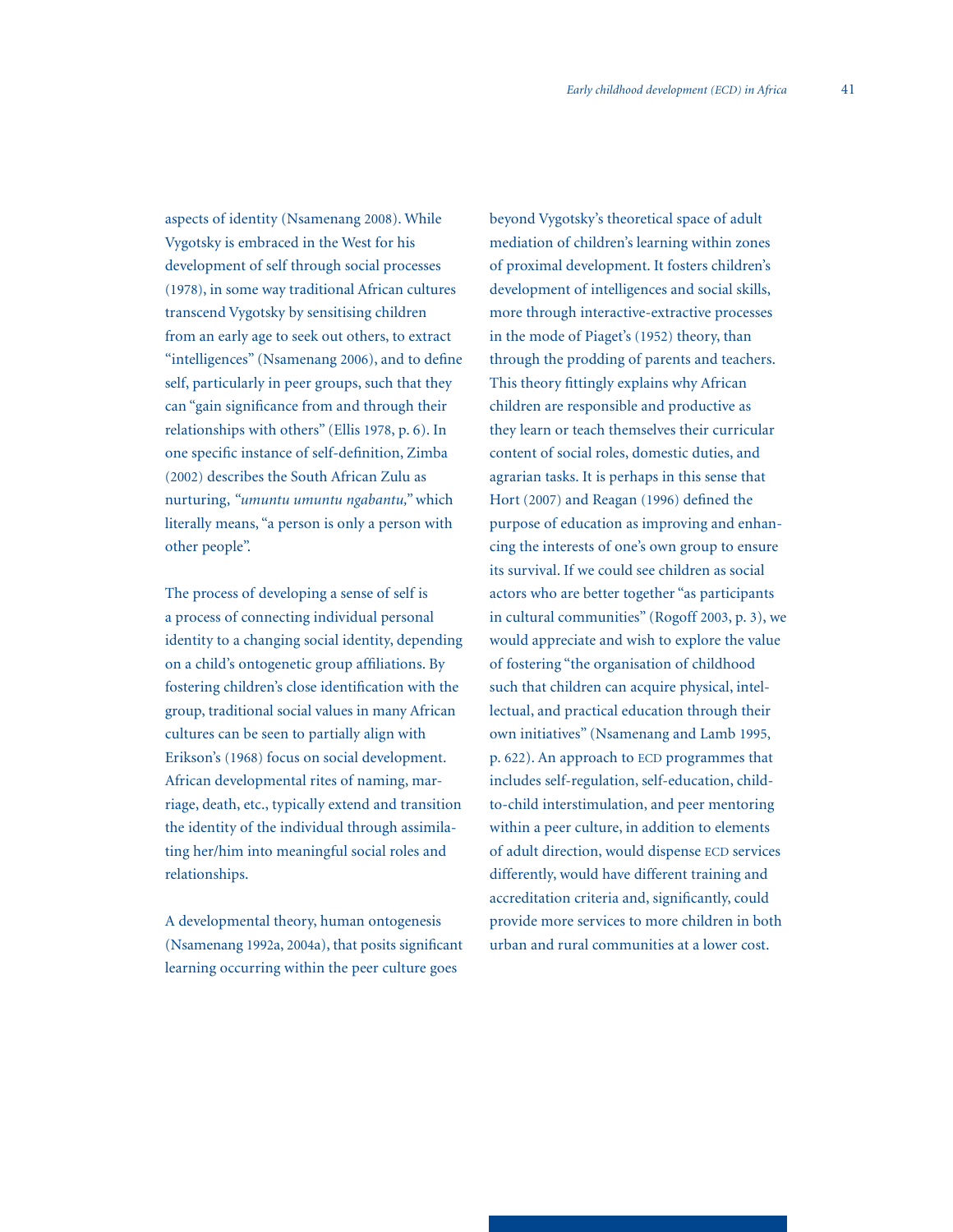aspects of identity (Nsamenang 2008). While Vygotsky is embraced in the West for his development of self through social processes (1978), in some way traditional African cultures transcend Vygotsky by sensitising children from an early age to seek out others, to extract "intelligences" (Nsamenang 2006), and to define self, particularly in peer groups, such that they can "gain significance from and through their relationships with others" (Ellis 1978, p. 6). In one specific instance of self-definition, Zimba (2002) describes the South African Zulu as nurturing, *"umuntu umuntu ngabantu,"* which literally means, "a person is only a person with other people".

The process of developing a sense of self is a process of connecting individual personal identity to a changing social identity, depending on a child's ontogenetic group affiliations. By fostering children's close identification with the group, traditional social values in many African cultures can be seen to partially align with Erikson's (1968) focus on social development. African developmental rites of naming, marriage, death, etc., typically extend and transition the identity of the individual through assimilating her/him into meaningful social roles and relationships.

A developmental theory, human ontogenesis (Nsamenang 1992a, 2004a), that posits significant learning occurring within the peer culture goes beyond Vygotsky's theoretical space of adult mediation of children's learning within zones of proximal development. It fosters children's development of intelligences and social skills, more through interactive-extractive processes in the mode of Piaget's (1952) theory, than through the prodding of parents and teachers. This theory fittingly explains why African children are responsible and productive as they learn or teach themselves their curricular content of social roles, domestic duties, and agrarian tasks. It is perhaps in this sense that Hort (2007) and Reagan (1996) defined the purpose of education as improving and enhancing the interests of one's own group to ensure its survival. If we could see children as social actors who are better together "as participants in cultural communities" (Rogoff 2003, p. 3), we would appreciate and wish to explore the value of fostering "the organisation of childhood such that children can acquire physical, intellectual, and practical education through their own initiatives" (Nsamenang and Lamb 1995, p. 622). An approach to ECD programmes that includes self-regulation, self-education, child-to-child interstimulation, and peer mentoring within a peer culture, in addition to elements of adult direction, would dispense ECD services differently, would have different training and accreditation criteria and, significantly, could provide more services to more children in both urban and rural communities at a lower cost.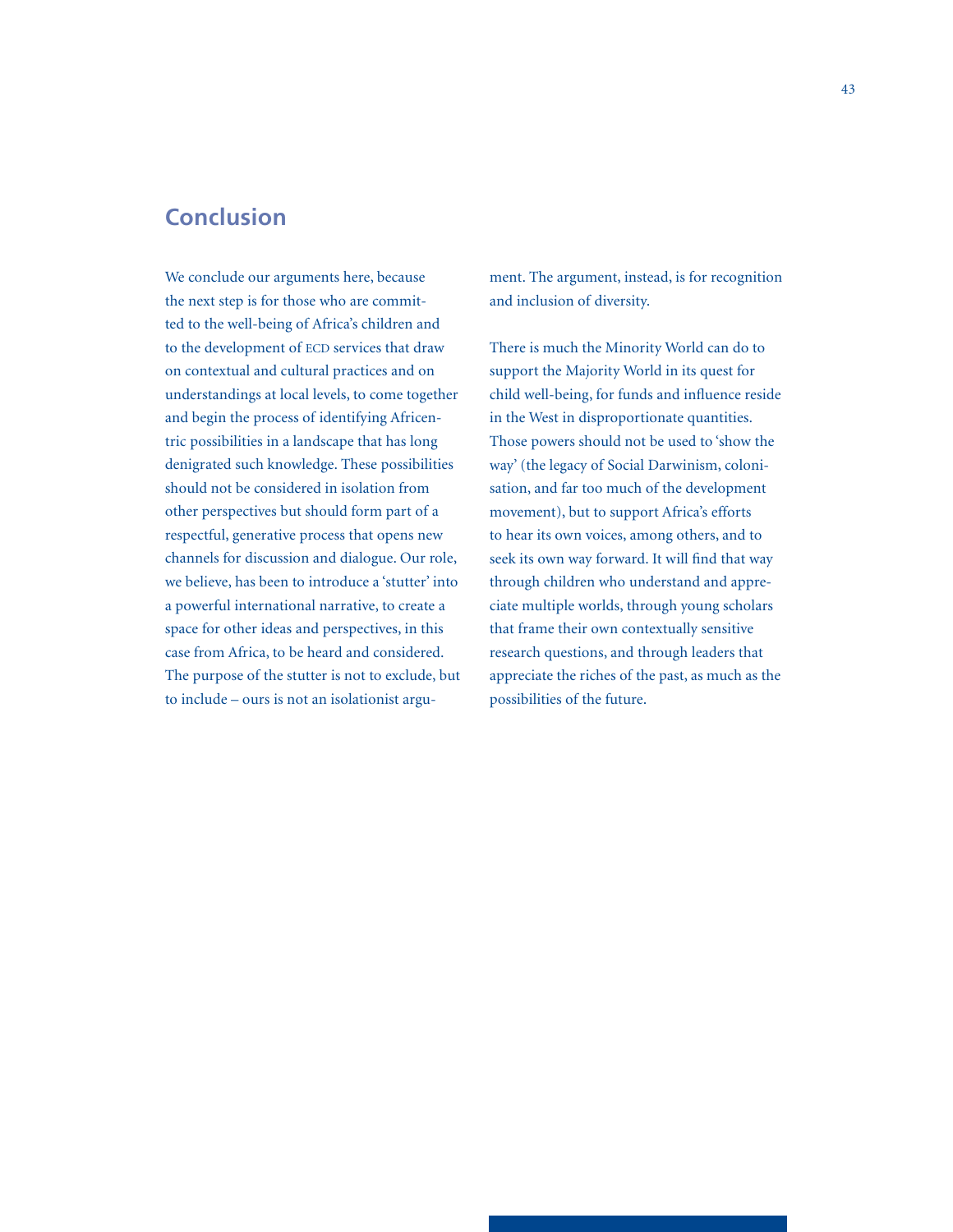## Conclusion

We conclude our arguments here, because the next step is for those who are committed to the well-being of Africa's children and to the development of ECD services that draw on contextual and cultural practices and on understandings at local levels, to come together and begin the process of identifying Africentric possibilities in a landscape that has long denigrated such knowledge. These possibilities should not be considered in isolation from other perspectives but should form part of a respectful, generative process that opens new channels for discussion and dialogue. Our role, we believe, has been to introduce a 'stutter' into a powerful international narrative, to create a space for other ideas and perspectives, in this case from Africa, to be heard and considered. The purpose of the stutter is not to exclude, but to include – ours is not an isolationist argument. The argument, instead, is for recognition and inclusion of diversity.

There is much the Minority World can do to support the Majority World in its quest for child well-being, for funds and influence reside in the West in disproportionate quantities. Those powers should not be used to 'show the way' (the legacy of Social Darwinism, colonisation, and far too much of the development movement), but to support Africa's efforts to hear its own voices, among others, and to seek its own way forward. It will find that way through children who understand and appreciate multiple worlds, through young scholars that frame their own contextually sensitive research questions, and through leaders that appreciate the riches of the past, as much as the possibilities of the future.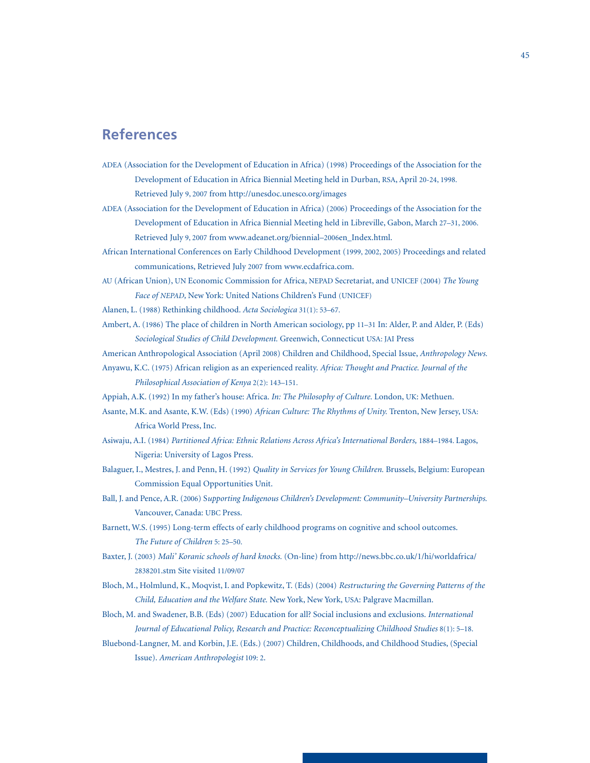## References

ADEA (Association for the Development of Education in Africa) (1998) Proceedings of the Association for the Development of Education in Africa Biennial Meeting held in Durban, RSA, April 20-24, 1998. Retrieved July 9, 2007 from http://unesdoc.unesco.org/images

ADEA (Association for the Development of Education in Africa) (2006) Proceedings of the Association for the Development of Education in Africa Biennial Meeting held in Libreville, Gabon, March 27–31, 2006. Retrieved July 9, 2007 from www.adeanet.org/biennial–2006en_Index.html.

African International Conferences on Early Childhood Development (1999, 2002, 2005) Proceedings and related communications, Retrieved July 2007 from www.ecdafrica.com.

AU (African Union), UN Economic Commission for Africa, NEPAD Secretariat, and UNICEF (2004) *The Young Face of NEPAD*, New York: United Nations Children's Fund (UNICEF)

Alanen, L. (1988) Rethinking childhood. *Acta Sociologica* 31(1): 53–67.

Ambert, A. (1986) The place of children in North American sociology, pp 11–31 In: Alder, P. and Alder, P. (Eds) *Sociological Studies of Child Development.* Greenwich, Connecticut USA: JAI Press

American Anthropological Association (April 2008) Children and Childhood, Special Issue, *Anthropology News.*

Anyawu, K.C. (1975) African religion as an experienced reality. *Africa: Thought and Practice. Journal of the Philosophical Association of Kenya* 2(2): 143–151.

Appiah, A.K. (1992) In my father's house: Africa. *In: The Philosophy of Culture.* London, UK: Methuen.

Asante, M.K. and Asante, K.W. (Eds) (1990) *African Culture: The Rhythms of Unity.* Trenton, New Jersey, USA: Africa World Press, Inc.

Asiwaju, A.I. (1984) *Partitioned Africa: Ethnic Relations Across Africa's International Borders,* 1884–1984. Lagos, Nigeria: University of Lagos Press.

Balaguer, I., Mestres, J. and Penn, H. (1992) *Quality in Services for Young Children.* Brussels, Belgium: European Commission Equal Opportunities Unit.

Ball, J. and Pence, A.R. (2006) S*upporting Indigenous Children's Development: Community–University Partnerships.* Vancouver, Canada: UBC Press.

Barnett, W.S. (1995) Long-term effects of early childhood programs on cognitive and school outcomes. *The Future of Children* 5: 25–50.

Baxter, J. (2003) *Mali' Koranic schools of hard knocks.* (On-line) from http://news.bbc.co.uk/1/hi/worldafrica/2838201.stm Site visited 11/09/07

Bloch, M., Holmlund, K., Moqvist, I. and Popkewitz, T. (Eds) (2004) *Restructuring the Governing Patterns of the Child, Education and the Welfare State.* New York, New York, USA: Palgrave Macmillan.

Bloch, M. and Swadener, B.B. (Eds) (2007) Education for all? Social inclusions and exclusions. *International Journal of Educational Policy, Research and Practice: Reconceptualizing Childhood Studies* 8(1): 5–18.

Bluebond-Langner, M. and Korbin, J.E. (Eds.) (2007) Children, Childhoods, and Childhood Studies, (Special Issue). *American Anthropologist* 109: 2.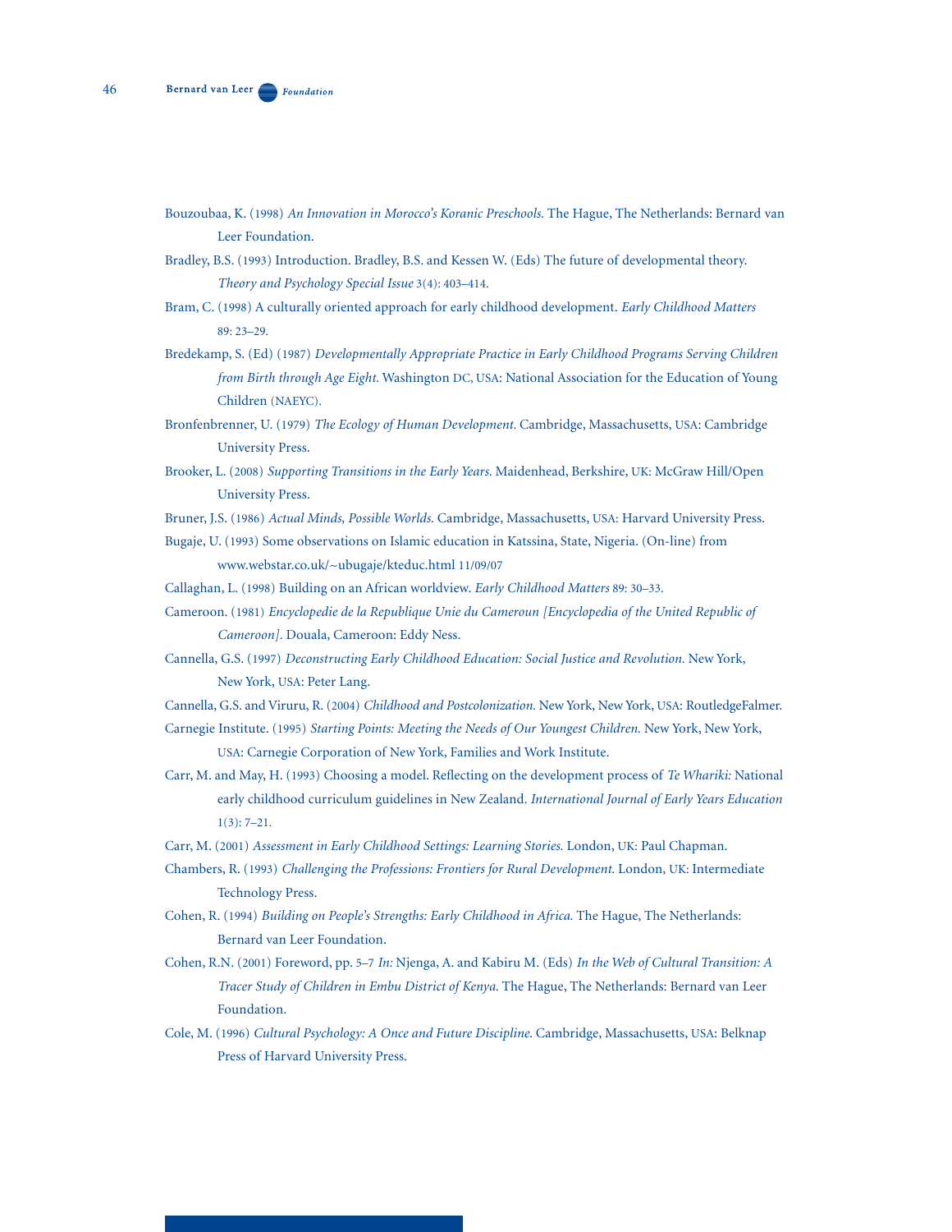Bouzoubaa, K. (1998) *An Innovation in Morocco's Koranic Preschools.* The Hague, The Netherlands: Bernard van Leer Foundation.

Bradley, B.S. (1993) Introduction. Bradley, B.S. and Kessen W. (Eds) The future of developmental theory. *Theory and Psychology Special Issue* 3(4): 403–414.

Bram, C. (1998) A culturally oriented approach for early childhood development. *Early Childhood Matters* 89: 23–29.

Bredekamp, S. (Ed) (1987) *Developmentally Appropriate Practice in Early Childhood Programs Serving Children from Birth through Age Eight.* Washington DC, USA: National Association for the Education of Young Children (NAEYC).

Bronfenbrenner, U. (1979) *The Ecology of Human Development.* Cambridge, Massachusetts, USA: Cambridge University Press.

Brooker, L. (2008) *Supporting Transitions in the Early Years.* Maidenhead, Berkshire, UK: McGraw Hill/Open University Press.

Bruner, J.S. (1986) *Actual Minds, Possible Worlds.* Cambridge, Massachusetts, USA: Harvard University Press.

Bugaje, U. (1993) Some observations on Islamic education in Katssina, State, Nigeria. (On-line) from www.webstar.co.uk/~ubugaje/kteduc.html 11/09/07

Callaghan, L. (1998) Building on an African worldview. *Early Childhood Matters* 89: 30–33.

Cameroon. (1981) *Encyclopedie de la Republique Unie du Cameroun [Encyclopedia of the United Republic of Cameroon].* Douala, Cameroon: Eddy Ness.

Cannella, G.S. (1997) *Deconstructing Early Childhood Education: Social Justice and Revolution.* New York, New York, USA: Peter Lang.

Cannella, G.S. and Viruru, R. (2004) *Childhood and Postcolonization.* New York, New York, USA: RoutledgeFalmer.

Carnegie Institute. (1995) *Starting Points: Meeting the Needs of Our Youngest Children.* New York, New York, USA: Carnegie Corporation of New York, Families and Work Institute.

Carr, M. and May, H. (1993) Choosing a model. Reflecting on the development process of *Te Whariki:* National early childhood curriculum guidelines in New Zealand. *International Journal of Early Years Education* 1(3): 7–21.

Carr, M. (2001) *Assessment in Early Childhood Settings: Learning Stories.* London, UK: Paul Chapman.

Chambers, R. (1993) *Challenging the Professions: Frontiers for Rural Development.* London, UK: Intermediate Technology Press.

Cohen, R. (1994) *Building on People's Strengths: Early Childhood in Africa.* The Hague, The Netherlands: Bernard van Leer Foundation.

Cohen, R.N. (2001) Foreword, pp. 5–7 *In:* Njenga, A. and Kabiru M. (Eds) *In the Web of Cultural Transition: A Tracer Study of Children in Embu District of Kenya.* The Hague, The Netherlands: Bernard van Leer Foundation.

Cole, M. (1996) *Cultural Psychology: A Once and Future Discipline.* Cambridge, Massachusetts, USA: Belknap Press of Harvard University Press.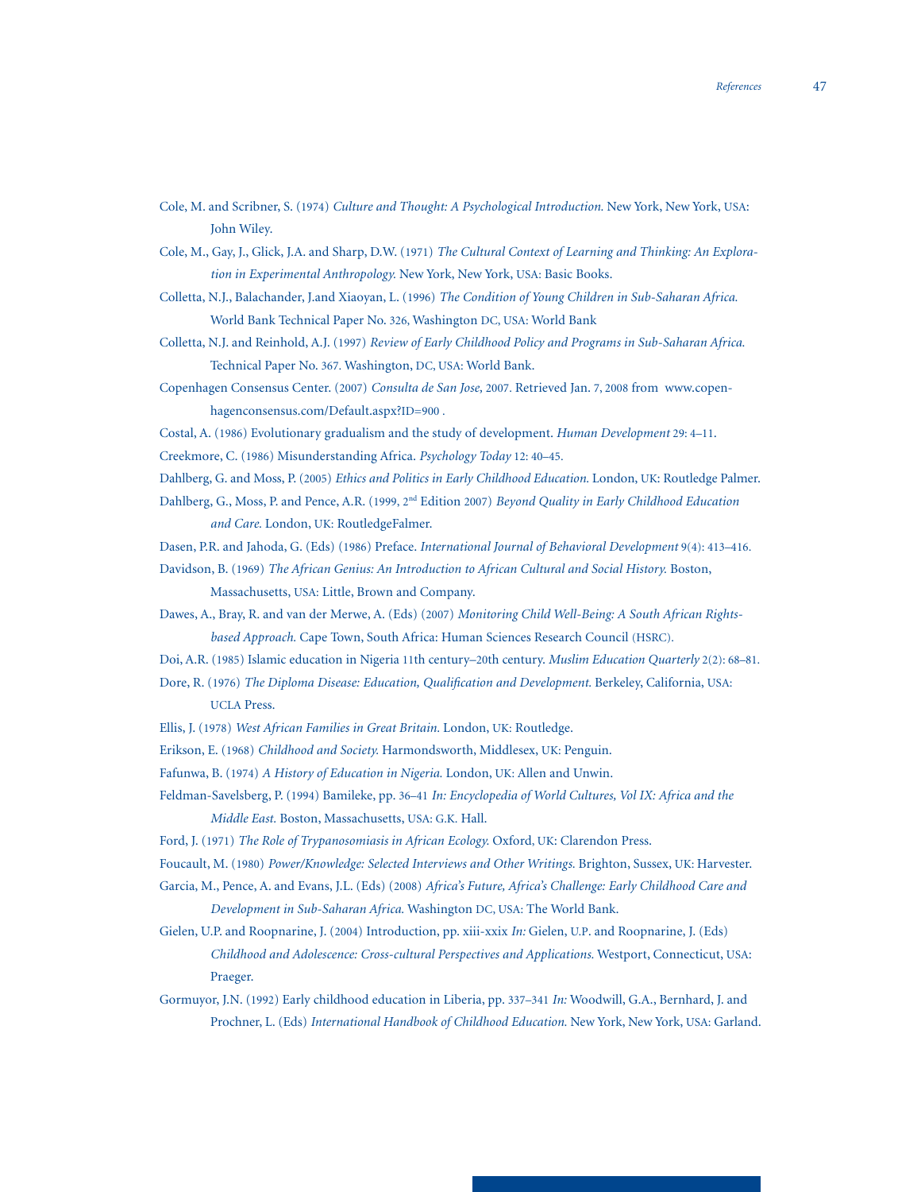Cole, M. and Scribner, S. (1974) *Culture and Thought: A Psychological Introduction.* New York, New York, USA: John Wiley.

Cole, M., Gay, J., Glick, J.A. and Sharp, D.W. (1971) *The Cultural Context of Learning and Thinking: An Exploration in Experimental Anthropology.* New York, New York, USA: Basic Books.

Colletta, N.J., Balachander, J.and Xiaoyan, L. (1996) *The Condition of Young Children in Sub-Saharan Africa.* World Bank Technical Paper No. 326, Washington DC, USA: World Bank

Colletta, N.J. and Reinhold, A.J. (1997) *Review of Early Childhood Policy and Programs in Sub-Saharan Africa.* Technical Paper No. 367. Washington, DC, USA: World Bank.

Copenhagen Consensus Center. (2007) *Consulta de San Jose,* 2007. Retrieved Jan. 7, 2008 from www.copenhagenconsensus.com/Default.aspx?ID=900 .

Costal, A. (1986) Evolutionary gradualism and the study of development. *Human Development* 29: 4–11.

Creekmore, C. (1986) Misunderstanding Africa. *Psychology Today* 12: 40–45.

Dahlberg, G. and Moss, P. (2005) *Ethics and Politics in Early Childhood Education.* London, UK: Routledge Palmer.

Dahlberg, G., Moss, P. and Pence, A.R. (1999, 2nd Edition 2007) *Beyond Quality in Early Childhood Education and Care.* London, UK: RoutledgeFalmer.

Dasen, P.R. and Jahoda, G. (Eds) (1986) Preface. *International Journal of Behavioral Development* 9(4): 413–416.

Davidson, B. (1969) *The African Genius: An Introduction to African Cultural and Social History.* Boston, Massachusetts, USA: Little, Brown and Company.

Dawes, A., Bray, R. and van der Merwe, A. (Eds) (2007) *Monitoring Child Well-Being: A South African Rights-based Approach.* Cape Town, South Africa: Human Sciences Research Council (HSRC).

Doi, A.R. (1985) Islamic education in Nigeria 11th century–20th century. *Muslim Education Quarterly* 2(2): 68–81.

Dore, R. (1976) *The Diploma Disease: Education, Qualification and Development.* Berkeley, California, USA: UCLA Press.

Ellis, J. (1978) *West African Families in Great Britain.* London, UK: Routledge.

Erikson, E. (1968) *Childhood and Society.* Harmondsworth, Middlesex, UK: Penguin.

Fafunwa, B. (1974) *A History of Education in Nigeria.* London, UK: Allen and Unwin.

Feldman-Savelsberg, P. (1994) Bamileke, pp. 36–41 *In: Encyclopedia of World Cultures, Vol IX: Africa and the Middle East.* Boston, Massachusetts, USA: G.K. Hall.

Ford, J. (1971) *The Role of Trypanosomiasis in African Ecology.* Oxford, UK: Clarendon Press.

Foucault, M. (1980) *Power/Knowledge: Selected Interviews and Other Writings.* Brighton, Sussex, UK: Harvester.

Garcia, M., Pence, A. and Evans, J.L. (Eds) (2008) *Africa's Future, Africa's Challenge: Early Childhood Care and Development in Sub-Saharan Africa.* Washington DC, USA: The World Bank.

Gielen, U.P. and Roopnarine, J. (2004) Introduction, pp. xiii-xxix *In:* Gielen, U.P. and Roopnarine, J. (Eds) *Childhood and Adolescence: Cross-cultural Perspectives and Applications.* Westport, Connecticut, USA: Praeger.

Gormuyor, J.N. (1992) Early childhood education in Liberia, pp. 337–341 *In:* Woodwill, G.A., Bernhard, J. and Prochner, L. (Eds) *International Handbook of Childhood Education.* New York, New York, USA: Garland.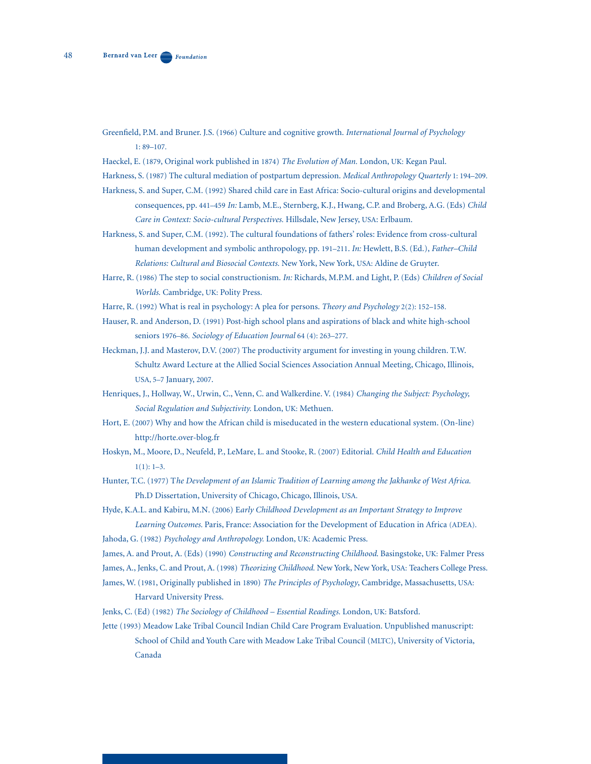Greenfield, P.M. and Bruner. J.S. (1966) Culture and cognitive growth. *International Journal of Psychology* 1: 89–107.

Haeckel, E. (1879, Original work published in 1874) *The Evolution of Man.* London, UK: Kegan Paul.

Harkness, S. (1987) The cultural mediation of postpartum depression. *Medical Anthropology Quarterly* 1: 194–209.

Harkness, S. and Super, C.M. (1992) Shared child care in East Africa: Socio-cultural origins and developmental consequences, pp. 441–459 *In:* Lamb, M.E., Sternberg, K.J., Hwang, C.P. and Broberg, A.G. (Eds) *Child Care in Context: Socio-cultural Perspectives.* Hillsdale, New Jersey, USA: Erlbaum.

Harkness, S. and Super, C.M. (1992). The cultural foundations of fathers' roles: Evidence from cross-cultural human development and symbolic anthropology, pp. 191–211. *In:* Hewlett, B.S. (Ed.), *Father–Child Relations: Cultural and Biosocial Contexts.* New York, New York, USA: Aldine de Gruyter.

Harre, R. (1986) The step to social constructionism. *In:* Richards, M.P.M. and Light, P. (Eds) *Children of Social Worlds.* Cambridge, UK: Polity Press.

Harre, R. (1992) What is real in psychology: A plea for persons. *Theory and Psychology* 2(2): 152–158.

Hauser, R. and Anderson, D. (1991) Post-high school plans and aspirations of black and white high-school seniors 1976–86. *Sociology of Education Journal* 64 (4): 263–277.

Heckman, J.J. and Masterov, D.V. (2007) The productivity argument for investing in young children. T.W. Schultz Award Lecture at the Allied Social Sciences Association Annual Meeting, Chicago, Illinois, USA, 5–7 January, 2007.

Henriques, J., Hollway, W., Urwin, C., Venn, C. and Walkerdine. V. (1984) *Changing the Subject: Psychology, Social Regulation and Subjectivity.* London, UK: Methuen.

Hort, E. (2007) Why and how the African child is miseducated in the western educational system. (On-line) http://horte.over-blog.fr

Hoskyn, M., Moore, D., Neufeld, P., LeMare, L. and Stooke, R. (2007) Editorial. *Child Health and Education* 1(1): 1–3.

Hunter, T.C. (1977) T*he Development of an Islamic Tradition of Learning among the Jakhanke of West Africa.* Ph.D Dissertation, University of Chicago, Chicago, Illinois, USA.

Hyde, K.A.L. and Kabiru, M.N. (2006) E*arly Childhood Development as an Important Strategy to Improve Learning Outcomes.* Paris, France: Association for the Development of Education in Africa (ADEA).

Jahoda, G. (1982) *Psychology and Anthropology.* London, UK: Academic Press.

James, A. and Prout, A. (Eds) (1990) *Constructing and Reconstructing Childhood.* Basingstoke, UK: Falmer Press

James, A., Jenks, C. and Prout, A. (1998) *Theorizing Childhood.* New York, New York, USA: Teachers College Press.

James, W. (1981, Originally published in 1890) *The Principles of Psychology*, Cambridge, Massachusetts, USA: Harvard University Press.

Jenks, C. (Ed) (1982) *The Sociology of Childhood – Essential Readings.* London, UK: Batsford.

Jette (1993) Meadow Lake Tribal Council Indian Child Care Program Evaluation. Unpublished manuscript: School of Child and Youth Care with Meadow Lake Tribal Council (MLTC), University of Victoria, Canada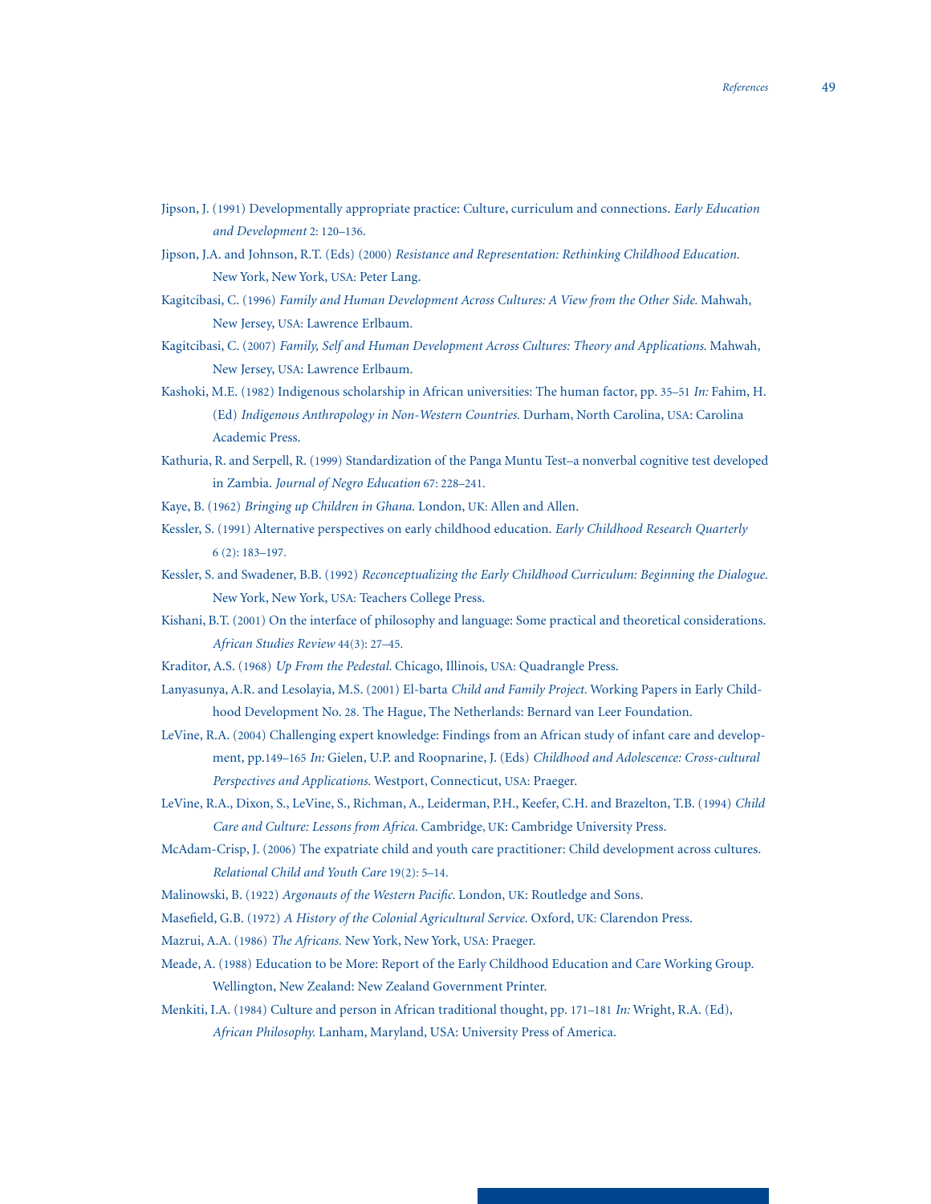Jipson, J. (1991) Developmentally appropriate practice: Culture, curriculum and connections. *Early Education and Development* 2: 120–136.

Jipson, J.A. and Johnson, R.T. (Eds) (2000) *Resistance and Representation: Rethinking Childhood Education.* New York, New York, USA: Peter Lang.

Kagitcibasi, C. (1996) *Family and Human Development Across Cultures: A View from the Other Side.* Mahwah, New Jersey, USA: Lawrence Erlbaum.

Kagitcibasi, C. (2007) *Family, Self and Human Development Across Cultures: Theory and Applications.* Mahwah, New Jersey, USA: Lawrence Erlbaum.

Kashoki, M.E. (1982) Indigenous scholarship in African universities: The human factor, pp. 35–51 *In:* Fahim, H. (Ed) *Indigenous Anthropology in Non-Western Countries.* Durham, North Carolina, USA: Carolina Academic Press.

Kathuria, R. and Serpell, R. (1999) Standardization of the Panga Muntu Test–a nonverbal cognitive test developed in Zambia. *Journal of Negro Education* 67: 228–241.

Kaye, B. (1962) *Bringing up Children in Ghana.* London, UK: Allen and Allen.

Kessler, S. (1991) Alternative perspectives on early childhood education. *Early Childhood Research Quarterly* 6 (2): 183–197.

Kessler, S. and Swadener, B.B. (1992) *Reconceptualizing the Early Childhood Curriculum: Beginning the Dialogue.* New York, New York, USA: Teachers College Press.

Kishani, B.T. (2001) On the interface of philosophy and language: Some practical and theoretical considerations. *African Studies Review* 44(3): 27–45.

Kraditor, A.S. (1968) *Up From the Pedestal.* Chicago, Illinois, USA: Quadrangle Press.

Lanyasunya, A.R. and Lesolayia, M.S. (2001) El-barta *Child and Family Project.* Working Papers in Early Childhood Development No. 28. The Hague, The Netherlands: Bernard van Leer Foundation.

LeVine, R.A. (2004) Challenging expert knowledge: Findings from an African study of infant care and development, pp.149–165 *In:* Gielen, U.P. and Roopnarine, J. (Eds) *Childhood and Adolescence: Cross-cultural Perspectives and Applications.* Westport, Connecticut, USA: Praeger.

LeVine, R.A., Dixon, S., LeVine, S., Richman, A., Leiderman, P.H., Keefer, C.H. and Brazelton, T.B. (1994) *Child Care and Culture: Lessons from Africa.* Cambridge, UK: Cambridge University Press.

McAdam-Crisp, J. (2006) The expatriate child and youth care practitioner: Child development across cultures. *Relational Child and Youth Care* 19(2): 5–14.

Malinowski, B. (1922) *Argonauts of the Western Pacific.* London, UK: Routledge and Sons.

Masefield, G.B. (1972) *A History of the Colonial Agricultural Service.* Oxford, UK: Clarendon Press.

Mazrui, A.A. (1986) *The Africans.* New York, New York, USA: Praeger.

Meade, A. (1988) Education to be More: Report of the Early Childhood Education and Care Working Group. Wellington, New Zealand: New Zealand Government Printer.

Menkiti, I.A. (1984) Culture and person in African traditional thought, pp. 171–181 *In:* Wright, R.A. (Ed), *African Philosophy.* Lanham, Maryland, USA: University Press of America.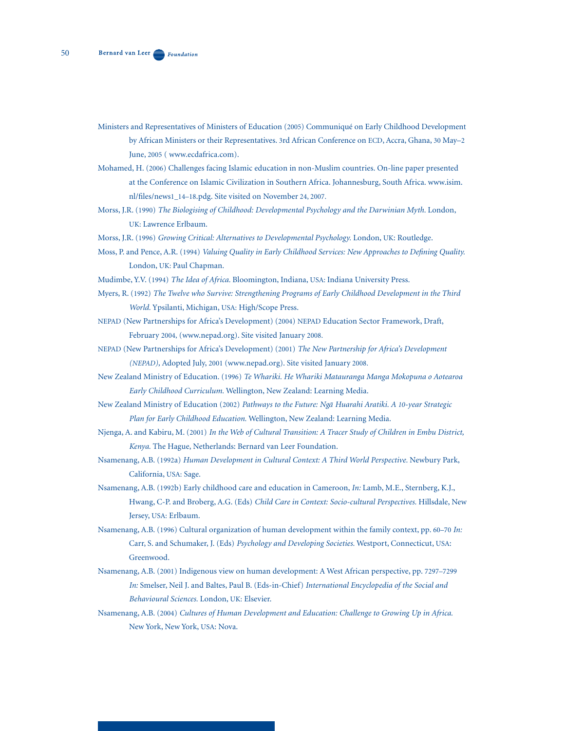Ministers and Representatives of Ministers of Education (2005) Communiqué on Early Childhood Development by African Ministers or their Representatives. 3rd African Conference on ECD, Accra, Ghana, 30 May–2 June, 2005 ( www.ecdafrica.com).

Mohamed, H. (2006) Challenges facing Islamic education in non-Muslim countries. On-line paper presented at the Conference on Islamic Civilization in Southern Africa. Johannesburg, South Africa. www.isim.nl/files/news1_14–18.pdg. Site visited on November 24, 2007.

Morss, J.R. (1990) *The Biologising of Childhood: Developmental Psychology and the Darwinian Myth.* London, UK: Lawrence Erlbaum.

Morss, J.R. (1996) *Growing Critical: Alternatives to Developmental Psychology.* London, UK: Routledge.

Moss, P. and Pence, A.R. (1994) *Valuing Quality in Early Childhood Services: New Approaches to Defining Quality.* London, UK: Paul Chapman.

Mudimbe, Y.V. (1994) *The Idea of Africa.* Bloomington, Indiana, USA: Indiana University Press.

Myers, R. (1992) *The Twelve who Survive: Strengthening Programs of Early Childhood Development in the Third World.* Ypsilanti, Michigan, USA: High/Scope Press.

NEPAD (New Partnerships for Africa's Development) (2004) NEPAD Education Sector Framework, Draft, February 2004, (www.nepad.org). Site visited January 2008.

NEPAD (New Partnerships for Africa's Development) (2001) *The New Partnership for Africa's Development (NEPAD),* Adopted July, 2001 (www.nepad.org). Site visited January 2008.

New Zealand Ministry of Education. (1996) *Te Whariki. He Whariki Matauranga Manga Mokopuna o Aotearoa Early Childhood Curriculum.* Wellington, New Zealand: Learning Media.

New Zealand Ministry of Education (2002) *Pathways to the Future: Ngā Huarahi Aratiki. A 10-year Strategic Plan for Early Childhood Education.* Wellington, New Zealand: Learning Media.

Njenga, A. and Kabiru, M. (2001) *In the Web of Cultural Transition: A Tracer Study of Children in Embu District, Kenya.* The Hague, Netherlands: Bernard van Leer Foundation.

Nsamenang, A.B. (1992a) *Human Development in Cultural Context: A Third World Perspective.* Newbury Park, California, USA: Sage.

Nsamenang, A.B. (1992b) Early childhood care and education in Cameroon, *In:* Lamb, M.E., Sternberg, K.J., Hwang, C-P. and Broberg, A.G. (Eds) *Child Care in Context: Socio-cultural Perspectives.* Hillsdale, New Jersey, USA: Erlbaum.

Nsamenang, A.B. (1996) Cultural organization of human development within the family context, pp. 60–70 *In:* Carr, S. and Schumaker, J. (Eds) *Psychology and Developing Societies.* Westport, Connecticut, USA: Greenwood.

Nsamenang, A.B. (2001) Indigenous view on human development: A West African perspective, pp. 7297–7299 *In:* Smelser, Neil J. and Baltes, Paul B. (Eds-in-Chief) *International Encyclopedia of the Social and Behavioural Sciences.* London, UK: Elsevier.

Nsamenang, A.B. (2004) *Cultures of Human Development and Education: Challenge to Growing Up in Africa.* New York, New York, USA: Nova.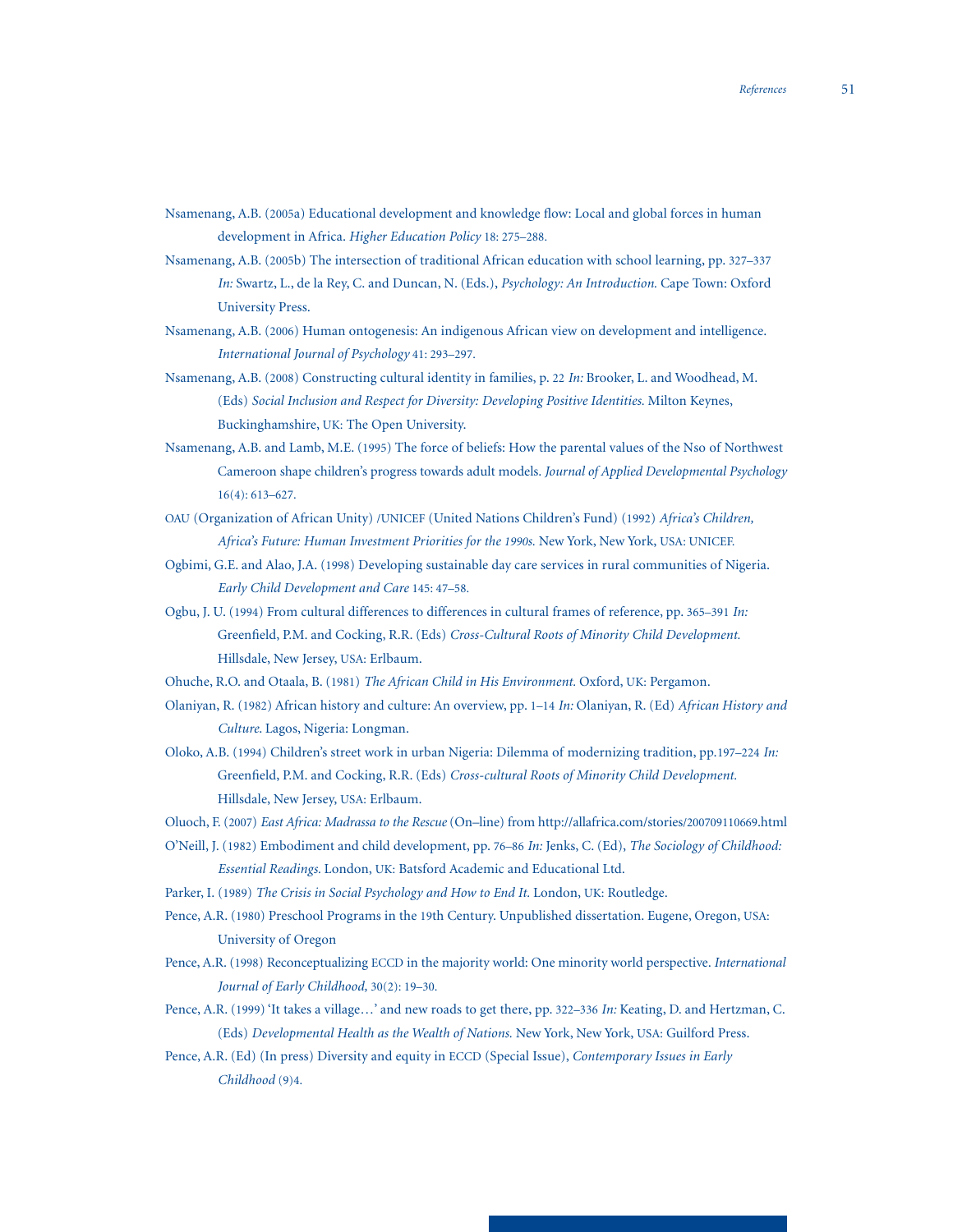Nsamenang, A.B. (2005a) Educational development and knowledge flow: Local and global forces in human development in Africa. *Higher Education Policy* 18: 275–288.

Nsamenang, A.B. (2005b) The intersection of traditional African education with school learning, pp. 327–337 *In:* Swartz, L., de la Rey, C. and Duncan, N. (Eds.), *Psychology: An Introduction.* Cape Town: Oxford University Press.

Nsamenang, A.B. (2006) Human ontogenesis: An indigenous African view on development and intelligence. *International Journal of Psychology* 41: 293–297.

Nsamenang, A.B. (2008) Constructing cultural identity in families, p. 22 *In:* Brooker, L. and Woodhead, M. (Eds) *Social Inclusion and Respect for Diversity: Developing Positive Identities.* Milton Keynes, Buckinghamshire, UK: The Open University.

Nsamenang, A.B. and Lamb, M.E. (1995) The force of beliefs: How the parental values of the Nso of Northwest Cameroon shape children's progress towards adult models. *Journal of Applied Developmental Psychology* 16(4): 613–627.

OAU (Organization of African Unity) /UNICEF (United Nations Children's Fund) (1992) *Africa's Children, Africa's Future: Human Investment Priorities for the 1990s.* New York, New York, USA: UNICEF.

Ogbimi, G.E. and Alao, J.A. (1998) Developing sustainable day care services in rural communities of Nigeria. *Early Child Development and Care* 145: 47–58.

Ogbu, J. U. (1994) From cultural differences to differences in cultural frames of reference, pp. 365–391 *In:* Greenfield, P.M. and Cocking, R.R. (Eds) *Cross-Cultural Roots of Minority Child Development.* Hillsdale, New Jersey, USA: Erlbaum.

Ohuche, R.O. and Otaala, B. (1981) *The African Child in His Environment.* Oxford, UK: Pergamon.

Olaniyan, R. (1982) African history and culture: An overview, pp. 1–14 *In:* Olaniyan, R. (Ed) *African History and Culture*. Lagos, Nigeria: Longman.

Oloko, A.B. (1994) Children's street work in urban Nigeria: Dilemma of modernizing tradition, pp.197–224 *In:* Greenfield, P.M. and Cocking, R.R. (Eds) *Cross-cultural Roots of Minority Child Development.* Hillsdale, New Jersey, USA: Erlbaum.

Oluoch, F. (2007) *East Africa: Madrassa to the Rescue* (On–line) from http://allafrica.com/stories/200709110669.html

O'Neill, J. (1982) Embodiment and child development, pp. 76–86 *In:* Jenks, C. (Ed), *The Sociology of Childhood: Essential Readings.* London, UK: Batsford Academic and Educational Ltd.

Parker, I. (1989) *The Crisis in Social Psychology and How to End It.* London, UK: Routledge.

Pence, A.R. (1980) Preschool Programs in the 19th Century. Unpublished dissertation. Eugene, Oregon, USA: University of Oregon

Pence, A.R. (1998) Reconceptualizing ECCD in the majority world: One minority world perspective. *International Journal of Early Childhood,* 30(2): 19–30.

Pence, A.R. (1999) 'It takes a village…' and new roads to get there, pp. 322–336 *In:* Keating, D. and Hertzman, C. (Eds) *Developmental Health as the Wealth of Nations.* New York, New York, USA: Guilford Press.

Pence, A.R. (Ed) (In press) Diversity and equity in ECCD (Special Issue), *Contemporary Issues in Early Childhood* (9)4.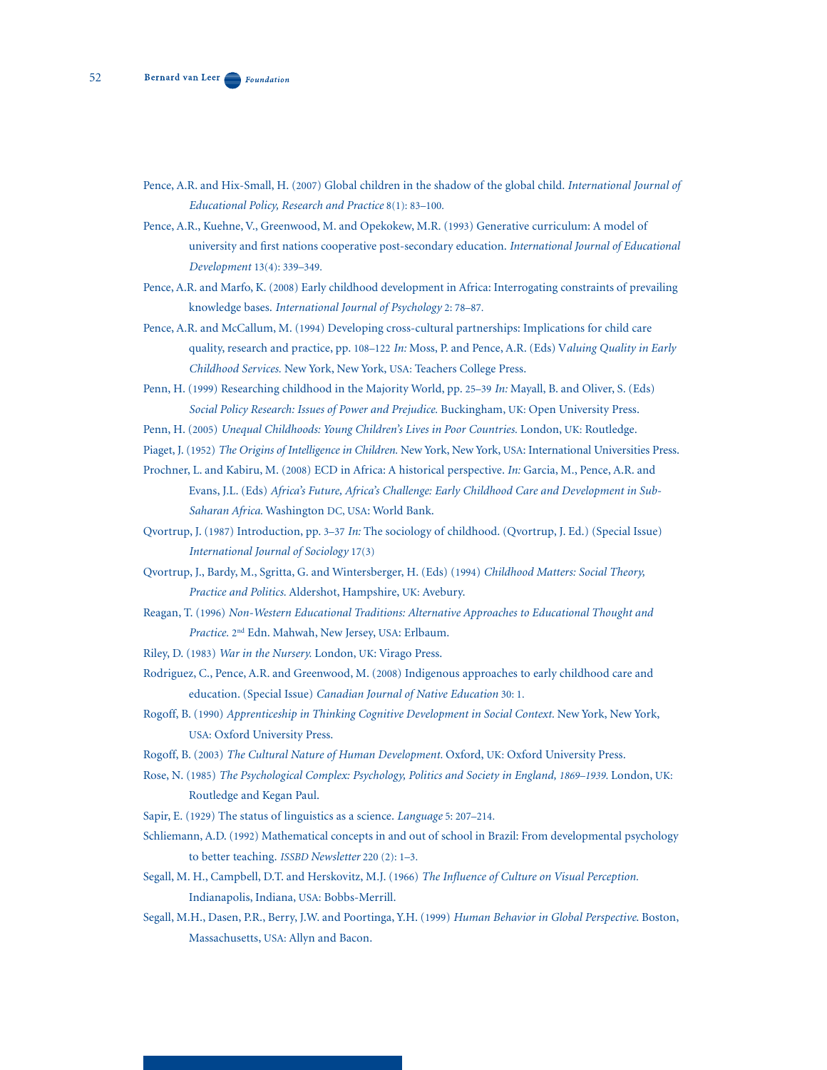Pence, A.R. and Hix-Small, H. (2007) Global children in the shadow of the global child. *International Journal of Educational Policy, Research and Practice* 8(1): 83–100.

Pence, A.R., Kuehne, V., Greenwood, M. and Opekokew, M.R. (1993) Generative curriculum: A model of university and first nations cooperative post-secondary education. *International Journal of Educational Development* 13(4): 339–349.

Pence, A.R. and Marfo, K. (2008) Early childhood development in Africa: Interrogating constraints of prevailing knowledge bases. *International Journal of Psychology* 2: 78–87.

Pence, A.R. and McCallum, M. (1994) Developing cross-cultural partnerships: Implications for child care quality, research and practice, pp. 108–122 *In:* Moss, P. and Pence, A.R. (Eds) V*aluing Quality in Early Childhood Services.* New York, New York, USA: Teachers College Press.

Penn, H. (1999) Researching childhood in the Majority World, pp. 25–39 *In:* Mayall, B. and Oliver, S. (Eds) *Social Policy Research: Issues of Power and Prejudice.* Buckingham, UK: Open University Press.

Penn, H. (2005) *Unequal Childhoods: Young Children's Lives in Poor Countries.* London, UK: Routledge.

Piaget, J. (1952) *The Origins of Intelligence in Children.* New York, New York, USA: International Universities Press.

Prochner, L. and Kabiru, M. (2008) ECD in Africa: A historical perspective. *In:* Garcia, M., Pence, A.R. and Evans, J.L. (Eds) *Africa's Future, Africa's Challenge: Early Childhood Care and Development in Sub-Saharan Africa.* Washington DC, USA: World Bank.

Qvortrup, J. (1987) Introduction, pp. 3–37 *In:* The sociology of childhood. (Qvortrup, J. Ed.) (Special Issue) *International Journal of Sociology* 17(3)

Qvortrup, J., Bardy, M., Sgritta, G. and Wintersberger, H. (Eds) (1994) *Childhood Matters: Social Theory, Practice and Politics.* Aldershot, Hampshire, UK: Avebury.

Reagan, T. (1996) *Non-Western Educational Traditions: Alternative Approaches to Educational Thought and Practice.* 2nd Edn. Mahwah, New Jersey, USA: Erlbaum.

Riley, D. (1983) *War in the Nursery.* London, UK: Virago Press.

Rodriguez, C., Pence, A.R. and Greenwood, M. (2008) Indigenous approaches to early childhood care and education. (Special Issue) *Canadian Journal of Native Education* 30: 1.

Rogoff, B. (1990) *Apprenticeship in Thinking Cognitive Development in Social Context.* New York, New York, USA: Oxford University Press.

Rogoff, B. (2003) *The Cultural Nature of Human Development.* Oxford, UK: Oxford University Press.

Rose, N. (1985) *The Psychological Complex: Psychology, Politics and Society in England, 1869–1939.* London, UK: Routledge and Kegan Paul.

Sapir, E. (1929) The status of linguistics as a science. *Language* 5: 207–214.

Schliemann, A.D. (1992) Mathematical concepts in and out of school in Brazil: From developmental psychology to better teaching. *ISSBD Newsletter* 220 (2): 1–3.

Segall, M. H., Campbell, D.T. and Herskovitz, M.J. (1966) *The Influence of Culture on Visual Perception.* Indianapolis, Indiana, USA: Bobbs-Merrill.

Segall, M.H., Dasen, P.R., Berry, J.W. and Poortinga, Y.H. (1999) *Human Behavior in Global Perspective.* Boston, Massachusetts, USA: Allyn and Bacon.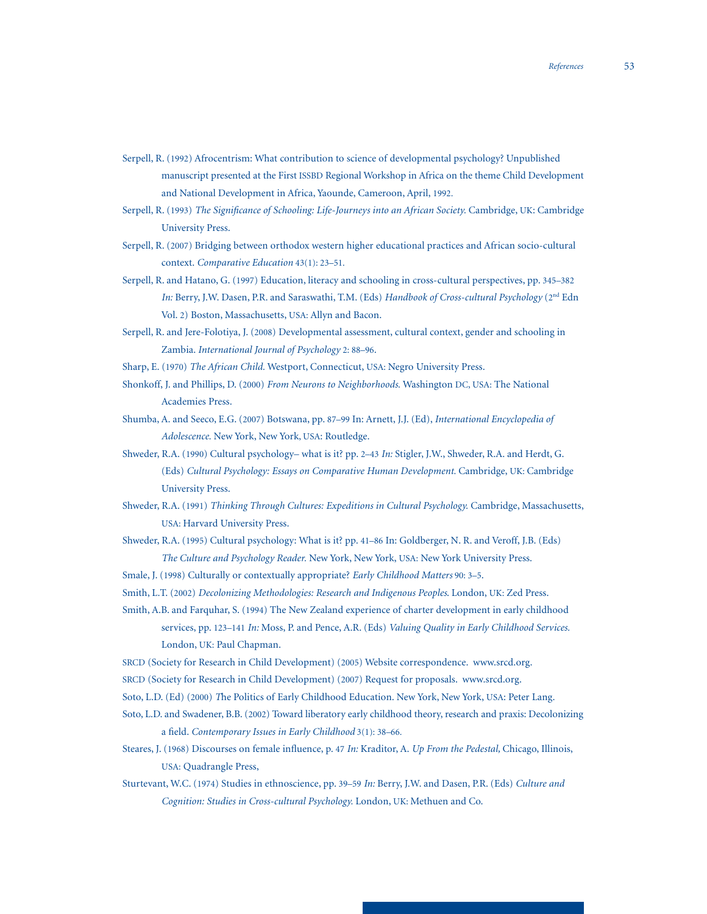Serpell, R. (1992) Afrocentrism: What contribution to science of developmental psychology? Unpublished manuscript presented at the First ISSBD Regional Workshop in Africa on the theme Child Development and National Development in Africa, Yaounde, Cameroon, April, 1992.

Serpell, R. (1993) *The Significance of Schooling: Life-Journeys into an African Society.* Cambridge, UK: Cambridge University Press.

Serpell, R. (2007) Bridging between orthodox western higher educational practices and African socio-cultural context. *Comparative Education* 43(1): 23–51.

Serpell, R. and Hatano, G. (1997) Education, literacy and schooling in cross-cultural perspectives, pp. 345–382 *In:* Berry, J.W. Dasen, P.R. and Saraswathi, T.M. (Eds) *Handbook of Cross-cultural Psychology* (2nd Edn Vol. 2) Boston, Massachusetts, USA: Allyn and Bacon.

Serpell, R. and Jere-Folotiya, J. (2008) Developmental assessment, cultural context, gender and schooling in Zambia. *International Journal of Psychology* 2: 88–96.

Sharp, E. (1970) *The African Child.* Westport, Connecticut, USA: Negro University Press.

Shonkoff, J. and Phillips, D. (2000) *From Neurons to Neighborhoods.* Washington DC, USA: The National Academies Press.

Shumba, A. and Seeco, E.G. (2007) Botswana, pp. 87–99 In: Arnett, J.J. (Ed), *International Encyclopedia of Adolescence.* New York, New York, USA: Routledge.

Shweder, R.A. (1990) Cultural psychology– what is it? pp. 2–43 *In:* Stigler, J.W., Shweder, R.A. and Herdt, G. (Eds) *Cultural Psychology: Essays on Comparative Human Development.* Cambridge, UK: Cambridge University Press.

Shweder, R.A. (1991) *Thinking Through Cultures: Expeditions in Cultural Psychology.* Cambridge, Massachusetts, USA: Harvard University Press.

Shweder, R.A. (1995) Cultural psychology: What is it? pp. 41–86 In: Goldberger, N. R. and Veroff, J.B. (Eds) *The Culture and Psychology Reader.* New York, New York, USA: New York University Press.

Smale, J. (1998) Culturally or contextually appropriate? *Early Childhood Matters* 90: 3–5.

Smith, L.T. (2002) *Decolonizing Methodologies: Research and Indigenous Peoples.* London, UK: Zed Press.

Smith, A.B. and Farquhar, S. (1994) The New Zealand experience of charter development in early childhood services, pp. 123–141 *In:* Moss, P. and Pence, A.R. (Eds) *Valuing Quality in Early Childhood Services.* London, UK: Paul Chapman.

SRCD (Society for Research in Child Development) (2005) Website correspondence. www.srcd.org.

SRCD (Society for Research in Child Development) (2007) Request for proposals. www.srcd.org.

Soto, L.D. (Ed) (2000) The Politics of Early Childhood Education. New York, New York, USA: Peter Lang.

Soto, L.D. and Swadener, B.B. (2002) Toward liberatory early childhood theory, research and praxis: Decolonizing a field. *Contemporary Issues in Early Childhood* 3(1): 38–66.

Steares, J. (1968) Discourses on female influence, p. 47 *In:* Kraditor, A. *Up From the Pedestal,* Chicago, Illinois, USA: Quadrangle Press,

Sturtevant, W.C. (1974) Studies in ethnoscience, pp. 39–59 *In:* Berry, J.W. and Dasen, P.R. (Eds) *Culture and Cognition: Studies in Cross-cultural Psychology.* London, UK: Methuen and Co.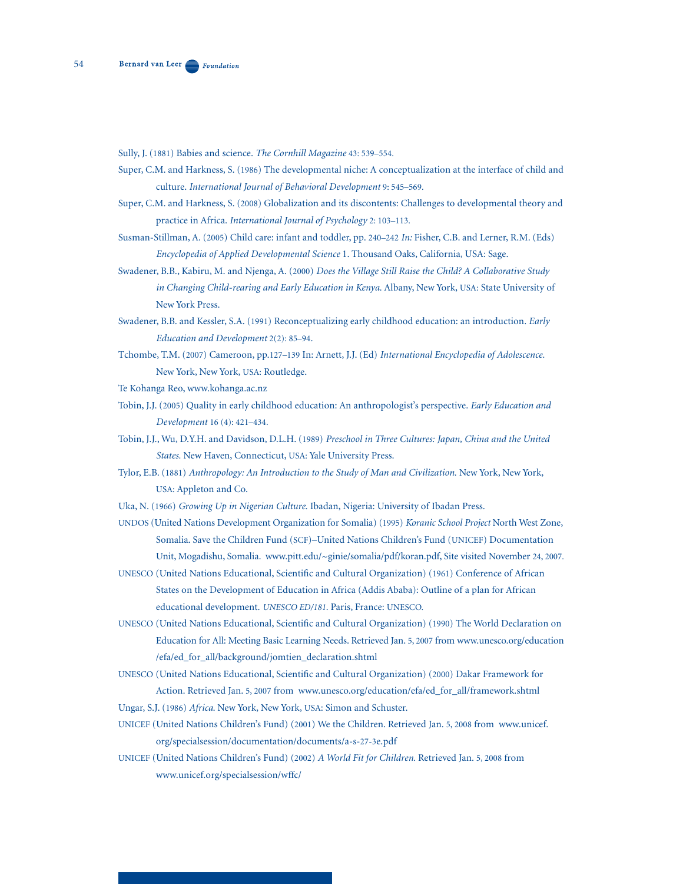Sully, J. (1881) Babies and science. *The Cornhill Magazine* 43: 539–554.

Super, C.M. and Harkness, S. (1986) The developmental niche: A conceptualization at the interface of child and culture. *International Journal of Behavioral Development* 9: 545–569.

Super, C.M. and Harkness, S. (2008) Globalization and its discontents: Challenges to developmental theory and practice in Africa. *International Journal of Psychology* 2: 103–113.

Susman-Stillman, A. (2005) Child care: infant and toddler, pp. 240–242 *In:* Fisher, C.B. and Lerner, R.M. (Eds) *Encyclopedia of Applied Developmental Science* 1. Thousand Oaks, California, USA: Sage.

Swadener, B.B., Kabiru, M. and Njenga, A. (2000) *Does the Village Still Raise the Child? A Collaborative Study in Changing Child-rearing and Early Education in Kenya.* Albany, New York, USA: State University of New York Press.

Swadener, B.B. and Kessler, S.A. (1991) Reconceptualizing early childhood education: an introduction. *Early Education and Development* 2(2): 85–94.

Tchombe, T.M. (2007) Cameroon, pp.127–139 In: Arnett, J.J. (Ed) *International Encyclopedia of Adolescence.* New York, New York, USA: Routledge.

Te Kohanga Reo, www.kohanga.ac.nz

Tobin, J.J. (2005) Quality in early childhood education: An anthropologist's perspective. *Early Education and Development* 16 (4): 421–434.

Tobin, J.J., Wu, D.Y.H. and Davidson, D.L.H. (1989) *Preschool in Three Cultures: Japan, China and the United States.* New Haven, Connecticut, USA: Yale University Press.

Tylor, E.B. (1881) *Anthropology: An Introduction to the Study of Man and Civilization.* New York, New York, USA: Appleton and Co.

Uka, N. (1966) *Growing Up in Nigerian Culture.* Ibadan, Nigeria: University of Ibadan Press.

UNDOS (United Nations Development Organization for Somalia) (1995) *Koranic School Project* North West Zone, Somalia. Save the Children Fund (SCF)–United Nations Children's Fund (UNICEF) Documentation Unit, Mogadishu, Somalia. www.pitt.edu/~ginie/somalia/pdf/koran.pdf, Site visited November 24, 2007.

UNESCO (United Nations Educational, Scientific and Cultural Organization) (1961) Conference of African States on the Development of Education in Africa (Addis Ababa): Outline of a plan for African educational development. *UNESCO ED/181.* Paris, France: UNESCO.

UNESCO (United Nations Educational, Scientific and Cultural Organization) (1990) The World Declaration on Education for All: Meeting Basic Learning Needs. Retrieved Jan. 5, 2007 from www.unesco.org/education/efa/ed_for_all/background/jomtien_declaration.shtml

UNESCO (United Nations Educational, Scientific and Cultural Organization) (2000) Dakar Framework for Action. Retrieved Jan. 5, 2007 from www.unesco.org/education/efa/ed_for_all/framework.shtml

Ungar, S.J. (1986) *Africa.* New York, New York, USA: Simon and Schuster.

UNICEF (United Nations Children's Fund) (2001) We the Children. Retrieved Jan. 5, 2008 from www.unicef.org/specialsession/documentation/documents/a-s-27-3e.pdf

UNICEF (United Nations Children's Fund) (2002) *A World Fit for Children.* Retrieved Jan. 5, 2008 from www.unicef.org/specialsession/wffc/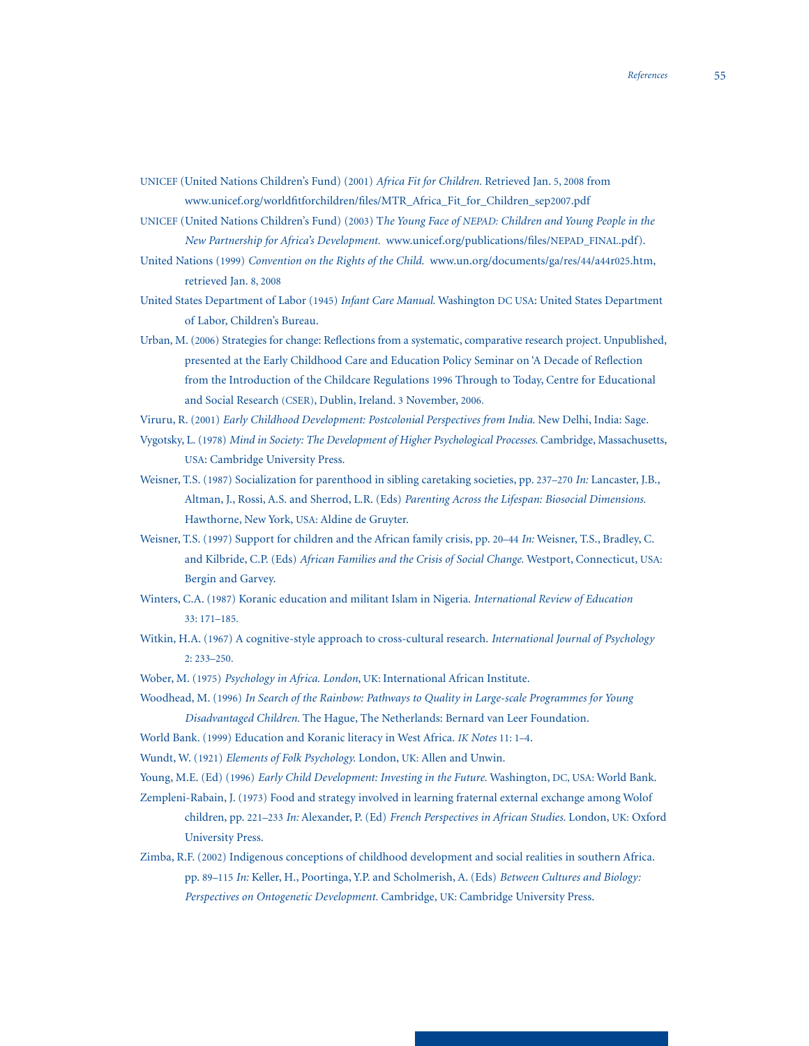UNICEF (United Nations Children's Fund) (2001) *Africa Fit for Children.* Retrieved Jan. 5, 2008 from www.unicef.org/worldfitforchildren/files/MTR_Africa_Fit_for_Children_sep2007.pdf

UNICEF (United Nations Children's Fund) (2003) T*he Young Face of NEPAD: Children and Young People in the New Partnership for Africa's Development.* www.unicef.org/publications/files/NEPAD_FINAL.pdf).

United Nations (1999) *Convention on the Rights of the Child.* www.un.org/documents/ga/res/44/a44r025.htm, retrieved Jan. 8, 2008

United States Department of Labor (1945) *Infant Care Manual.* Washington DC USA: United States Department of Labor, Children's Bureau.

Urban, M. (2006) Strategies for change: Reflections from a systematic, comparative research project. Unpublished, presented at the Early Childhood Care and Education Policy Seminar on 'A Decade of Reflection from the Introduction of the Childcare Regulations 1996 Through to Today, Centre for Educational and Social Research (CSER), Dublin, Ireland. 3 November, 2006.

Viruru, R. (2001) *Early Childhood Development: Postcolonial Perspectives from India.* New Delhi, India: Sage.

Vygotsky, L. (1978) *Mind in Society: The Development of Higher Psychological Processes.* Cambridge, Massachusetts, USA: Cambridge University Press.

Weisner, T.S. (1987) Socialization for parenthood in sibling caretaking societies, pp. 237–270 *In:* Lancaster, J.B., Altman, J., Rossi, A.S. and Sherrod, L.R. (Eds) *Parenting Across the Lifespan: Biosocial Dimensions.* Hawthorne, New York, USA: Aldine de Gruyter.

Weisner, T.S. (1997) Support for children and the African family crisis, pp. 20–44 *In:* Weisner, T.S., Bradley, C. and Kilbride, C.P. (Eds) *African Families and the Crisis of Social Change.* Westport, Connecticut, USA: Bergin and Garvey.

Winters, C.A. (1987) Koranic education and militant Islam in Nigeria. *International Review of Education* 33: 171–185.

Witkin, H.A. (1967) A cognitive-style approach to cross-cultural research. *International Journal of Psychology* 2: 233–250.

Wober, M. (1975) *Psychology in Africa. London*, UK: International African Institute.

Woodhead, M. (1996) *In Search of the Rainbow: Pathways to Quality in Large-scale Programmes for Young Disadvantaged Children.* The Hague, The Netherlands: Bernard van Leer Foundation.

World Bank. (1999) Education and Koranic literacy in West Africa. *IK Notes* 11: 1–4.

Wundt, W. (1921) *Elements of Folk Psychology.* London, UK: Allen and Unwin.

Young, M.E. (Ed) (1996) *Early Child Development: Investing in the Future.* Washington, DC, USA: World Bank.

Zempleni-Rabain, J. (1973) Food and strategy involved in learning fraternal external exchange among Wolof children, pp. 221–233 *In:* Alexander, P. (Ed) *French Perspectives in African Studies.* London, UK: Oxford University Press.

Zimba, R.F. (2002) Indigenous conceptions of childhood development and social realities in southern Africa. pp. 89–115 *In:* Keller, H., Poortinga, Y.P. and Scholmerish, A. (Eds) *Between Cultures and Biology: Perspectives on Ontogenetic Development.* Cambridge, UK: Cambridge University Press.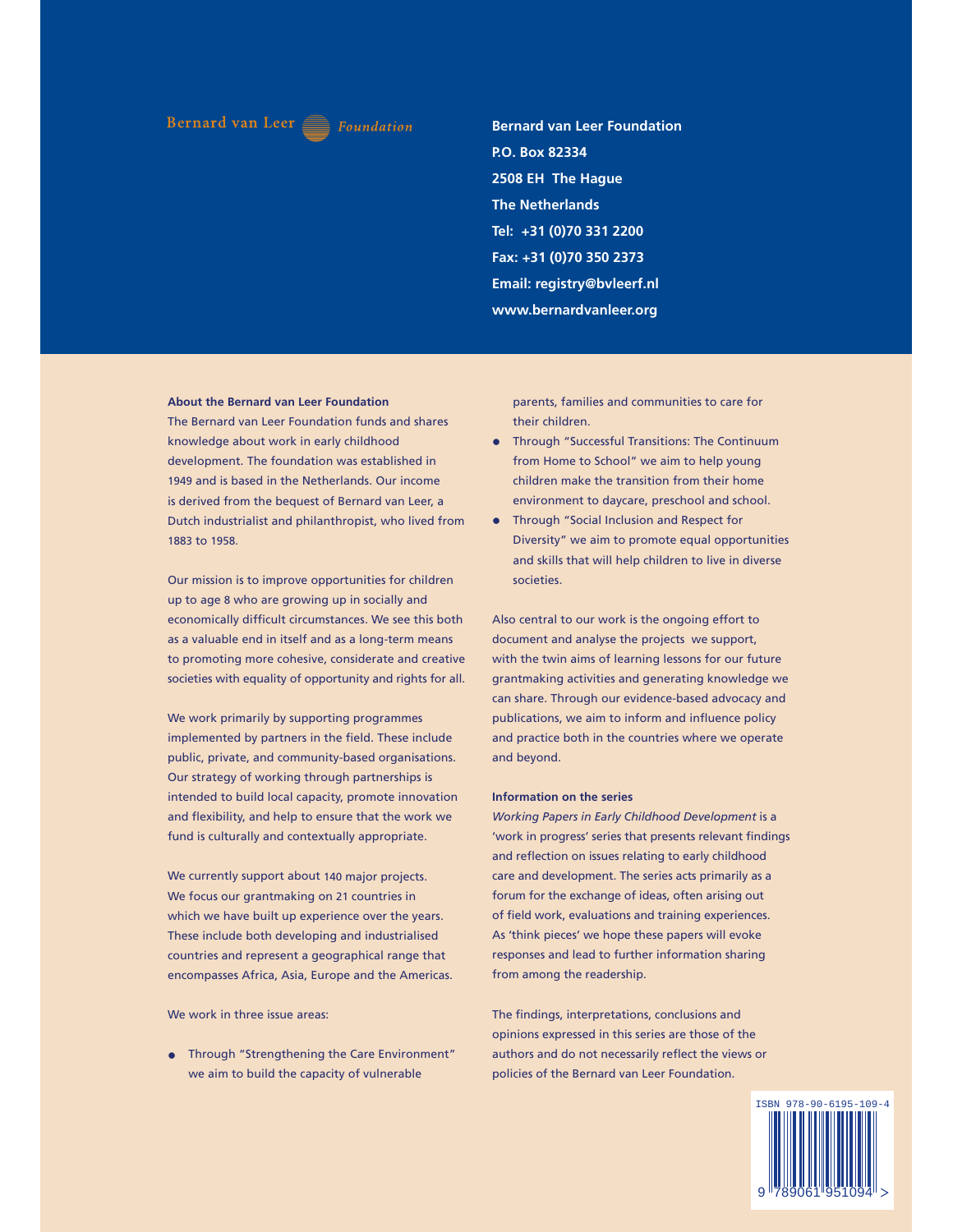Bernard van Leer Foundation

**Bernard van Leer Foundation**
**P.O. Box 82334**
**2508 EH The Hague**
**The Netherlands**
**Tel: +31 (0)70 331 2200**
**Fax: +31 (0)70 350 2373**
**Email: registry@bvleerf.nl**
**www.bernardvanleer.org**

**About the Bernard van Leer Foundation**

The Bernard van Leer Foundation funds and shares knowledge about work in early childhood development. The foundation was established in 1949 and is based in the Netherlands. Our income is derived from the bequest of Bernard van Leer, a Dutch industrialist and philanthropist, who lived from 1883 to 1958.

Our mission is to improve opportunities for children up to age 8 who are growing up in socially and economically difficult circumstances. We see this both as a valuable end in itself and as a long-term means to promoting more cohesive, considerate and creative societies with equality of opportunity and rights for all.

We work primarily by supporting programmes implemented by partners in the field. These include public, private, and community-based organisations. Our strategy of working through partnerships is intended to build local capacity, promote innovation and flexibility, and help to ensure that the work we fund is culturally and contextually appropriate.

We currently support about 140 major projects. We focus our grantmaking on 21 countries in which we have built up experience over the years. These include both developing and industrialised countries and represent a geographical range that encompasses Africa, Asia, Europe and the Americas.

We work in three issue areas:

- Through "Strengthening the Care Environment" we aim to build the capacity of vulnerable parents, families and communities to care for their children.
- Through "Successful Transitions: The Continuum from Home to School" we aim to help young children make the transition from their home environment to daycare, preschool and school.
- Through "Social Inclusion and Respect for Diversity" we aim to promote equal opportunities and skills that will help children to live in diverse societies.

Also central to our work is the ongoing effort to document and analyse the projects we support, with the twin aims of learning lessons for our future grantmaking activities and generating knowledge we can share. Through our evidence-based advocacy and publications, we aim to inform and influence policy and practice both in the countries where we operate and beyond.

**Information on the series**

*Working Papers in Early Childhood Development* is a 'work in progress' series that presents relevant findings and reflection on issues relating to early childhood care and development. The series acts primarily as a forum for the exchange of ideas, often arising out of field work, evaluations and training experiences. As 'think pieces' we hope these papers will evoke responses and lead to further information sharing from among the readership.

The findings, interpretations, conclusions and opinions expressed in this series are those of the authors and do not necessarily reflect the views or policies of the Bernard van Leer Foundation.

ISBN 978-90-6195-109-4